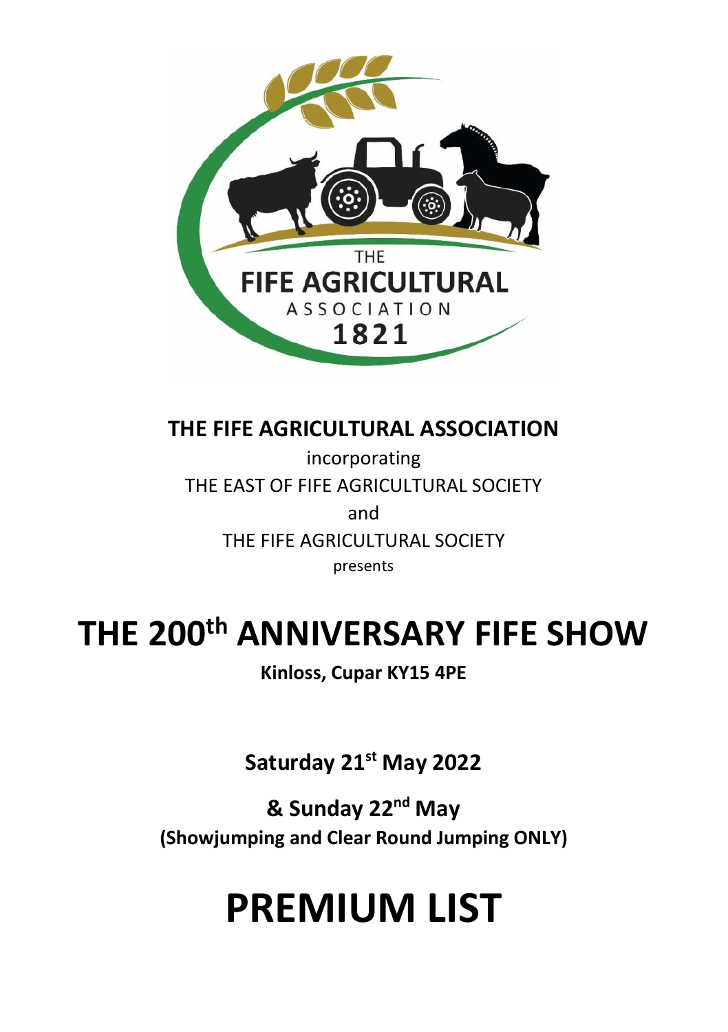THE
FIFE AGRICULTURAL
ASSOCIATION
1821

**THE FIFE AGRICULTURAL ASSOCIATION**

incorporating

THE EAST OF FIFE AGRICULTURAL SOCIETY

and

THE FIFE AGRICULTURAL SOCIETY

presents

# THE 200th ANNIVERSARY FIFE SHOW

**Kinloss, Cupar KY15 4PE**

**Saturday 21st May 2022**

**& Sunday 22nd May**
**(Showjumping and Clear Round Jumping ONLY)**

# PREMIUM LIST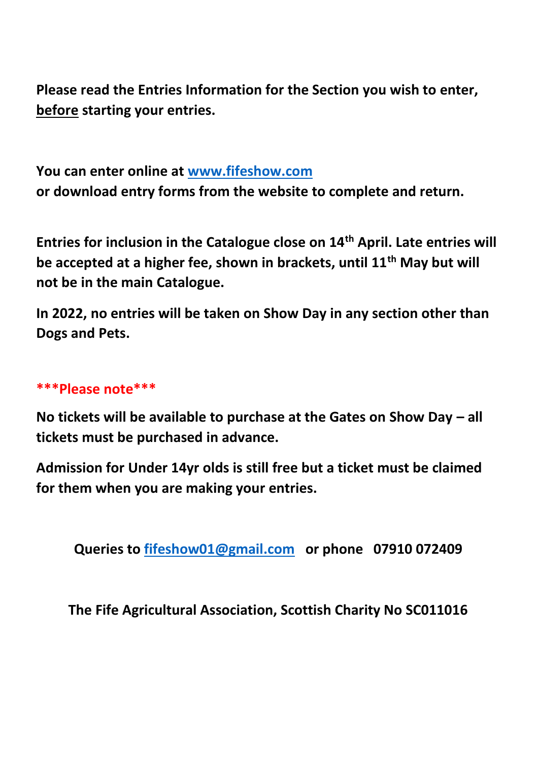**Please read the Entries Information for the Section you wish to enter, before starting your entries.**

**You can enter online at [www.fifeshow.com](http://www.fifeshow.com)**
**or download entry forms from the website to complete and return.**

**Entries for inclusion in the Catalogue close on 14th April. Late entries will be accepted at a higher fee, shown in brackets, until 11th May but will not be in the main Catalogue.**

**In 2022, no entries will be taken on Show Day in any section other than Dogs and Pets.**

**\*\*\*Please note\*\*\***

**No tickets will be available to purchase at the Gates on Show Day – all tickets must be purchased in advance.**

**Admission for Under 14yr olds is still free but a ticket must be claimed for them when you are making your entries.**

**Queries to [fifeshow01@gmail.com](mailto:fifeshow01@gmail.com) or phone 07910 072409**

**The Fife Agricultural Association, Scottish Charity No SC011016**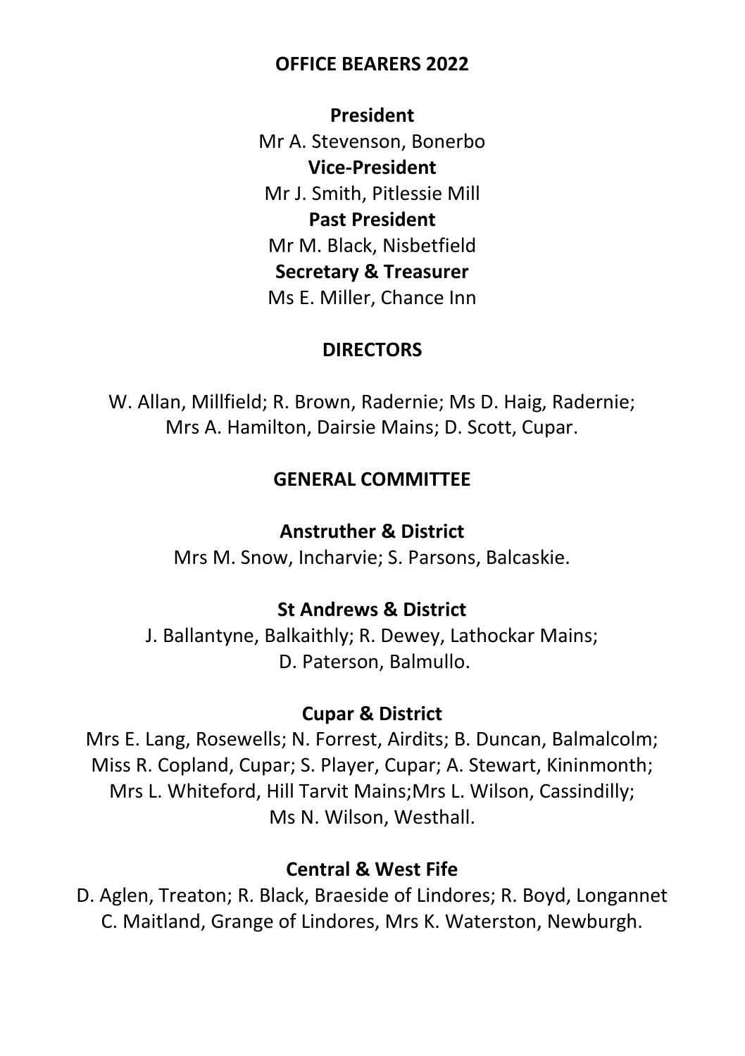## OFFICE BEARERS 2022

**President**
Mr A. Stevenson, Bonerbo

**Vice-President**
Mr J. Smith, Pitlessie Mill

**Past President**
Mr M. Black, Nisbetfield

**Secretary & Treasurer**
Ms E. Miller, Chance Inn

## DIRECTORS

W. Allan, Millfield; R. Brown, Radernie; Ms D. Haig, Radernie; Mrs A. Hamilton, Dairsie Mains; D. Scott, Cupar.

## GENERAL COMMITTEE

### Anstruther & District

Mrs M. Snow, Incharvie; S. Parsons, Balcaskie.

### St Andrews & District

J. Ballantyne, Balkaithly; R. Dewey, Lathockar Mains; D. Paterson, Balmullo.

### Cupar & District

Mrs E. Lang, Rosewells; N. Forrest, Airdits; B. Duncan, Balmalcolm; Miss R. Copland, Cupar; S. Player, Cupar; A. Stewart, Kininmonth; Mrs L. Whiteford, Hill Tarvit Mains;Mrs L. Wilson, Cassindilly; Ms N. Wilson, Westhall.

### Central & West Fife

D. Aglen, Treaton; R. Black, Braeside of Lindores; R. Boyd, Longannet C. Maitland, Grange of Lindores, Mrs K. Waterston, Newburgh.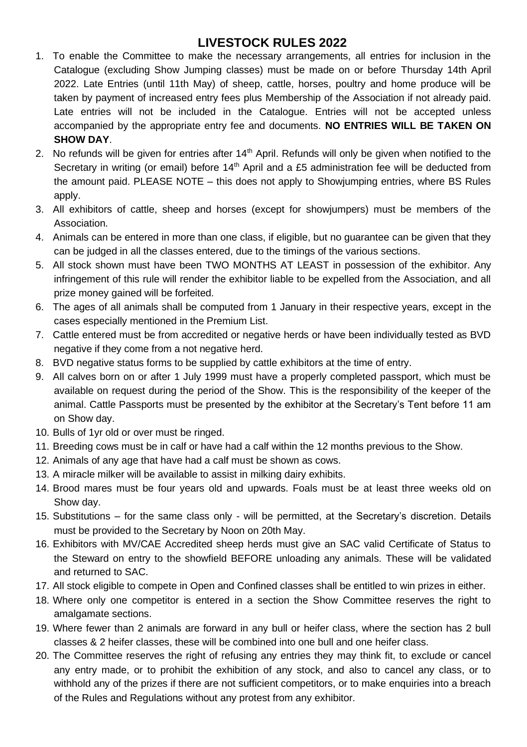# LIVESTOCK RULES 2022

1. To enable the Committee to make the necessary arrangements, all entries for inclusion in the Catalogue (excluding Show Jumping classes) must be made on or before Thursday 14th April 2022. Late Entries (until 11th May) of sheep, cattle, horses, poultry and home produce will be taken by payment of increased entry fees plus Membership of the Association if not already paid. Late entries will not be included in the Catalogue. Entries will not be accepted unless accompanied by the appropriate entry fee and documents. **NO ENTRIES WILL BE TAKEN ON SHOW DAY**.
2. No refunds will be given for entries after 14th April. Refunds will only be given when notified to the Secretary in writing (or email) before 14th April and a £5 administration fee will be deducted from the amount paid. PLEASE NOTE – this does not apply to Showjumping entries, where BS Rules apply.
3. All exhibitors of cattle, sheep and horses (except for showjumpers) must be members of the Association.
4. Animals can be entered in more than one class, if eligible, but no guarantee can be given that they can be judged in all the classes entered, due to the timings of the various sections.
5. All stock shown must have been TWO MONTHS AT LEAST in possession of the exhibitor. Any infringement of this rule will render the exhibitor liable to be expelled from the Association, and all prize money gained will be forfeited.
6. The ages of all animals shall be computed from 1 January in their respective years, except in the cases especially mentioned in the Premium List.
7. Cattle entered must be from accredited or negative herds or have been individually tested as BVD negative if they come from a not negative herd.
8. BVD negative status forms to be supplied by cattle exhibitors at the time of entry.
9. All calves born on or after 1 July 1999 must have a properly completed passport, which must be available on request during the period of the Show. This is the responsibility of the keeper of the animal. Cattle Passports must be presented by the exhibitor at the Secretary's Tent before 11 am on Show day.
10. Bulls of 1yr old or over must be ringed.
11. Breeding cows must be in calf or have had a calf within the 12 months previous to the Show.
12. Animals of any age that have had a calf must be shown as cows.
13. A miracle milker will be available to assist in milking dairy exhibits.
14. Brood mares must be four years old and upwards. Foals must be at least three weeks old on Show day.
15. Substitutions – for the same class only - will be permitted, at the Secretary's discretion. Details must be provided to the Secretary by Noon on 20th May.
16. Exhibitors with MV/CAE Accredited sheep herds must give an SAC valid Certificate of Status to the Steward on entry to the showfield BEFORE unloading any animals. These will be validated and returned to SAC.
17. All stock eligible to compete in Open and Confined classes shall be entitled to win prizes in either.
18. Where only one competitor is entered in a section the Show Committee reserves the right to amalgamate sections.
19. Where fewer than 2 animals are forward in any bull or heifer class, where the section has 2 bull classes & 2 heifer classes, these will be combined into one bull and one heifer class.
20. The Committee reserves the right of refusing any entries they may think fit, to exclude or cancel any entry made, or to prohibit the exhibition of any stock, and also to cancel any class, or to withhold any of the prizes if there are not sufficient competitors, or to make enquiries into a breach of the Rules and Regulations without any protest from any exhibitor.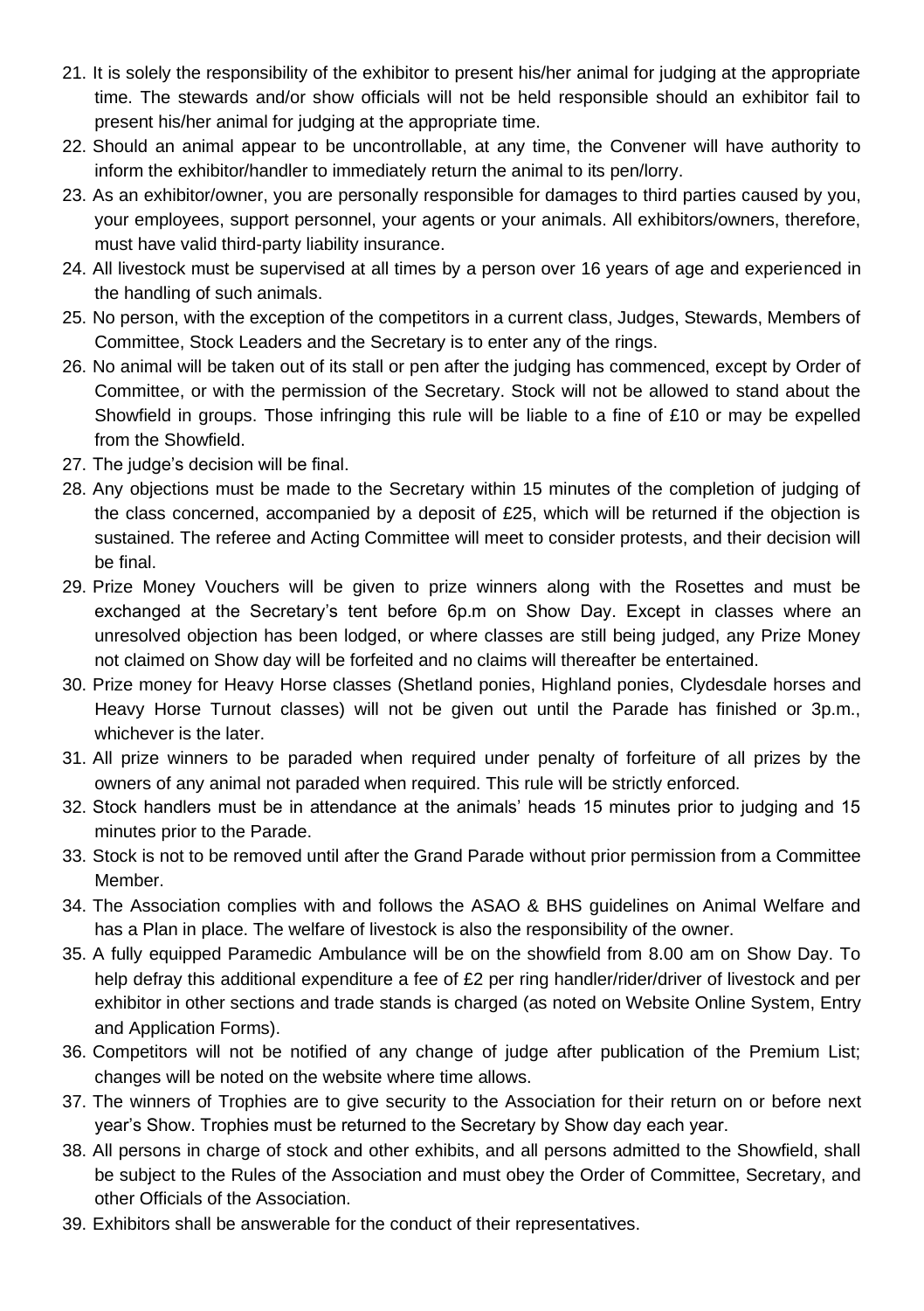21. It is solely the responsibility of the exhibitor to present his/her animal for judging at the appropriate time. The stewards and/or show officials will not be held responsible should an exhibitor fail to present his/her animal for judging at the appropriate time.
22. Should an animal appear to be uncontrollable, at any time, the Convener will have authority to inform the exhibitor/handler to immediately return the animal to its pen/lorry.
23. As an exhibitor/owner, you are personally responsible for damages to third parties caused by you, your employees, support personnel, your agents or your animals. All exhibitors/owners, therefore, must have valid third-party liability insurance.
24. All livestock must be supervised at all times by a person over 16 years of age and experienced in the handling of such animals.
25. No person, with the exception of the competitors in a current class, Judges, Stewards, Members of Committee, Stock Leaders and the Secretary is to enter any of the rings.
26. No animal will be taken out of its stall or pen after the judging has commenced, except by Order of Committee, or with the permission of the Secretary. Stock will not be allowed to stand about the Showfield in groups. Those infringing this rule will be liable to a fine of £10 or may be expelled from the Showfield.
27. The judge's decision will be final.
28. Any objections must be made to the Secretary within 15 minutes of the completion of judging of the class concerned, accompanied by a deposit of £25, which will be returned if the objection is sustained. The referee and Acting Committee will meet to consider protests, and their decision will be final.
29. Prize Money Vouchers will be given to prize winners along with the Rosettes and must be exchanged at the Secretary's tent before 6p.m on Show Day. Except in classes where an unresolved objection has been lodged, or where classes are still being judged, any Prize Money not claimed on Show day will be forfeited and no claims will thereafter be entertained.
30. Prize money for Heavy Horse classes (Shetland ponies, Highland ponies, Clydesdale horses and Heavy Horse Turnout classes) will not be given out until the Parade has finished or 3p.m., whichever is the later.
31. All prize winners to be paraded when required under penalty of forfeiture of all prizes by the owners of any animal not paraded when required. This rule will be strictly enforced.
32. Stock handlers must be in attendance at the animals' heads 15 minutes prior to judging and 15 minutes prior to the Parade.
33. Stock is not to be removed until after the Grand Parade without prior permission from a Committee Member.
34. The Association complies with and follows the ASAO & BHS guidelines on Animal Welfare and has a Plan in place. The welfare of livestock is also the responsibility of the owner.
35. A fully equipped Paramedic Ambulance will be on the showfield from 8.00 am on Show Day. To help defray this additional expenditure a fee of £2 per ring handler/rider/driver of livestock and per exhibitor in other sections and trade stands is charged (as noted on Website Online System, Entry and Application Forms).
36. Competitors will not be notified of any change of judge after publication of the Premium List; changes will be noted on the website where time allows.
37. The winners of Trophies are to give security to the Association for their return on or before next year's Show. Trophies must be returned to the Secretary by Show day each year.
38. All persons in charge of stock and other exhibits, and all persons admitted to the Showfield, shall be subject to the Rules of the Association and must obey the Order of Committee, Secretary, and other Officials of the Association.
39. Exhibitors shall be answerable for the conduct of their representatives.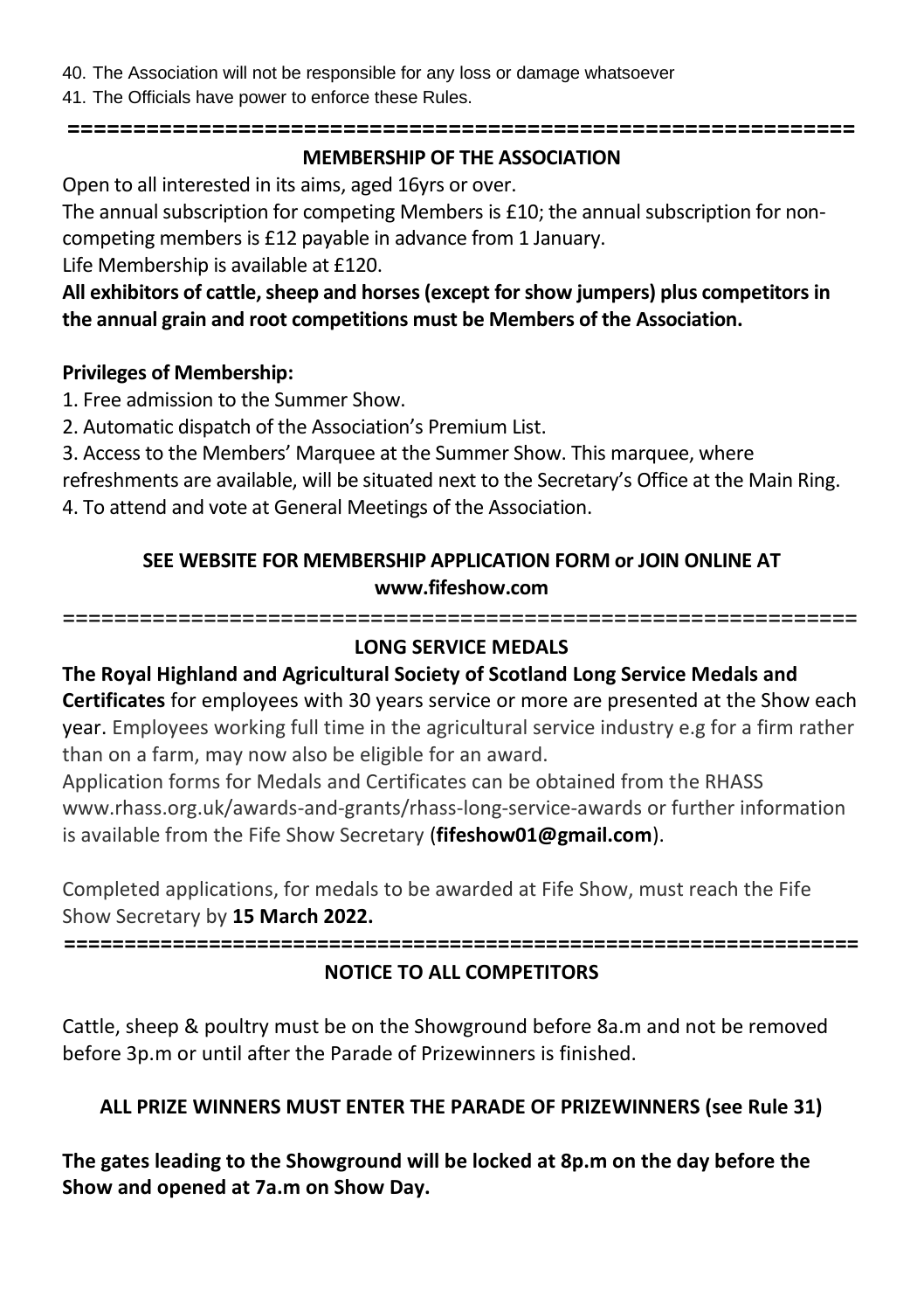40. The Association will not be responsible for any loss or damage whatsoever
41. The Officials have power to enforce these Rules.

---

## MEMBERSHIP OF THE ASSOCIATION

Open to all interested in its aims, aged 16yrs or over.

The annual subscription for competing Members is £10; the annual subscription for non-competing members is £12 payable in advance from 1 January.

Life Membership is available at £120.

**All exhibitors of cattle, sheep and horses (except for show jumpers) plus competitors in the annual grain and root competitions must be Members of the Association.**

**Privileges of Membership:**

1. Free admission to the Summer Show.
2. Automatic dispatch of the Association's Premium List.
3. Access to the Members' Marquee at the Summer Show. This marquee, where refreshments are available, will be situated next to the Secretary's Office at the Main Ring.
4. To attend and vote at General Meetings of the Association.

**SEE WEBSITE FOR MEMBERSHIP APPLICATION FORM or JOIN ONLINE AT www.fifeshow.com**

---

## LONG SERVICE MEDALS

**The Royal Highland and Agricultural Society of Scotland Long Service Medals and Certificates** for employees with 30 years service or more are presented at the Show each year. Employees working full time in the agricultural service industry e.g for a firm rather than on a farm, may now also be eligible for an award.

Application forms for Medals and Certificates can be obtained from the RHASS www.rhass.org.uk/awards-and-grants/rhass-long-service-awards or further information is available from the Fife Show Secretary (**fifeshow01@gmail.com**).

Completed applications, for medals to be awarded at Fife Show, must reach the Fife Show Secretary by **15 March 2022.**

---

## NOTICE TO ALL COMPETITORS

Cattle, sheep & poultry must be on the Showground before 8a.m and not be removed before 3p.m or until after the Parade of Prizewinners is finished.

**ALL PRIZE WINNERS MUST ENTER THE PARADE OF PRIZEWINNERS (see Rule 31)**

**The gates leading to the Showground will be locked at 8p.m on the day before the Show and opened at 7a.m on Show Day.**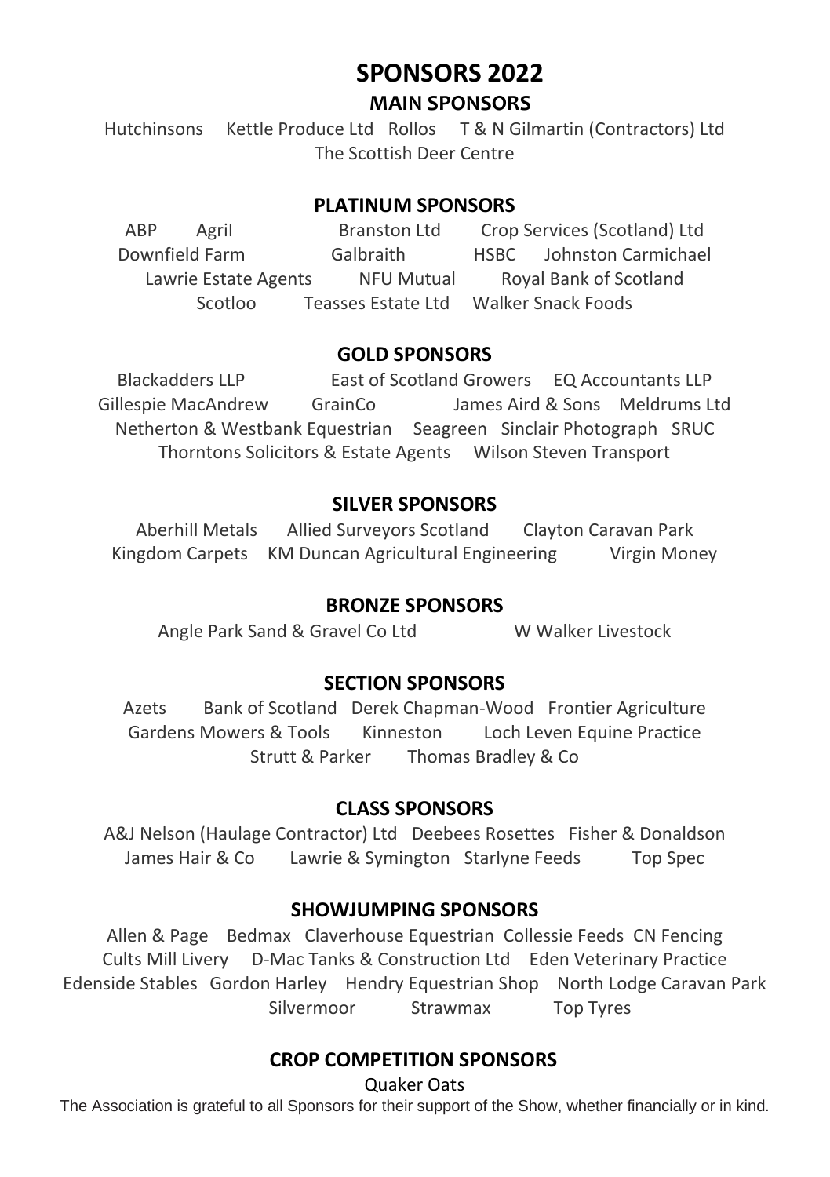# SPONSORS 2022

## MAIN SPONSORS

Hutchinsons    Kettle Produce Ltd    Rollos    T & N Gilmartin (Contractors) Ltd
The Scottish Deer Centre

## PLATINUM SPONSORS

ABP    Agril    Branston Ltd    Crop Services (Scotland) Ltd
Downfield Farm    Galbraith    HSBC    Johnston Carmichael
Lawrie Estate Agents    NFU Mutual    Royal Bank of Scotland
Scotloo    Teasses Estate Ltd    Walker Snack Foods

## GOLD SPONSORS

Blackadders LLP    East of Scotland Growers    EQ Accountants LLP
Gillespie MacAndrew    GrainCo    James Aird & Sons    Meldrums Ltd
Netherton & Westbank Equestrian    Seagreen    Sinclair Photograph    SRUC
Thorntons Solicitors & Estate Agents    Wilson Steven Transport

## SILVER SPONSORS

Aberhill Metals    Allied Surveyors Scotland    Clayton Caravan Park
Kingdom Carpets    KM Duncan Agricultural Engineering    Virgin Money

## BRONZE SPONSORS

Angle Park Sand & Gravel Co Ltd    W Walker Livestock

## SECTION SPONSORS

Azets    Bank of Scotland    Derek Chapman-Wood    Frontier Agriculture
Gardens Mowers & Tools    Kinneston    Loch Leven Equine Practice
Strutt & Parker    Thomas Bradley & Co

## CLASS SPONSORS

A&J Nelson (Haulage Contractor) Ltd    Deebees Rosettes    Fisher & Donaldson
James Hair & Co    Lawrie & Symington    Starlyne Feeds    Top Spec

## SHOWJUMPING SPONSORS

Allen & Page    Bedmax    Claverhouse Equestrian    Collessie Feeds    CN Fencing
Cults Mill Livery    D-Mac Tanks & Construction Ltd    Eden Veterinary Practice
Edenside Stables    Gordon Harley    Hendry Equestrian Shop    North Lodge Caravan Park
Silvermoor    Strawmax    Top Tyres

## CROP COMPETITION SPONSORS

Quaker Oats

The Association is grateful to all Sponsors for their support of the Show, whether financially or in kind.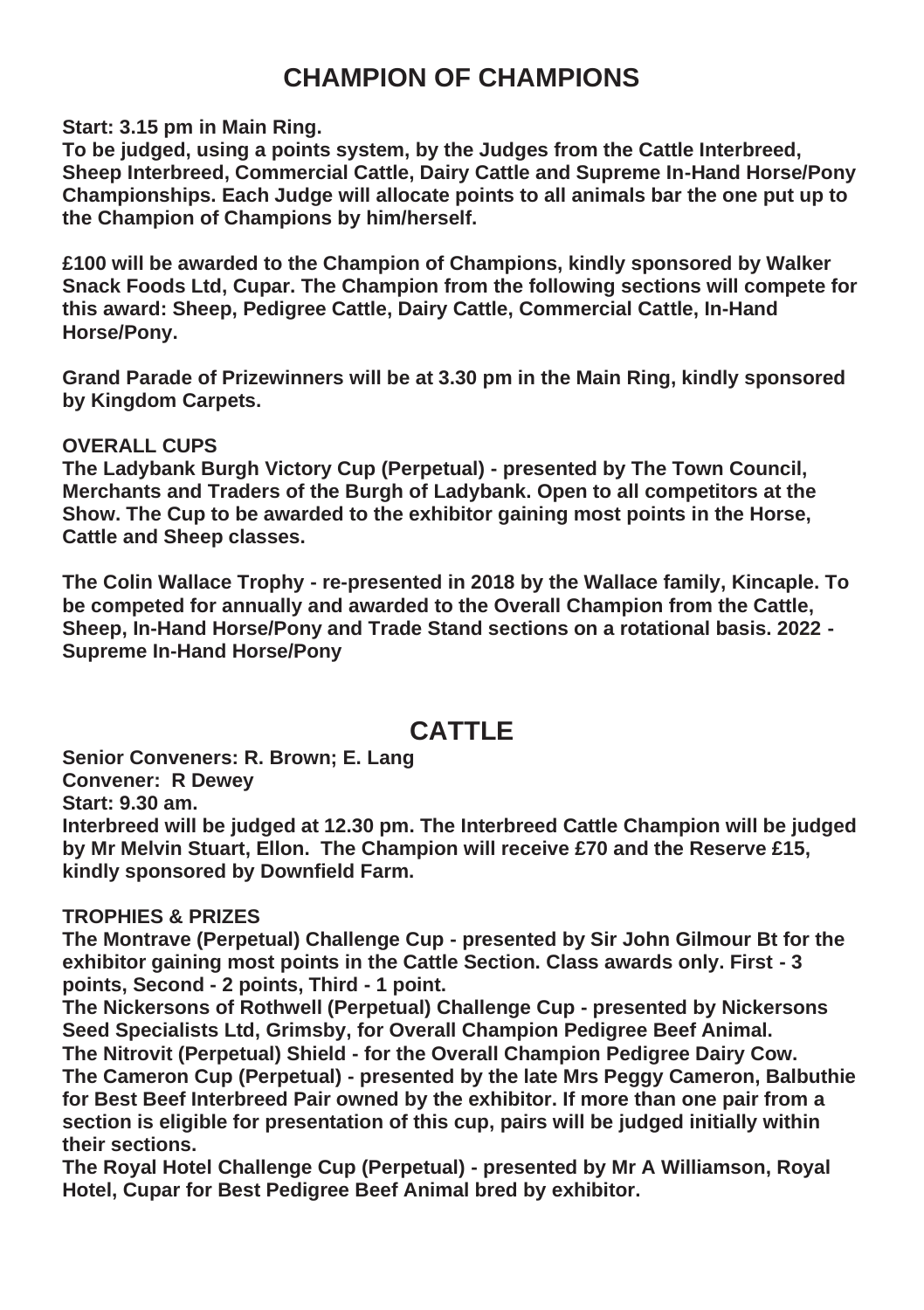# CHAMPION OF CHAMPIONS

**Start: 3.15 pm in Main Ring.**
**To be judged, using a points system, by the Judges from the Cattle Interbreed, Sheep Interbreed, Commercial Cattle, Dairy Cattle and Supreme In-Hand Horse/Pony Championships. Each Judge will allocate points to all animals bar the one put up to the Champion of Champions by him/herself.**

**£100 will be awarded to the Champion of Champions, kindly sponsored by Walker Snack Foods Ltd, Cupar. The Champion from the following sections will compete for this award: Sheep, Pedigree Cattle, Dairy Cattle, Commercial Cattle, In-Hand Horse/Pony.**

**Grand Parade of Prizewinners will be at 3.30 pm in the Main Ring, kindly sponsored by Kingdom Carpets.**

**OVERALL CUPS**
**The Ladybank Burgh Victory Cup (Perpetual) - presented by The Town Council, Merchants and Traders of the Burgh of Ladybank. Open to all competitors at the Show. The Cup to be awarded to the exhibitor gaining most points in the Horse, Cattle and Sheep classes.**

**The Colin Wallace Trophy - re-presented in 2018 by the Wallace family, Kincaple. To be competed for annually and awarded to the Overall Champion from the Cattle, Sheep, In-Hand Horse/Pony and Trade Stand sections on a rotational basis. 2022 - Supreme In-Hand Horse/Pony**

# CATTLE

**Senior Conveners: R. Brown; E. Lang**
**Convener: R Dewey**
**Start: 9.30 am.**
**Interbreed will be judged at 12.30 pm. The Interbreed Cattle Champion will be judged by Mr Melvin Stuart, Ellon. The Champion will receive £70 and the Reserve £15, kindly sponsored by Downfield Farm.**

**TROPHIES & PRIZES**
**The Montrave (Perpetual) Challenge Cup - presented by Sir John Gilmour Bt for the exhibitor gaining most points in the Cattle Section. Class awards only. First - 3 points, Second - 2 points, Third - 1 point.**
**The Nickersons of Rothwell (Perpetual) Challenge Cup - presented by Nickersons Seed Specialists Ltd, Grimsby, for Overall Champion Pedigree Beef Animal.**
**The Nitrovit (Perpetual) Shield - for the Overall Champion Pedigree Dairy Cow.**
**The Cameron Cup (Perpetual) - presented by the late Mrs Peggy Cameron, Balbuthie for Best Beef Interbreed Pair owned by the exhibitor. If more than one pair from a section is eligible for presentation of this cup, pairs will be judged initially within their sections.**
**The Royal Hotel Challenge Cup (Perpetual) - presented by Mr A Williamson, Royal Hotel, Cupar for Best Pedigree Beef Animal bred by exhibitor.**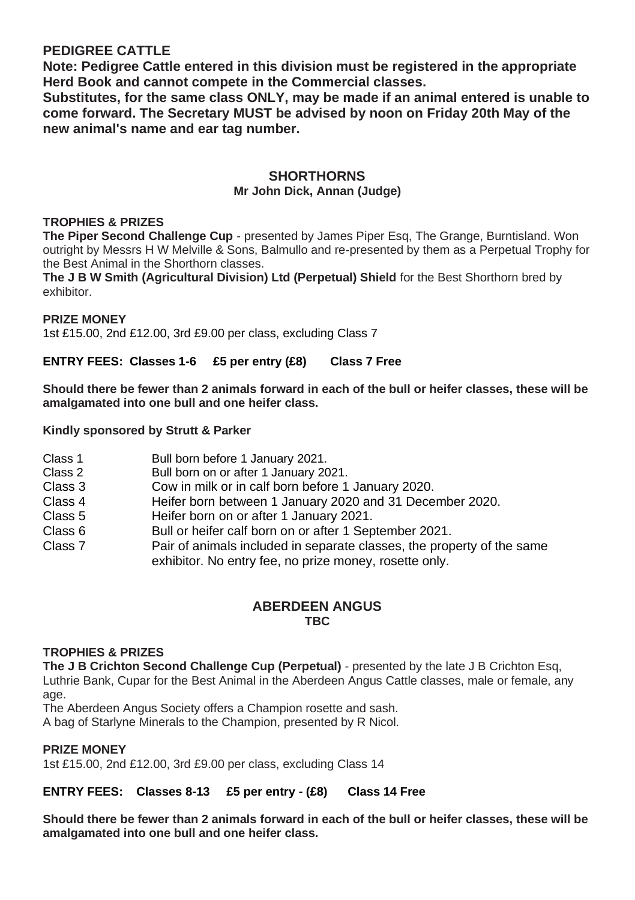## PEDIGREE CATTLE

**Note: Pedigree Cattle entered in this division must be registered in the appropriate Herd Book and cannot compete in the Commercial classes.**

**Substitutes, for the same class ONLY, may be made if an animal entered is unable to come forward. The Secretary MUST be advised by noon on Friday 20th May of the new animal's name and ear tag number.**

### SHORTHORNS

**Mr John Dick, Annan (Judge)**

**TROPHIES & PRIZES**

**The Piper Second Challenge Cup** - presented by James Piper Esq, The Grange, Burntisland. Won outright by Messrs H W Melville & Sons, Balmullo and re-presented by them as a Perpetual Trophy for the Best Animal in the Shorthorn classes.

**The J B W Smith (Agricultural Division) Ltd (Perpetual) Shield** for the Best Shorthorn bred by exhibitor.

**PRIZE MONEY**

1st £15.00, 2nd £12.00, 3rd £9.00 per class, excluding Class 7

**ENTRY FEES: Classes 1-6 £5 per entry (£8) Class 7 Free**

**Should there be fewer than 2 animals forward in each of the bull or heifer classes, these will be amalgamated into one bull and one heifer class.**

**Kindly sponsored by Strutt & Parker**

| | |
|---|---|
| Class 1 | Bull born before 1 January 2021. |
| Class 2 | Bull born on or after 1 January 2021. |
| Class 3 | Cow in milk or in calf born before 1 January 2020. |
| Class 4 | Heifer born between 1 January 2020 and 31 December 2020. |
| Class 5 | Heifer born on or after 1 January 2021. |
| Class 6 | Bull or heifer calf born on or after 1 September 2021. |
| Class 7 | Pair of animals included in separate classes, the property of the same exhibitor. No entry fee, no prize money, rosette only. |

### ABERDEEN ANGUS

**TBC**

**TROPHIES & PRIZES**

**The J B Crichton Second Challenge Cup (Perpetual)** - presented by the late J B Crichton Esq, Luthrie Bank, Cupar for the Best Animal in the Aberdeen Angus Cattle classes, male or female, any age.

The Aberdeen Angus Society offers a Champion rosette and sash.

A bag of Starlyne Minerals to the Champion, presented by R Nicol.

**PRIZE MONEY**

1st £15.00, 2nd £12.00, 3rd £9.00 per class, excluding Class 14

**ENTRY FEES: Classes 8-13 £5 per entry - (£8) Class 14 Free**

**Should there be fewer than 2 animals forward in each of the bull or heifer classes, these will be amalgamated into one bull and one heifer class.**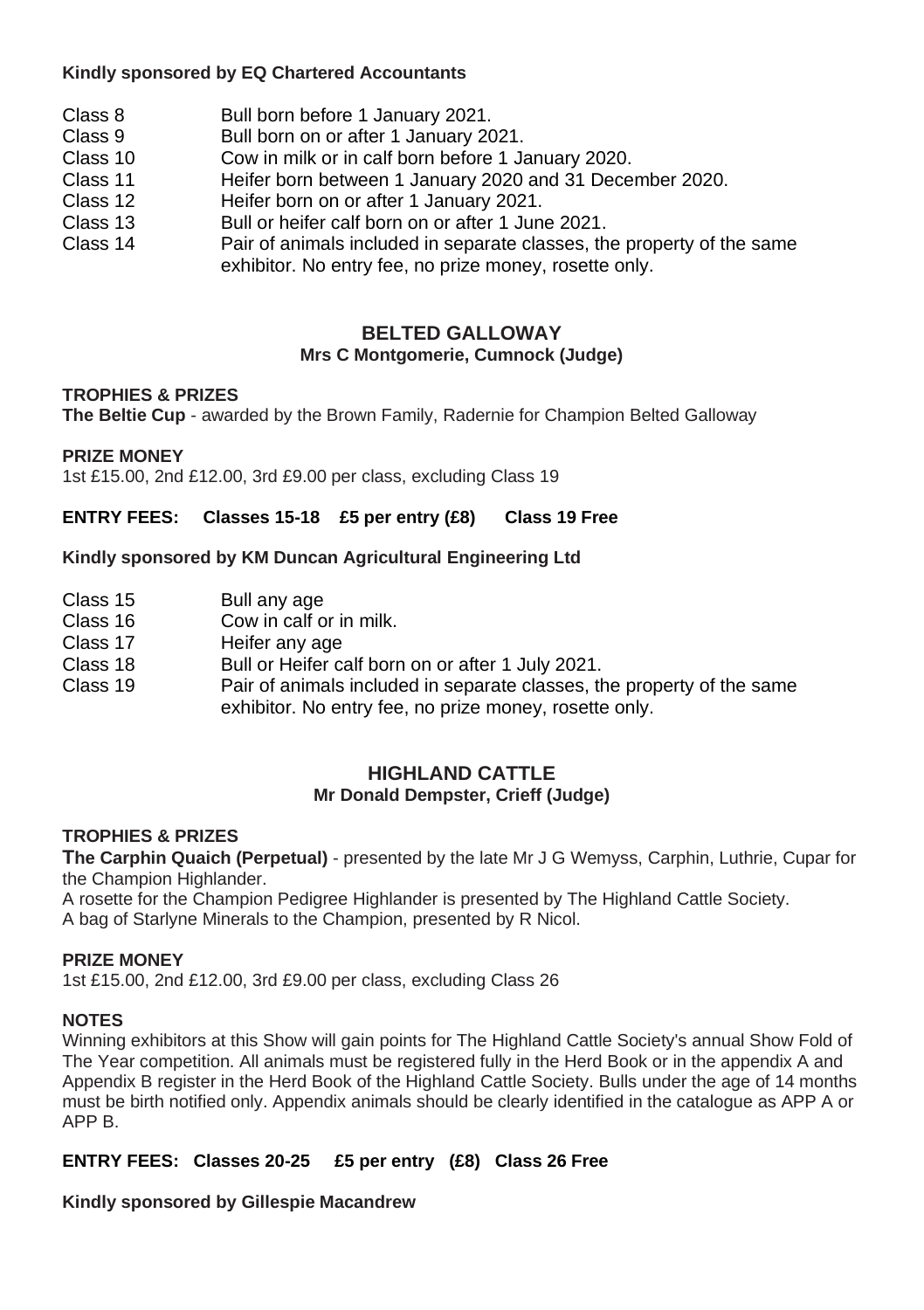**Kindly sponsored by EQ Chartered Accountants**

| | |
|---|---|
| Class 8 | Bull born before 1 January 2021. |
| Class 9 | Bull born on or after 1 January 2021. |
| Class 10 | Cow in milk or in calf born before 1 January 2020. |
| Class 11 | Heifer born between 1 January 2020 and 31 December 2020. |
| Class 12 | Heifer born on or after 1 January 2021. |
| Class 13 | Bull or heifer calf born on or after 1 June 2021. |
| Class 14 | Pair of animals included in separate classes, the property of the same exhibitor. No entry fee, no prize money, rosette only. |

## BELTED GALLOWAY

**Mrs C Montgomerie, Cumnock (Judge)**

**TROPHIES & PRIZES**

**The Beltie Cup** - awarded by the Brown Family, Radernie for Champion Belted Galloway

**PRIZE MONEY**

1st £15.00, 2nd £12.00, 3rd £9.00 per class, excluding Class 19

**ENTRY FEES: Classes 15-18 £5 per entry (£8) Class 19 Free**

**Kindly sponsored by KM Duncan Agricultural Engineering Ltd**

| | |
|---|---|
| Class 15 | Bull any age |
| Class 16 | Cow in calf or in milk. |
| Class 17 | Heifer any age |
| Class 18 | Bull or Heifer calf born on or after 1 July 2021. |
| Class 19 | Pair of animals included in separate classes, the property of the same exhibitor. No entry fee, no prize money, rosette only. |

## HIGHLAND CATTLE

**Mr Donald Dempster, Crieff (Judge)**

**TROPHIES & PRIZES**

**The Carphin Quaich (Perpetual)** - presented by the late Mr J G Wemyss, Carphin, Luthrie, Cupar for the Champion Highlander.

A rosette for the Champion Pedigree Highlander is presented by The Highland Cattle Society.

A bag of Starlyne Minerals to the Champion, presented by R Nicol.

**PRIZE MONEY**

1st £15.00, 2nd £12.00, 3rd £9.00 per class, excluding Class 26

**NOTES**

Winning exhibitors at this Show will gain points for The Highland Cattle Society's annual Show Fold of The Year competition. All animals must be registered fully in the Herd Book or in the appendix A and Appendix B register in the Herd Book of the Highland Cattle Society. Bulls under the age of 14 months must be birth notified only. Appendix animals should be clearly identified in the catalogue as APP A or APP B.

**ENTRY FEES: Classes 20-25 £5 per entry (£8) Class 26 Free**

**Kindly sponsored by Gillespie Macandrew**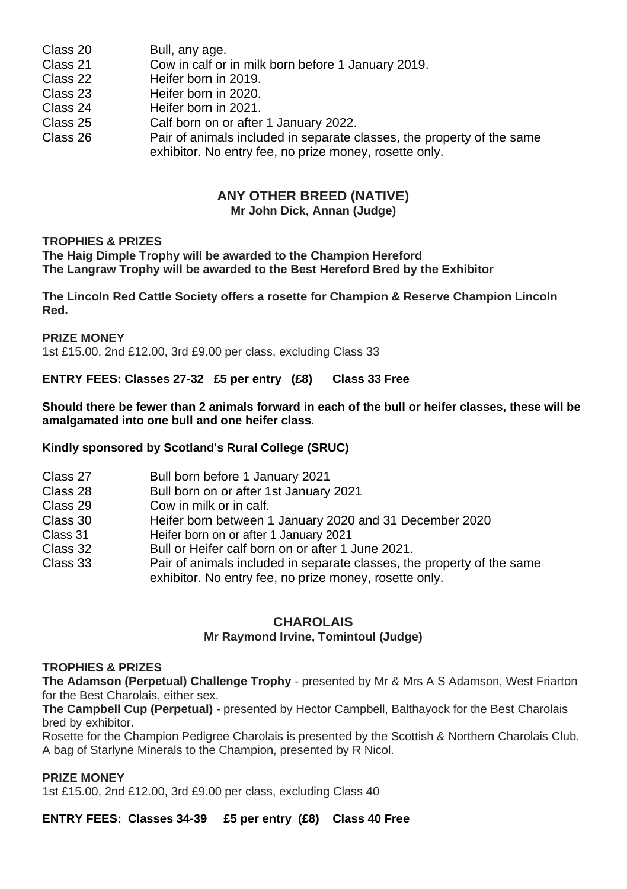Class 20 Bull, any age.
Class 21 Cow in calf or in milk born before 1 January 2019.
Class 22 Heifer born in 2019.
Class 23 Heifer born in 2020.
Class 24 Heifer born in 2021.
Class 25 Calf born on or after 1 January 2022.
Class 26 Pair of animals included in separate classes, the property of the same exhibitor. No entry fee, no prize money, rosette only.

## ANY OTHER BREED (NATIVE)

**Mr John Dick, Annan (Judge)**

**TROPHIES & PRIZES**

**The Haig Dimple Trophy will be awarded to the Champion Hereford**
**The Langraw Trophy will be awarded to the Best Hereford Bred by the Exhibitor**

**The Lincoln Red Cattle Society offers a rosette for Champion & Reserve Champion Lincoln Red.**

**PRIZE MONEY**

1st £15.00, 2nd £12.00, 3rd £9.00 per class, excluding Class 33

**ENTRY FEES: Classes 27-32 £5 per entry (£8) Class 33 Free**

**Should there be fewer than 2 animals forward in each of the bull or heifer classes, these will be amalgamated into one bull and one heifer class.**

**Kindly sponsored by Scotland's Rural College (SRUC)**

Class 27 Bull born before 1 January 2021
Class 28 Bull born on or after 1st January 2021
Class 29 Cow in milk or in calf.
Class 30 Heifer born between 1 January 2020 and 31 December 2020
Class 31 Heifer born on or after 1 January 2021
Class 32 Bull or Heifer calf born on or after 1 June 2021.
Class 33 Pair of animals included in separate classes, the property of the same exhibitor. No entry fee, no prize money, rosette only.

## CHAROLAIS

**Mr Raymond Irvine, Tomintoul (Judge)**

**TROPHIES & PRIZES**

**The Adamson (Perpetual) Challenge Trophy** - presented by Mr & Mrs A S Adamson, West Friarton for the Best Charolais, either sex.

**The Campbell Cup (Perpetual)** - presented by Hector Campbell, Balthayock for the Best Charolais bred by exhibitor.

Rosette for the Champion Pedigree Charolais is presented by the Scottish & Northern Charolais Club.
A bag of Starlyne Minerals to the Champion, presented by R Nicol.

**PRIZE MONEY**

1st £15.00, 2nd £12.00, 3rd £9.00 per class, excluding Class 40

**ENTRY FEES: Classes 34-39 £5 per entry (£8) Class 40 Free**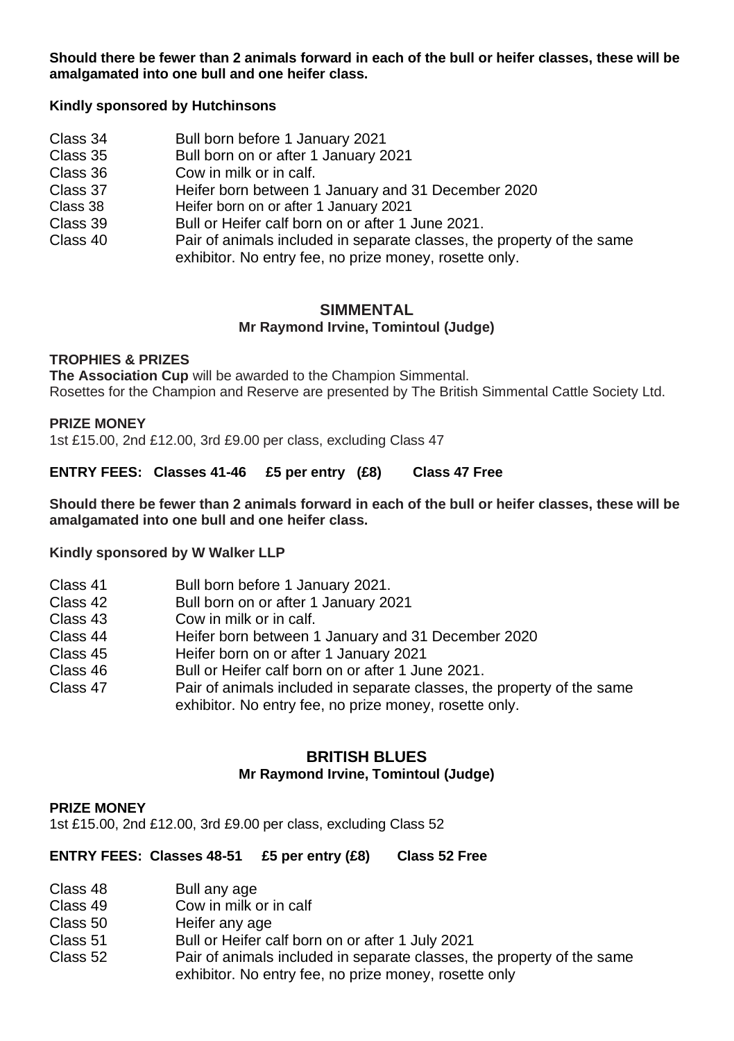**Should there be fewer than 2 animals forward in each of the bull or heifer classes, these will be amalgamated into one bull and one heifer class.**

**Kindly sponsored by Hutchinsons**

| | |
|---|---|
| Class 34 | Bull born before 1 January 2021 |
| Class 35 | Bull born on or after 1 January 2021 |
| Class 36 | Cow in milk or in calf. |
| Class 37 | Heifer born between 1 January and 31 December 2020 |
| Class 38 | Heifer born on or after 1 January 2021 |
| Class 39 | Bull or Heifer calf born on or after 1 June 2021. |
| Class 40 | Pair of animals included in separate classes, the property of the same exhibitor. No entry fee, no prize money, rosette only. |

## SIMMENTAL

**Mr Raymond Irvine, Tomintoul (Judge)**

**TROPHIES & PRIZES**

**The Association Cup** will be awarded to the Champion Simmental.
Rosettes for the Champion and Reserve are presented by The British Simmental Cattle Society Ltd.

**PRIZE MONEY**

1st £15.00, 2nd £12.00, 3rd £9.00 per class, excluding Class 47

**ENTRY FEES: Classes 41-46 £5 per entry (£8) Class 47 Free**

**Should there be fewer than 2 animals forward in each of the bull or heifer classes, these will be amalgamated into one bull and one heifer class.**

**Kindly sponsored by W Walker LLP**

| | |
|---|---|
| Class 41 | Bull born before 1 January 2021. |
| Class 42 | Bull born on or after 1 January 2021 |
| Class 43 | Cow in milk or in calf. |
| Class 44 | Heifer born between 1 January and 31 December 2020 |
| Class 45 | Heifer born on or after 1 January 2021 |
| Class 46 | Bull or Heifer calf born on or after 1 June 2021. |
| Class 47 | Pair of animals included in separate classes, the property of the same exhibitor. No entry fee, no prize money, rosette only. |

## BRITISH BLUES

**Mr Raymond Irvine, Tomintoul (Judge)**

**PRIZE MONEY**

1st £15.00, 2nd £12.00, 3rd £9.00 per class, excluding Class 52

**ENTRY FEES: Classes 48-51 £5 per entry (£8) Class 52 Free**

| | |
|---|---|
| Class 48 | Bull any age |
| Class 49 | Cow in milk or in calf |
| Class 50 | Heifer any age |
| Class 51 | Bull or Heifer calf born on or after 1 July 2021 |
| Class 52 | Pair of animals included in separate classes, the property of the same exhibitor. No entry fee, no prize money, rosette only |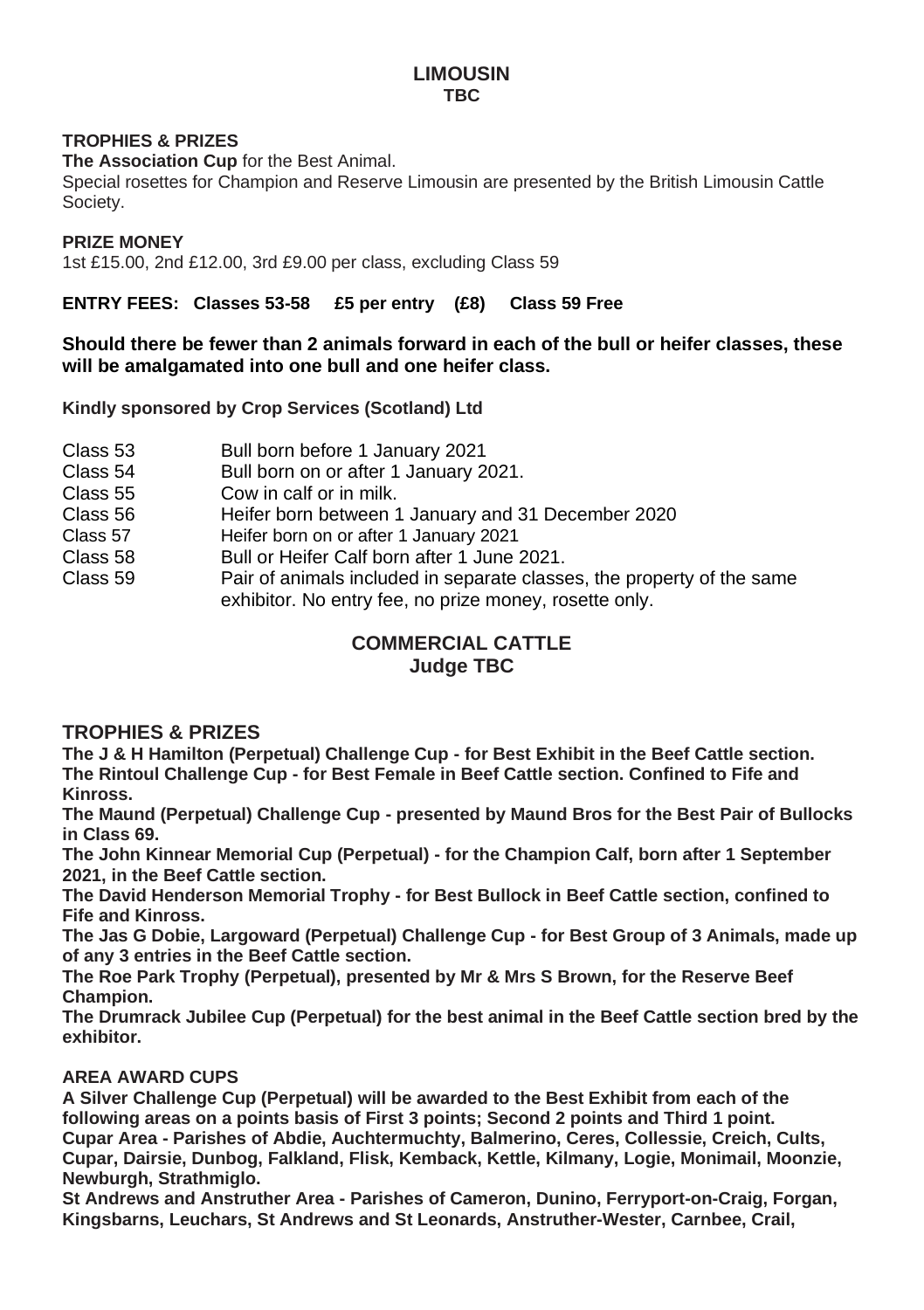## LIMOUSIN
**TBC**

**TROPHIES & PRIZES**

**The Association Cup** for the Best Animal.

Special rosettes for Champion and Reserve Limousin are presented by the British Limousin Cattle Society.

**PRIZE MONEY**

1st £15.00, 2nd £12.00, 3rd £9.00 per class, excluding Class 59

**ENTRY FEES: Classes 53-58 £5 per entry (£8) Class 59 Free**

**Should there be fewer than 2 animals forward in each of the bull or heifer classes, these will be amalgamated into one bull and one heifer class.**

**Kindly sponsored by Crop Services (Scotland) Ltd**

- Class 53 Bull born before 1 January 2021
- Class 54 Bull born on or after 1 January 2021.
- Class 55 Cow in calf or in milk.
- Class 56 Heifer born between 1 January and 31 December 2020
- Class 57 Heifer born on or after 1 January 2021
- Class 58 Bull or Heifer Calf born after 1 June 2021.
- Class 59 Pair of animals included in separate classes, the property of the same exhibitor. No entry fee, no prize money, rosette only.

## COMMERCIAL CATTLE
**Judge TBC**

### TROPHIES & PRIZES

**The J & H Hamilton (Perpetual) Challenge Cup - for Best Exhibit in the Beef Cattle section.**
**The Rintoul Challenge Cup - for Best Female in Beef Cattle section. Confined to Fife and Kinross.**
**The Maund (Perpetual) Challenge Cup - presented by Maund Bros for the Best Pair of Bullocks in Class 69.**
**The John Kinnear Memorial Cup (Perpetual) - for the Champion Calf, born after 1 September 2021, in the Beef Cattle section.**
**The David Henderson Memorial Trophy - for Best Bullock in Beef Cattle section, confined to Fife and Kinross.**
**The Jas G Dobie, Largoward (Perpetual) Challenge Cup - for Best Group of 3 Animals, made up of any 3 entries in the Beef Cattle section.**
**The Roe Park Trophy (Perpetual), presented by Mr & Mrs S Brown, for the Reserve Beef Champion.**
**The Drumrack Jubilee Cup (Perpetual) for the best animal in the Beef Cattle section bred by the exhibitor.**

**AREA AWARD CUPS**

**A Silver Challenge Cup (Perpetual) will be awarded to the Best Exhibit from each of the following areas on a points basis of First 3 points; Second 2 points and Third 1 point.**
**Cupar Area - Parishes of Abdie, Auchtermuchty, Balmerino, Ceres, Collessie, Creich, Cults, Cupar, Dairsie, Dunbog, Falkland, Flisk, Kemback, Kettle, Kilmany, Logie, Monimail, Moonzie, Newburgh, Strathmiglo.**
**St Andrews and Anstruther Area - Parishes of Cameron, Dunino, Ferryport-on-Craig, Forgan, Kingsbarns, Leuchars, St Andrews and St Leonards, Anstruther-Wester, Carnbee, Crail,**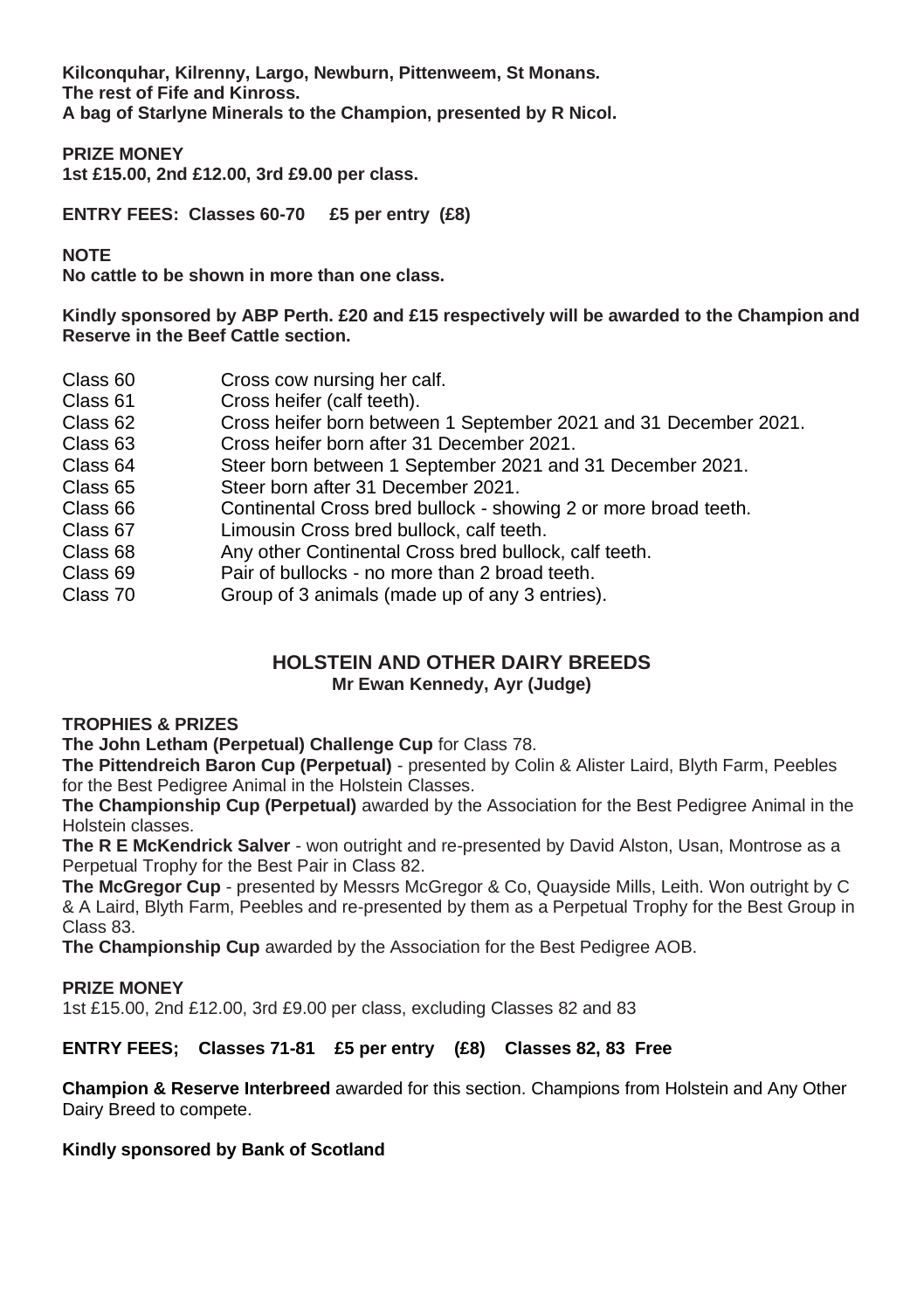**Kilconquhar, Kilrenny, Largo, Newburn, Pittenweem, St Monans.**
**The rest of Fife and Kinross.**
**A bag of Starlyne Minerals to the Champion, presented by R Nicol.**

**PRIZE MONEY**
**1st £15.00, 2nd £12.00, 3rd £9.00 per class.**

**ENTRY FEES: Classes 60-70 £5 per entry (£8)**

**NOTE**
**No cattle to be shown in more than one class.**

**Kindly sponsored by ABP Perth. £20 and £15 respectively will be awarded to the Champion and Reserve in the Beef Cattle section.**

- Class 60 Cross cow nursing her calf.
- Class 61 Cross heifer (calf teeth).
- Class 62 Cross heifer born between 1 September 2021 and 31 December 2021.
- Class 63 Cross heifer born after 31 December 2021.
- Class 64 Steer born between 1 September 2021 and 31 December 2021.
- Class 65 Steer born after 31 December 2021.
- Class 66 Continental Cross bred bullock - showing 2 or more broad teeth.
- Class 67 Limousin Cross bred bullock, calf teeth.
- Class 68 Any other Continental Cross bred bullock, calf teeth.
- Class 69 Pair of bullocks - no more than 2 broad teeth.
- Class 70 Group of 3 animals (made up of any 3 entries).

## HOLSTEIN AND OTHER DAIRY BREEDS

**Mr Ewan Kennedy, Ayr (Judge)**

**TROPHIES & PRIZES**

**The John Letham (Perpetual) Challenge Cup** for Class 78.

**The Pittendreich Baron Cup (Perpetual)** - presented by Colin & Alister Laird, Blyth Farm, Peebles for the Best Pedigree Animal in the Holstein Classes.

**The Championship Cup (Perpetual)** awarded by the Association for the Best Pedigree Animal in the Holstein classes.

**The R E McKendrick Salver** - won outright and re-presented by David Alston, Usan, Montrose as a Perpetual Trophy for the Best Pair in Class 82.

**The McGregor Cup** - presented by Messrs McGregor & Co, Quayside Mills, Leith. Won outright by C & A Laird, Blyth Farm, Peebles and re-presented by them as a Perpetual Trophy for the Best Group in Class 83.

**The Championship Cup** awarded by the Association for the Best Pedigree AOB.

**PRIZE MONEY**
1st £15.00, 2nd £12.00, 3rd £9.00 per class, excluding Classes 82 and 83

**ENTRY FEES; Classes 71-81 £5 per entry (£8) Classes 82, 83 Free**

**Champion & Reserve Interbreed** awarded for this section. Champions from Holstein and Any Other Dairy Breed to compete.

**Kindly sponsored by Bank of Scotland**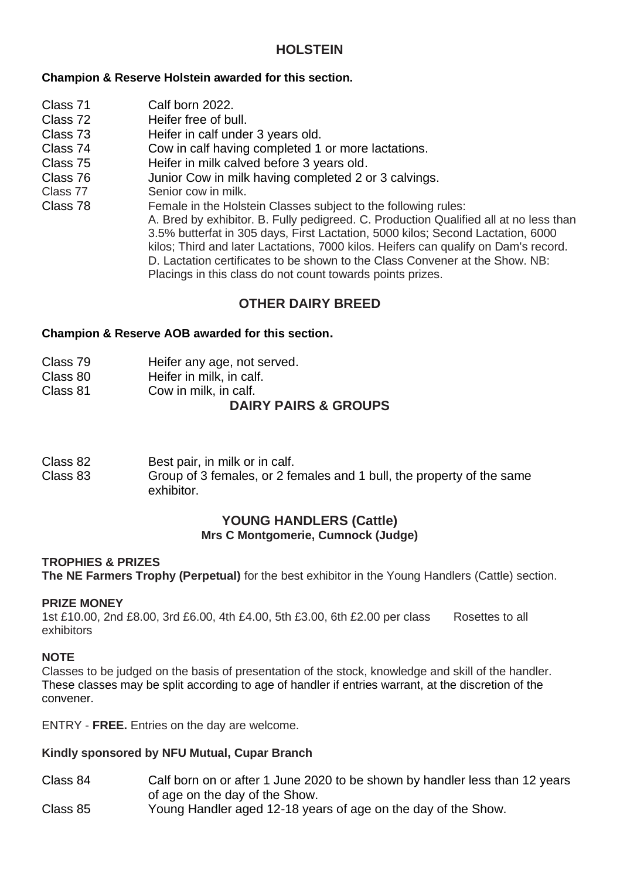## HOLSTEIN

**Champion & Reserve Holstein awarded for this section.**

Class 71 Calf born 2022.

Class 72 Heifer free of bull.

Class 73 Heifer in calf under 3 years old.

Class 74 Cow in calf having completed 1 or more lactations.

Class 75 Heifer in milk calved before 3 years old.

Class 76 Junior Cow in milk having completed 2 or 3 calvings.

Class 77 Senior cow in milk.

Class 78 Female in the Holstein Classes subject to the following rules:
A. Bred by exhibitor. B. Fully pedigreed. C. Production Qualified all at no less than 3.5% butterfat in 305 days, First Lactation, 5000 kilos; Second Lactation, 6000 kilos; Third and later Lactations, 7000 kilos. Heifers can qualify on Dam's record. D. Lactation certificates to be shown to the Class Convener at the Show. NB: Placings in this class do not count towards points prizes.

## OTHER DAIRY BREED

**Champion & Reserve AOB awarded for this section.**

Class 79 Heifer any age, not served.

Class 80 Heifer in milk, in calf.

Class 81 Cow in milk, in calf.

## DAIRY PAIRS & GROUPS

Class 82 Best pair, in milk or in calf.

Class 83 Group of 3 females, or 2 females and 1 bull, the property of the same exhibitor.

## YOUNG HANDLERS (Cattle)

**Mrs C Montgomerie, Cumnock (Judge)**

**TROPHIES & PRIZES**

**The NE Farmers Trophy (Perpetual)** for the best exhibitor in the Young Handlers (Cattle) section.

**PRIZE MONEY**

1st £10.00, 2nd £8.00, 3rd £6.00, 4th £4.00, 5th £3.00, 6th £2.00 per class  Rosettes to all exhibitors

**NOTE**

Classes to be judged on the basis of presentation of the stock, knowledge and skill of the handler. These classes may be split according to age of handler if entries warrant, at the discretion of the convener.

ENTRY - **FREE.** Entries on the day are welcome.

**Kindly sponsored by NFU Mutual, Cupar Branch**

Class 84 Calf born on or after 1 June 2020 to be shown by handler less than 12 years of age on the day of the Show.

Class 85 Young Handler aged 12-18 years of age on the day of the Show.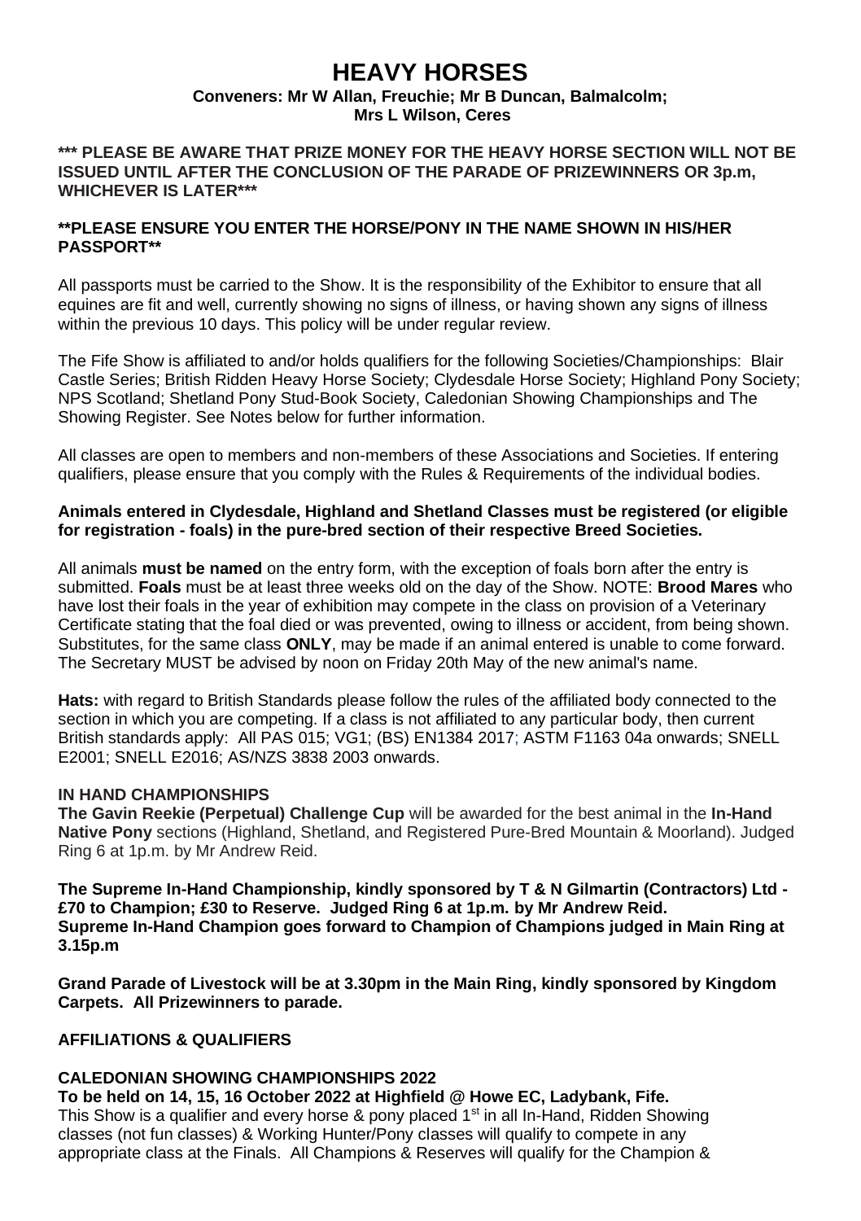# HEAVY HORSES

**Conveners: Mr W Allan, Freuchie; Mr B Duncan, Balmalcolm; Mrs L Wilson, Ceres**

**\*\*\* PLEASE BE AWARE THAT PRIZE MONEY FOR THE HEAVY HORSE SECTION WILL NOT BE ISSUED UNTIL AFTER THE CONCLUSION OF THE PARADE OF PRIZEWINNERS OR 3p.m, WHICHEVER IS LATER\*\*\***

**\*\*PLEASE ENSURE YOU ENTER THE HORSE/PONY IN THE NAME SHOWN IN HIS/HER PASSPORT\*\***

All passports must be carried to the Show. It is the responsibility of the Exhibitor to ensure that all equines are fit and well, currently showing no signs of illness, or having shown any signs of illness within the previous 10 days. This policy will be under regular review.

The Fife Show is affiliated to and/or holds qualifiers for the following Societies/Championships: Blair Castle Series; British Ridden Heavy Horse Society; Clydesdale Horse Society; Highland Pony Society; NPS Scotland; Shetland Pony Stud-Book Society, Caledonian Showing Championships and The Showing Register. See Notes below for further information.

All classes are open to members and non-members of these Associations and Societies. If entering qualifiers, please ensure that you comply with the Rules & Requirements of the individual bodies.

**Animals entered in Clydesdale, Highland and Shetland Classes must be registered (or eligible for registration - foals) in the pure-bred section of their respective Breed Societies.**

All animals **must be named** on the entry form, with the exception of foals born after the entry is submitted. **Foals** must be at least three weeks old on the day of the Show. NOTE: **Brood Mares** who have lost their foals in the year of exhibition may compete in the class on provision of a Veterinary Certificate stating that the foal died or was prevented, owing to illness or accident, from being shown. Substitutes, for the same class **ONLY**, may be made if an animal entered is unable to come forward. The Secretary MUST be advised by noon on Friday 20th May of the new animal's name.

**Hats:** with regard to British Standards please follow the rules of the affiliated body connected to the section in which you are competing. If a class is not affiliated to any particular body, then current British standards apply: All PAS 015; VG1; (BS) EN1384 2017; ASTM F1163 04a onwards; SNELL E2001; SNELL E2016; AS/NZS 3838 2003 onwards.

## IN HAND CHAMPIONSHIPS

**The Gavin Reekie (Perpetual) Challenge Cup** will be awarded for the best animal in the **In-Hand Native Pony** sections (Highland, Shetland, and Registered Pure-Bred Mountain & Moorland). Judged Ring 6 at 1p.m. by Mr Andrew Reid.

**The Supreme In-Hand Championship, kindly sponsored by T & N Gilmartin (Contractors) Ltd - £70 to Champion; £30 to Reserve. Judged Ring 6 at 1p.m. by Mr Andrew Reid. Supreme In-Hand Champion goes forward to Champion of Champions judged in Main Ring at 3.15p.m**

**Grand Parade of Livestock will be at 3.30pm in the Main Ring, kindly sponsored by Kingdom Carpets. All Prizewinners to parade.**

## AFFILIATIONS & QUALIFIERS

### CALEDONIAN SHOWING CHAMPIONSHIPS 2022

**To be held on 14, 15, 16 October 2022 at Highfield @ Howe EC, Ladybank, Fife.**

This Show is a qualifier and every horse & pony placed 1st in all In-Hand, Ridden Showing classes (not fun classes) & Working Hunter/Pony classes will qualify to compete in any appropriate class at the Finals. All Champions & Reserves will qualify for the Champion &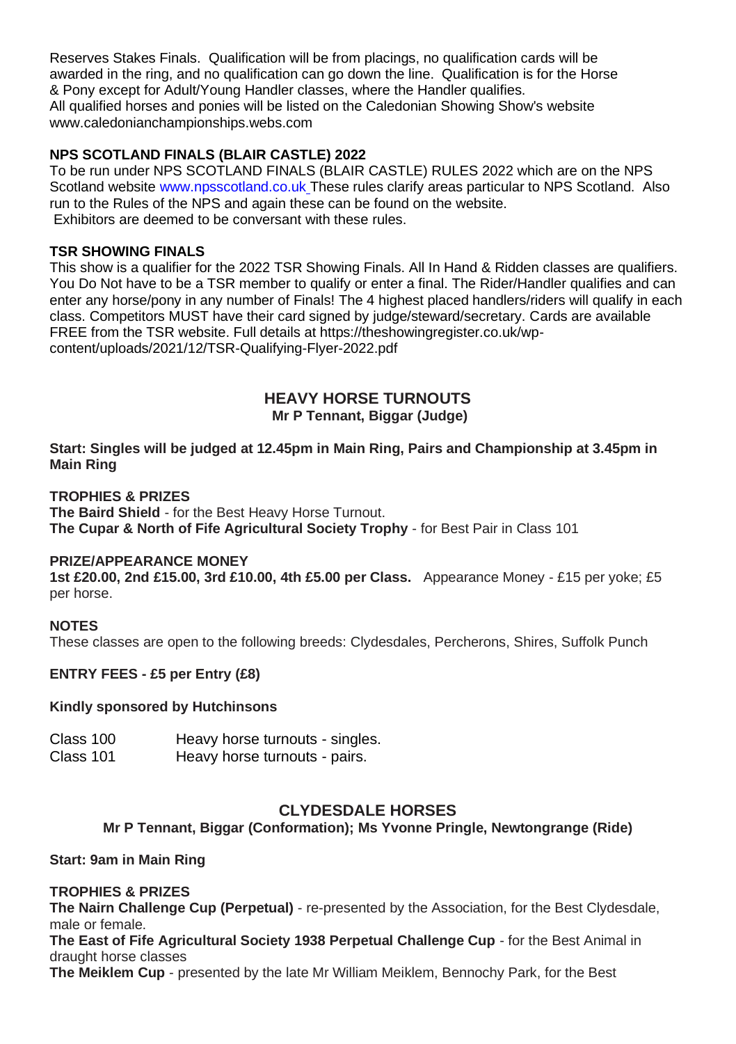Reserves Stakes Finals. Qualification will be from placings, no qualification cards will be awarded in the ring, and no qualification can go down the line. Qualification is for the Horse & Pony except for Adult/Young Handler classes, where the Handler qualifies.
All qualified horses and ponies will be listed on the Caledonian Showing Show's website www.caledonianchampionships.webs.com

**NPS SCOTLAND FINALS (BLAIR CASTLE) 2022**
To be run under NPS SCOTLAND FINALS (BLAIR CASTLE) RULES 2022 which are on the NPS Scotland website www.npsscotland.co.uk These rules clarify areas particular to NPS Scotland. Also run to the Rules of the NPS and again these can be found on the website.
Exhibitors are deemed to be conversant with these rules.

**TSR SHOWING FINALS**
This show is a qualifier for the 2022 TSR Showing Finals. All In Hand & Ridden classes are qualifiers. You Do Not have to be a TSR member to qualify or enter a final. The Rider/Handler qualifies and can enter any horse/pony in any number of Finals! The 4 highest placed handlers/riders will qualify in each class. Competitors MUST have their card signed by judge/steward/secretary. Cards are available FREE from the TSR website. Full details at https://theshowingregister.co.uk/wp-content/uploads/2021/12/TSR-Qualifying-Flyer-2022.pdf

## HEAVY HORSE TURNOUTS

**Mr P Tennant, Biggar (Judge)**

**Start: Singles will be judged at 12.45pm in Main Ring, Pairs and Championship at 3.45pm in Main Ring**

**TROPHIES & PRIZES**
**The Baird Shield** - for the Best Heavy Horse Turnout.
**The Cupar & North of Fife Agricultural Society Trophy** - for Best Pair in Class 101

**PRIZE/APPEARANCE MONEY**
**1st £20.00, 2nd £15.00, 3rd £10.00, 4th £5.00 per Class.** Appearance Money - £15 per yoke; £5 per horse.

**NOTES**
These classes are open to the following breeds: Clydesdales, Percherons, Shires, Suffolk Punch

**ENTRY FEES - £5 per Entry (£8)**

**Kindly sponsored by Hutchinsons**

Class 100 Heavy horse turnouts - singles.
Class 101 Heavy horse turnouts - pairs.

## CLYDESDALE HORSES

**Mr P Tennant, Biggar (Conformation); Ms Yvonne Pringle, Newtongrange (Ride)**

**Start: 9am in Main Ring**

**TROPHIES & PRIZES**
**The Nairn Challenge Cup (Perpetual)** - re-presented by the Association, for the Best Clydesdale, male or female.
**The East of Fife Agricultural Society 1938 Perpetual Challenge Cup** - for the Best Animal in draught horse classes
**The Meiklem Cup** - presented by the late Mr William Meiklem, Bennochy Park, for the Best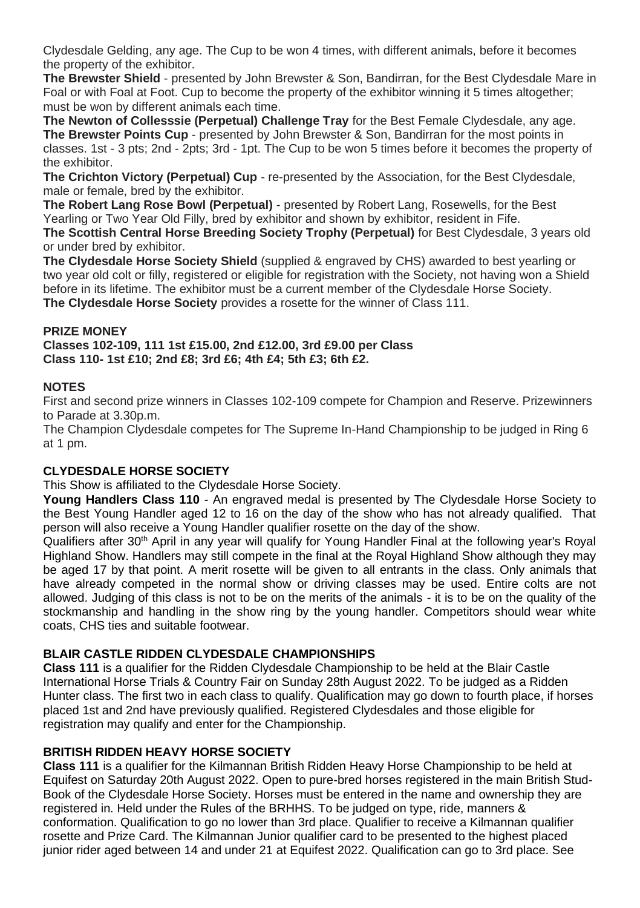Clydesdale Gelding, any age. The Cup to be won 4 times, with different animals, before it becomes the property of the exhibitor.

**The Brewster Shield** - presented by John Brewster & Son, Bandirran, for the Best Clydesdale Mare in Foal or with Foal at Foot. Cup to become the property of the exhibitor winning it 5 times altogether; must be won by different animals each time.

**The Newton of Collesssie (Perpetual) Challenge Tray** for the Best Female Clydesdale, any age.

**The Brewster Points Cup** - presented by John Brewster & Son, Bandirran for the most points in classes. 1st - 3 pts; 2nd - 2pts; 3rd - 1pt. The Cup to be won 5 times before it becomes the property of the exhibitor.

**The Crichton Victory (Perpetual) Cup** - re-presented by the Association, for the Best Clydesdale, male or female, bred by the exhibitor.

**The Robert Lang Rose Bowl (Perpetual)** - presented by Robert Lang, Rosewells, for the Best Yearling or Two Year Old Filly, bred by exhibitor and shown by exhibitor, resident in Fife.

**The Scottish Central Horse Breeding Society Trophy (Perpetual)** for Best Clydesdale, 3 years old or under bred by exhibitor.

**The Clydesdale Horse Society Shield** (supplied & engraved by CHS) awarded to best yearling or two year old colt or filly, registered or eligible for registration with the Society, not having won a Shield before in its lifetime. The exhibitor must be a current member of the Clydesdale Horse Society.

**The Clydesdale Horse Society** provides a rosette for the winner of Class 111.

**PRIZE MONEY**

**Classes 102-109, 111 1st £15.00, 2nd £12.00, 3rd £9.00 per Class**
**Class 110- 1st £10; 2nd £8; 3rd £6; 4th £4; 5th £3; 6th £2.**

**NOTES**

First and second prize winners in Classes 102-109 compete for Champion and Reserve. Prizewinners to Parade at 3.30p.m.

The Champion Clydesdale competes for The Supreme In-Hand Championship to be judged in Ring 6 at 1 pm.

**CLYDESDALE HORSE SOCIETY**

This Show is affiliated to the Clydesdale Horse Society.

**Young Handlers Class 110** - An engraved medal is presented by The Clydesdale Horse Society to the Best Young Handler aged 12 to 16 on the day of the show who has not already qualified. That person will also receive a Young Handler qualifier rosette on the day of the show.

Qualifiers after 30th April in any year will qualify for Young Handler Final at the following year's Royal Highland Show. Handlers may still compete in the final at the Royal Highland Show although they may be aged 17 by that point. A merit rosette will be given to all entrants in the class. Only animals that have already competed in the normal show or driving classes may be used. Entire colts are not allowed. Judging of this class is not to be on the merits of the animals - it is to be on the quality of the stockmanship and handling in the show ring by the young handler. Competitors should wear white coats, CHS ties and suitable footwear.

**BLAIR CASTLE RIDDEN CLYDESDALE CHAMPIONSHIPS**

**Class 111** is a qualifier for the Ridden Clydesdale Championship to be held at the Blair Castle International Horse Trials & Country Fair on Sunday 28th August 2022. To be judged as a Ridden Hunter class. The first two in each class to qualify. Qualification may go down to fourth place, if horses placed 1st and 2nd have previously qualified. Registered Clydesdales and those eligible for registration may qualify and enter for the Championship.

**BRITISH RIDDEN HEAVY HORSE SOCIETY**

**Class 111** is a qualifier for the Kilmannan British Ridden Heavy Horse Championship to be held at Equifest on Saturday 20th August 2022. Open to pure-bred horses registered in the main British Stud-Book of the Clydesdale Horse Society. Horses must be entered in the name and ownership they are registered in. Held under the Rules of the BRHHS. To be judged on type, ride, manners & conformation. Qualification to go no lower than 3rd place. Qualifier to receive a Kilmannan qualifier rosette and Prize Card. The Kilmannan Junior qualifier card to be presented to the highest placed junior rider aged between 14 and under 21 at Equifest 2022. Qualification can go to 3rd place. See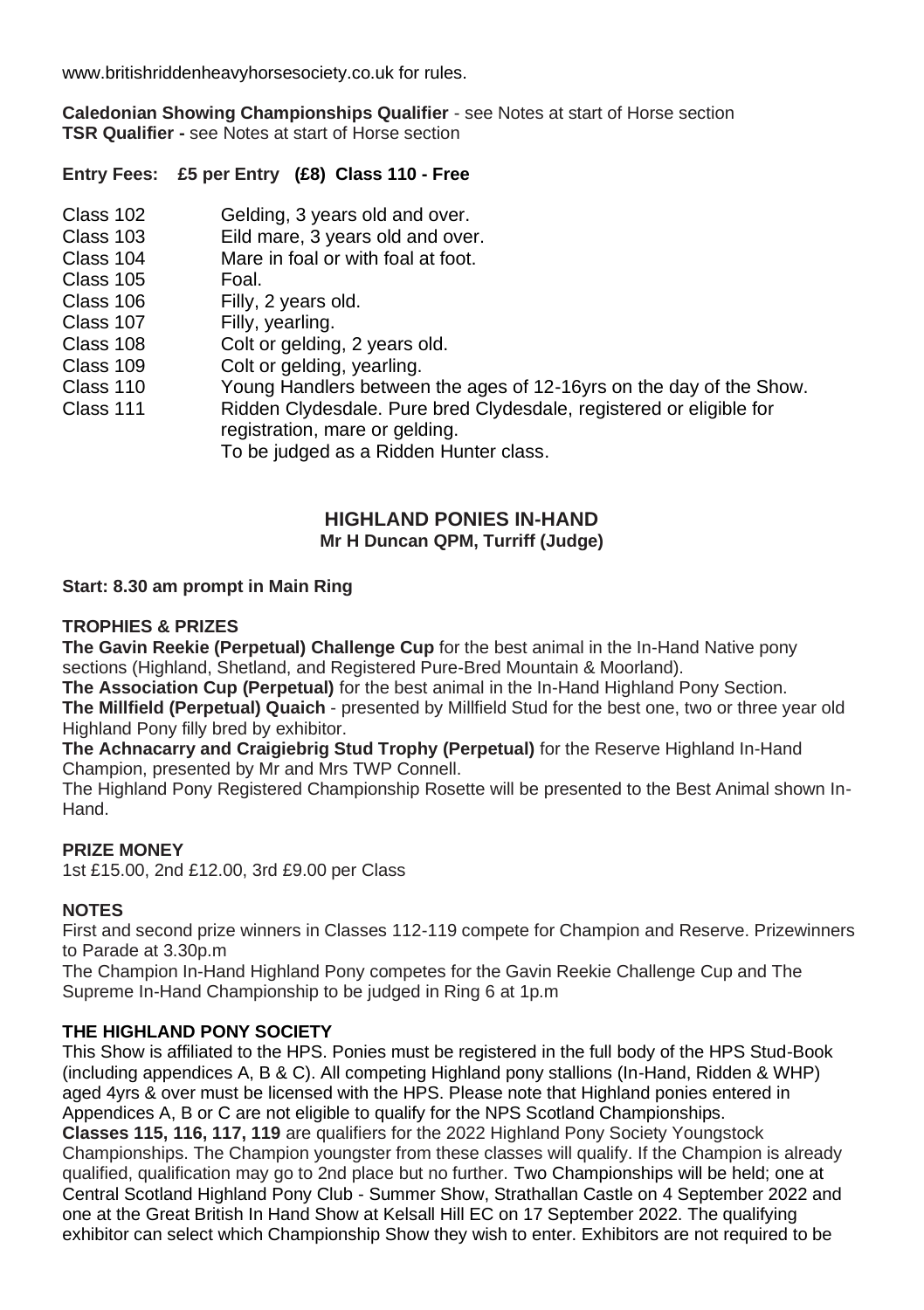www.britishriddenheavyhorsesociety.co.uk for rules.

**Caledonian Showing Championships Qualifier** - see Notes at start of Horse section
**TSR Qualifier -** see Notes at start of Horse section

**Entry Fees: £5 per Entry (£8) Class 110 - Free**

| | |
|---|---|
| Class 102 | Gelding, 3 years old and over. |
| Class 103 | Eild mare, 3 years old and over. |
| Class 104 | Mare in foal or with foal at foot. |
| Class 105 | Foal. |
| Class 106 | Filly, 2 years old. |
| Class 107 | Filly, yearling. |
| Class 108 | Colt or gelding, 2 years old. |
| Class 109 | Colt or gelding, yearling. |
| Class 110 | Young Handlers between the ages of 12-16yrs on the day of the Show. |
| Class 111 | Ridden Clydesdale. Pure bred Clydesdale, registered or eligible for registration, mare or gelding. To be judged as a Ridden Hunter class. |

## HIGHLAND PONIES IN-HAND

**Mr H Duncan QPM, Turriff (Judge)**

**Start: 8.30 am prompt in Main Ring**

### TROPHIES & PRIZES

**The Gavin Reekie (Perpetual) Challenge Cup** for the best animal in the In-Hand Native pony sections (Highland, Shetland, and Registered Pure-Bred Mountain & Moorland).

**The Association Cup (Perpetual)** for the best animal in the In-Hand Highland Pony Section.

**The Millfield (Perpetual) Quaich** - presented by Millfield Stud for the best one, two or three year old Highland Pony filly bred by exhibitor.

**The Achnacarry and Craigiebrig Stud Trophy (Perpetual)** for the Reserve Highland In-Hand Champion, presented by Mr and Mrs TWP Connell.

The Highland Pony Registered Championship Rosette will be presented to the Best Animal shown In-Hand.

### PRIZE MONEY

1st £15.00, 2nd £12.00, 3rd £9.00 per Class

### NOTES

First and second prize winners in Classes 112-119 compete for Champion and Reserve. Prizewinners to Parade at 3.30p.m

The Champion In-Hand Highland Pony competes for the Gavin Reekie Challenge Cup and The Supreme In-Hand Championship to be judged in Ring 6 at 1p.m

### THE HIGHLAND PONY SOCIETY

This Show is affiliated to the HPS. Ponies must be registered in the full body of the HPS Stud-Book (including appendices A, B & C). All competing Highland pony stallions (In-Hand, Ridden & WHP) aged 4yrs & over must be licensed with the HPS. Please note that Highland ponies entered in Appendices A, B or C are not eligible to qualify for the NPS Scotland Championships.

**Classes 115, 116, 117, 119** are qualifiers for the 2022 Highland Pony Society Youngstock Championships. The Champion youngster from these classes will qualify. If the Champion is already qualified, qualification may go to 2nd place but no further. Two Championships will be held; one at Central Scotland Highland Pony Club - Summer Show, Strathallan Castle on 4 September 2022 and one at the Great British In Hand Show at Kelsall Hill EC on 17 September 2022. The qualifying exhibitor can select which Championship Show they wish to enter. Exhibitors are not required to be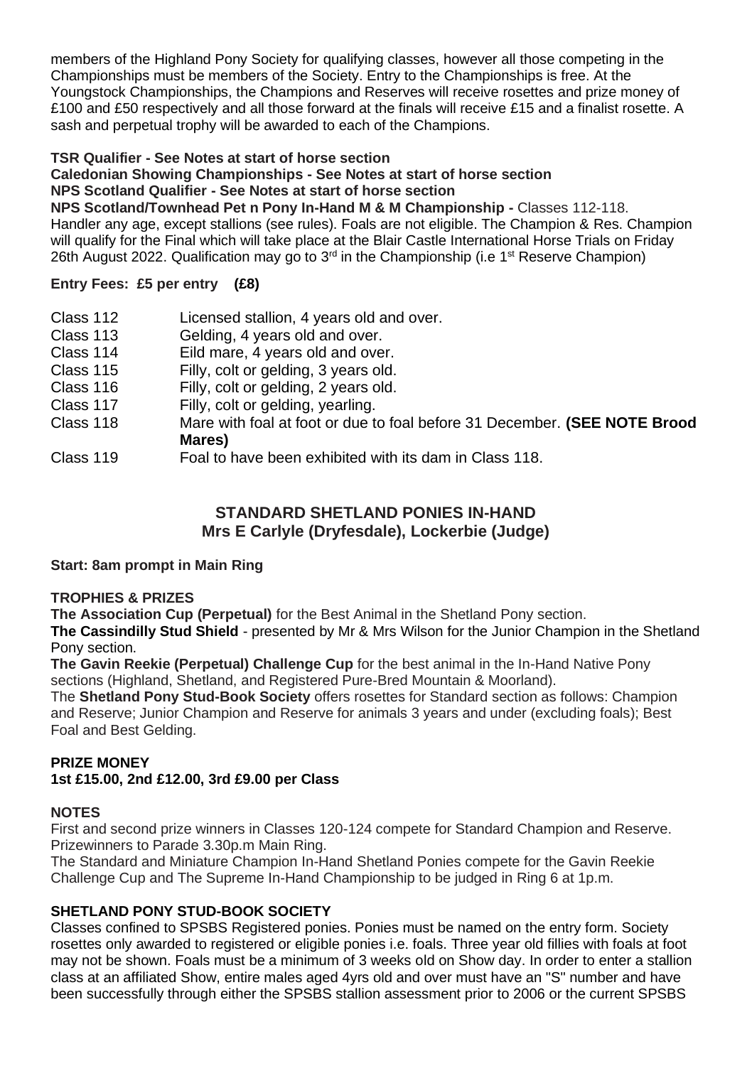members of the Highland Pony Society for qualifying classes, however all those competing in the Championships must be members of the Society. Entry to the Championships is free. At the Youngstock Championships, the Champions and Reserves will receive rosettes and prize money of £100 and £50 respectively and all those forward at the finals will receive £15 and a finalist rosette. A sash and perpetual trophy will be awarded to each of the Champions.

**TSR Qualifier - See Notes at start of horse section**
**Caledonian Showing Championships - See Notes at start of horse section**
**NPS Scotland Qualifier - See Notes at start of horse section**
**NPS Scotland/Townhead Pet n Pony In-Hand M & M Championship -** Classes 112-118. Handler any age, except stallions (see rules). Foals are not eligible. The Champion & Res. Champion will qualify for the Final which will take place at the Blair Castle International Horse Trials on Friday 26th August 2022. Qualification may go to 3rd in the Championship (i.e 1st Reserve Champion)

**Entry Fees: £5 per entry (£8)**

| | |
|---|---|
| Class 112 | Licensed stallion, 4 years old and over. |
| Class 113 | Gelding, 4 years old and over. |
| Class 114 | Eild mare, 4 years old and over. |
| Class 115 | Filly, colt or gelding, 3 years old. |
| Class 116 | Filly, colt or gelding, 2 years old. |
| Class 117 | Filly, colt or gelding, yearling. |
| Class 118 | Mare with foal at foot or due to foal before 31 December. **(SEE NOTE Brood Mares)** |
| Class 119 | Foal to have been exhibited with its dam in Class 118. |

## STANDARD SHETLAND PONIES IN-HAND
## Mrs E Carlyle (Dryfesdale), Lockerbie (Judge)

**Start: 8am prompt in Main Ring**

**TROPHIES & PRIZES**

**The Association Cup (Perpetual)** for the Best Animal in the Shetland Pony section.
**The Cassindilly Stud Shield** - presented by Mr & Mrs Wilson for the Junior Champion in the Shetland Pony section.
**The Gavin Reekie (Perpetual) Challenge Cup** for the best animal in the In-Hand Native Pony sections (Highland, Shetland, and Registered Pure-Bred Mountain & Moorland).
The **Shetland Pony Stud-Book Society** offers rosettes for Standard section as follows: Champion and Reserve; Junior Champion and Reserve for animals 3 years and under (excluding foals); Best Foal and Best Gelding.

**PRIZE MONEY**
**1st £15.00, 2nd £12.00, 3rd £9.00 per Class**

**NOTES**

First and second prize winners in Classes 120-124 compete for Standard Champion and Reserve. Prizewinners to Parade 3.30p.m Main Ring.
The Standard and Miniature Champion In-Hand Shetland Ponies compete for the Gavin Reekie Challenge Cup and The Supreme In-Hand Championship to be judged in Ring 6 at 1p.m.

**SHETLAND PONY STUD-BOOK SOCIETY**

Classes confined to SPSBS Registered ponies. Ponies must be named on the entry form. Society rosettes only awarded to registered or eligible ponies i.e. foals. Three year old fillies with foals at foot may not be shown. Foals must be a minimum of 3 weeks old on Show day. In order to enter a stallion class at an affiliated Show, entire males aged 4yrs old and over must have an "S" number and have been successfully through either the SPSBS stallion assessment prior to 2006 or the current SPSBS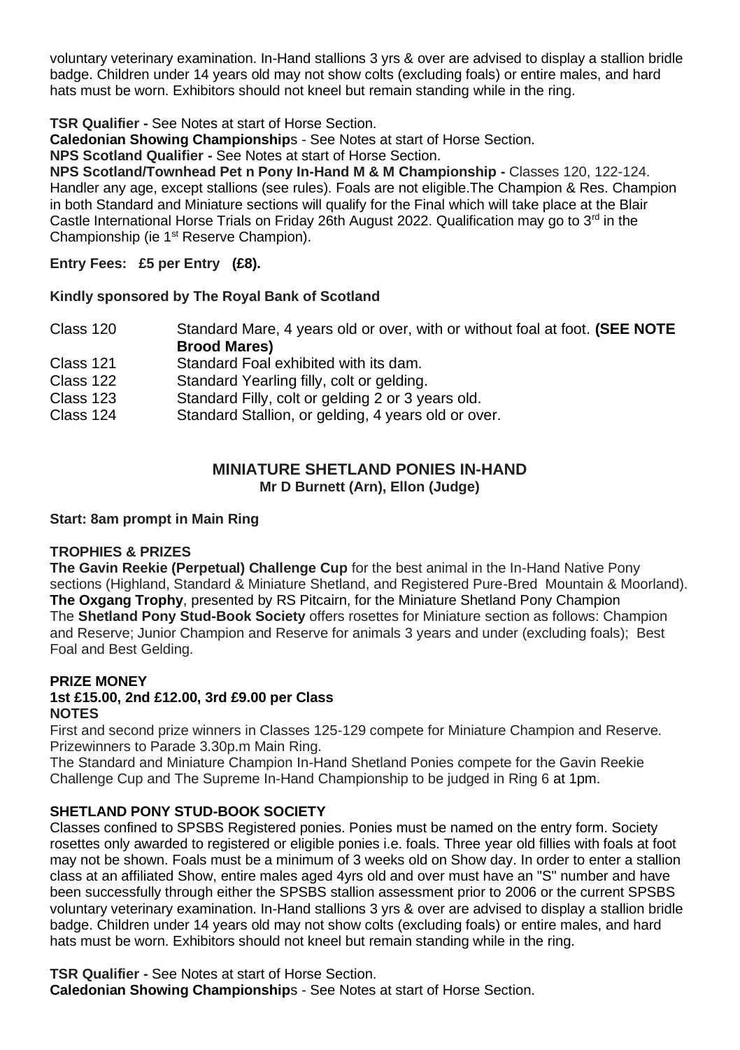voluntary veterinary examination. In-Hand stallions 3 yrs & over are advised to display a stallion bridle badge. Children under 14 years old may not show colts (excluding foals) or entire males, and hard hats must be worn. Exhibitors should not kneel but remain standing while in the ring.

**TSR Qualifier -** See Notes at start of Horse Section.
**Caledonian Showing Championship**s - See Notes at start of Horse Section.
**NPS Scotland Qualifier -** See Notes at start of Horse Section.
**NPS Scotland/Townhead Pet n Pony In-Hand M & M Championship -** Classes 120, 122-124. Handler any age, except stallions (see rules). Foals are not eligible.The Champion & Res. Champion in both Standard and Miniature sections will qualify for the Final which will take place at the Blair Castle International Horse Trials on Friday 26th August 2022. Qualification may go to 3rd in the Championship (ie 1st Reserve Champion).

**Entry Fees: £5 per Entry (£8).**

**Kindly sponsored by The Royal Bank of Scotland**

Class 120 Standard Mare, 4 years old or over, with or without foal at foot. **(SEE NOTE Brood Mares)**
Class 121 Standard Foal exhibited with its dam.
Class 122 Standard Yearling filly, colt or gelding.
Class 123 Standard Filly, colt or gelding 2 or 3 years old.
Class 124 Standard Stallion, or gelding, 4 years old or over.

## MINIATURE SHETLAND PONIES IN-HAND

**Mr D Burnett (Arn), Ellon (Judge)**

**Start: 8am prompt in Main Ring**

**TROPHIES & PRIZES**

**The Gavin Reekie (Perpetual) Challenge Cup** for the best animal in the In-Hand Native Pony sections (Highland, Standard & Miniature Shetland, and Registered Pure-Bred Mountain & Moorland).
**The Oxgang Trophy**, presented by RS Pitcairn, for the Miniature Shetland Pony Champion
The **Shetland Pony Stud-Book Society** offers rosettes for Miniature section as follows: Champion and Reserve; Junior Champion and Reserve for animals 3 years and under (excluding foals); Best Foal and Best Gelding.

**PRIZE MONEY**
**1st £15.00, 2nd £12.00, 3rd £9.00 per Class**
**NOTES**

First and second prize winners in Classes 125-129 compete for Miniature Champion and Reserve. Prizewinners to Parade 3.30p.m Main Ring.
The Standard and Miniature Champion In-Hand Shetland Ponies compete for the Gavin Reekie Challenge Cup and The Supreme In-Hand Championship to be judged in Ring 6 at 1pm.

**SHETLAND PONY STUD-BOOK SOCIETY**

Classes confined to SPSBS Registered ponies. Ponies must be named on the entry form. Society rosettes only awarded to registered or eligible ponies i.e. foals. Three year old fillies with foals at foot may not be shown. Foals must be a minimum of 3 weeks old on Show day. In order to enter a stallion class at an affiliated Show, entire males aged 4yrs old and over must have an "S" number and have been successfully through either the SPSBS stallion assessment prior to 2006 or the current SPSBS voluntary veterinary examination. In-Hand stallions 3 yrs & over are advised to display a stallion bridle badge. Children under 14 years old may not show colts (excluding foals) or entire males, and hard hats must be worn. Exhibitors should not kneel but remain standing while in the ring.

**TSR Qualifier -** See Notes at start of Horse Section.
**Caledonian Showing Championship**s - See Notes at start of Horse Section.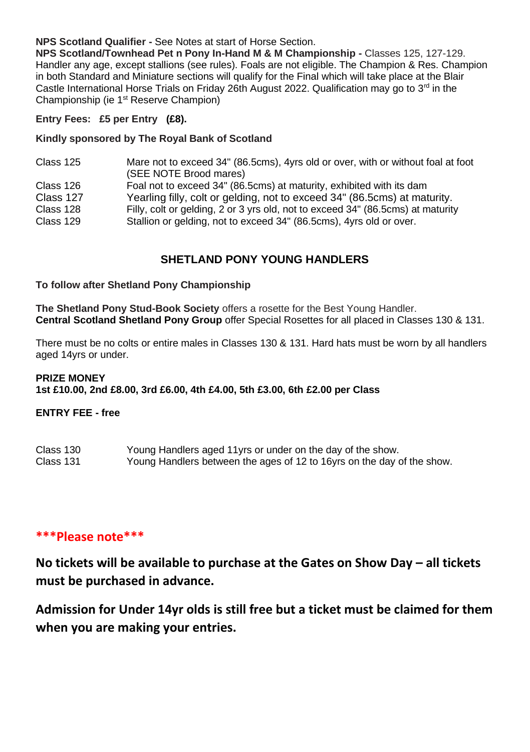**NPS Scotland Qualifier -** See Notes at start of Horse Section.
**NPS Scotland/Townhead Pet n Pony In-Hand M & M Championship -** Classes 125, 127-129. Handler any age, except stallions (see rules). Foals are not eligible. The Champion & Res. Champion in both Standard and Miniature sections will qualify for the Final which will take place at the Blair Castle International Horse Trials on Friday 26th August 2022. Qualification may go to 3rd in the Championship (ie 1st Reserve Champion)

**Entry Fees: £5 per Entry (£8).**

**Kindly sponsored by The Royal Bank of Scotland**

| | |
|---|---|
| Class 125 | Mare not to exceed 34" (86.5cms), 4yrs old or over, with or without foal at foot (SEE NOTE Brood mares) |
| Class 126 | Foal not to exceed 34" (86.5cms) at maturity, exhibited with its dam |
| Class 127 | Yearling filly, colt or gelding, not to exceed 34" (86.5cms) at maturity. |
| Class 128 | Filly, colt or gelding, 2 or 3 yrs old, not to exceed 34" (86.5cms) at maturity |
| Class 129 | Stallion or gelding, not to exceed 34" (86.5cms), 4yrs old or over. |

## SHETLAND PONY YOUNG HANDLERS

**To follow after Shetland Pony Championship**

**The Shetland Pony Stud-Book Society** offers a rosette for the Best Young Handler.
**Central Scotland Shetland Pony Group** offer Special Rosettes for all placed in Classes 130 & 131.

There must be no colts or entire males in Classes 130 & 131. Hard hats must be worn by all handlers aged 14yrs or under.

**PRIZE MONEY**
**1st £10.00, 2nd £8.00, 3rd £6.00, 4th £4.00, 5th £3.00, 6th £2.00 per Class**

**ENTRY FEE - free**

| | |
|---|---|
| Class 130 | Young Handlers aged 11yrs or under on the day of the show. |
| Class 131 | Young Handlers between the ages of 12 to 16yrs on the day of the show. |

**\*\*\*Please note\*\*\***

**No tickets will be available to purchase at the Gates on Show Day – all tickets must be purchased in advance.**

**Admission for Under 14yr olds is still free but a ticket must be claimed for them when you are making your entries.**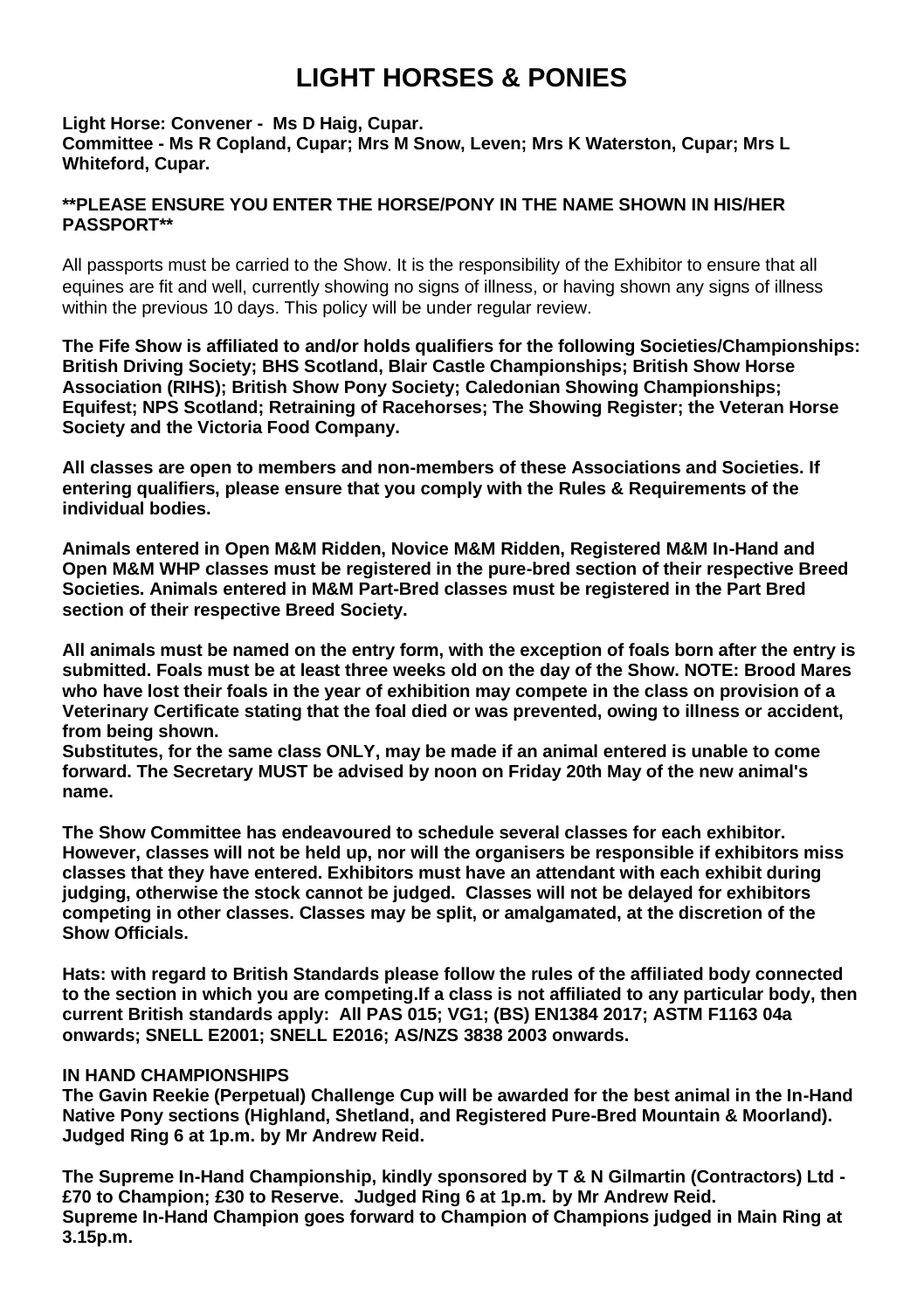# LIGHT HORSES & PONIES

**Light Horse: Convener - Ms D Haig, Cupar.**
**Committee - Ms R Copland, Cupar; Mrs M Snow, Leven; Mrs K Waterston, Cupar; Mrs L Whiteford, Cupar.**

**\*\*PLEASE ENSURE YOU ENTER THE HORSE/PONY IN THE NAME SHOWN IN HIS/HER PASSPORT\*\***

All passports must be carried to the Show. It is the responsibility of the Exhibitor to ensure that all equines are fit and well, currently showing no signs of illness, or having shown any signs of illness within the previous 10 days. This policy will be under regular review.

**The Fife Show is affiliated to and/or holds qualifiers for the following Societies/Championships: British Driving Society; BHS Scotland, Blair Castle Championships; British Show Horse Association (RIHS); British Show Pony Society; Caledonian Showing Championships; Equifest; NPS Scotland; Retraining of Racehorses; The Showing Register; the Veteran Horse Society and the Victoria Food Company.**

**All classes are open to members and non-members of these Associations and Societies. If entering qualifiers, please ensure that you comply with the Rules & Requirements of the individual bodies.**

**Animals entered in Open M&M Ridden, Novice M&M Ridden, Registered M&M In-Hand and Open M&M WHP classes must be registered in the pure-bred section of their respective Breed Societies. Animals entered in M&M Part-Bred classes must be registered in the Part Bred section of their respective Breed Society.**

**All animals must be named on the entry form, with the exception of foals born after the entry is submitted. Foals must be at least three weeks old on the day of the Show. NOTE: Brood Mares who have lost their foals in the year of exhibition may compete in the class on provision of a Veterinary Certificate stating that the foal died or was prevented, owing to illness or accident, from being shown.**
**Substitutes, for the same class ONLY, may be made if an animal entered is unable to come forward. The Secretary MUST be advised by noon on Friday 20th May of the new animal's name.**

**The Show Committee has endeavoured to schedule several classes for each exhibitor. However, classes will not be held up, nor will the organisers be responsible if exhibitors miss classes that they have entered. Exhibitors must have an attendant with each exhibit during judging, otherwise the stock cannot be judged. Classes will not be delayed for exhibitors competing in other classes. Classes may be split, or amalgamated, at the discretion of the Show Officials.**

**Hats: with regard to British Standards please follow the rules of the affiliated body connected to the section in which you are competing.If a class is not affiliated to any particular body, then current British standards apply: All PAS 015; VG1; (BS) EN1384 2017; ASTM F1163 04a onwards; SNELL E2001; SNELL E2016; AS/NZS 3838 2003 onwards.**

**IN HAND CHAMPIONSHIPS**
**The Gavin Reekie (Perpetual) Challenge Cup will be awarded for the best animal in the In-Hand Native Pony sections (Highland, Shetland, and Registered Pure-Bred Mountain & Moorland). Judged Ring 6 at 1p.m. by Mr Andrew Reid.**

**The Supreme In-Hand Championship, kindly sponsored by T & N Gilmartin (Contractors) Ltd - £70 to Champion; £30 to Reserve. Judged Ring 6 at 1p.m. by Mr Andrew Reid.**
**Supreme In-Hand Champion goes forward to Champion of Champions judged in Main Ring at 3.15p.m.**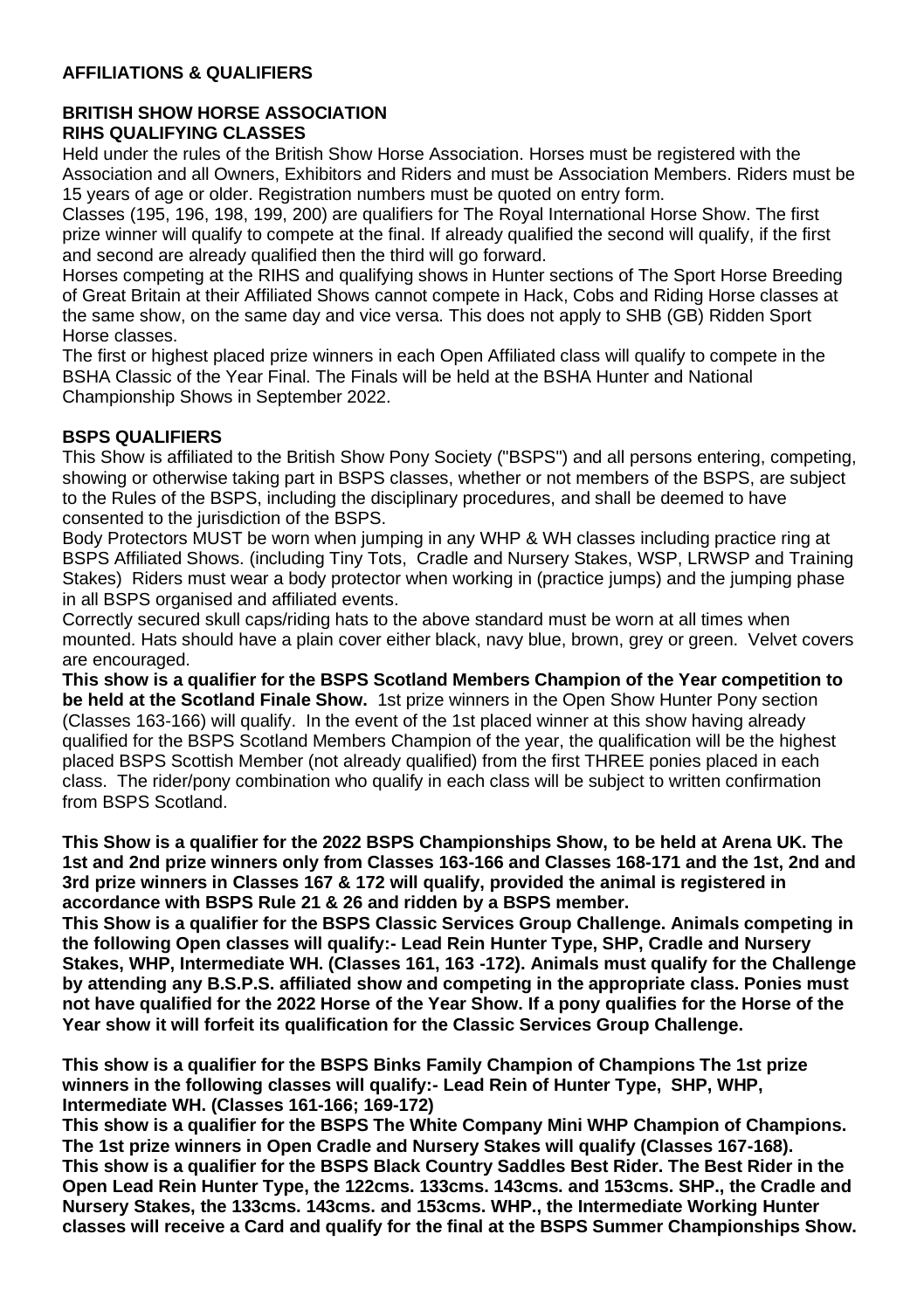## AFFILIATIONS & QUALIFIERS

### BRITISH SHOW HORSE ASSOCIATION
### RIHS QUALIFYING CLASSES

Held under the rules of the British Show Horse Association. Horses must be registered with the Association and all Owners, Exhibitors and Riders and must be Association Members. Riders must be 15 years of age or older. Registration numbers must be quoted on entry form.

Classes (195, 196, 198, 199, 200) are qualifiers for The Royal International Horse Show. The first prize winner will qualify to compete at the final. If already qualified the second will qualify, if the first and second are already qualified then the third will go forward.

Horses competing at the RIHS and qualifying shows in Hunter sections of The Sport Horse Breeding of Great Britain at their Affiliated Shows cannot compete in Hack, Cobs and Riding Horse classes at the same show, on the same day and vice versa. This does not apply to SHB (GB) Ridden Sport Horse classes.

The first or highest placed prize winners in each Open Affiliated class will qualify to compete in the BSHA Classic of the Year Final. The Finals will be held at the BSHA Hunter and National Championship Shows in September 2022.

### BSPS QUALIFIERS

This Show is affiliated to the British Show Pony Society ("BSPS") and all persons entering, competing, showing or otherwise taking part in BSPS classes, whether or not members of the BSPS, are subject to the Rules of the BSPS, including the disciplinary procedures, and shall be deemed to have consented to the jurisdiction of the BSPS.

Body Protectors MUST be worn when jumping in any WHP & WH classes including practice ring at BSPS Affiliated Shows. (including Tiny Tots, Cradle and Nursery Stakes, WSP, LRWSP and Training Stakes) Riders must wear a body protector when working in (practice jumps) and the jumping phase in all BSPS organised and affiliated events.

Correctly secured skull caps/riding hats to the above standard must be worn at all times when mounted. Hats should have a plain cover either black, navy blue, brown, grey or green. Velvet covers are encouraged.

**This show is a qualifier for the BSPS Scotland Members Champion of the Year competition to be held at the Scotland Finale Show.** 1st prize winners in the Open Show Hunter Pony section (Classes 163-166) will qualify. In the event of the 1st placed winner at this show having already qualified for the BSPS Scotland Members Champion of the year, the qualification will be the highest placed BSPS Scottish Member (not already qualified) from the first THREE ponies placed in each class. The rider/pony combination who qualify in each class will be subject to written confirmation from BSPS Scotland.

**This Show is a qualifier for the 2022 BSPS Championships Show, to be held at Arena UK. The 1st and 2nd prize winners only from Classes 163-166 and Classes 168-171 and the 1st, 2nd and 3rd prize winners in Classes 167 & 172 will qualify, provided the animal is registered in accordance with BSPS Rule 21 & 26 and ridden by a BSPS member.**

**This Show is a qualifier for the BSPS Classic Services Group Challenge. Animals competing in the following Open classes will qualify:- Lead Rein Hunter Type, SHP, Cradle and Nursery Stakes, WHP, Intermediate WH. (Classes 161, 163 -172). Animals must qualify for the Challenge by attending any B.S.P.S. affiliated show and competing in the appropriate class. Ponies must not have qualified for the 2022 Horse of the Year Show. If a pony qualifies for the Horse of the Year show it will forfeit its qualification for the Classic Services Group Challenge.**

**This show is a qualifier for the BSPS Binks Family Champion of Champions The 1st prize winners in the following classes will qualify:- Lead Rein of Hunter Type, SHP, WHP, Intermediate WH. (Classes 161-166; 169-172)**

**This show is a qualifier for the BSPS The White Company Mini WHP Champion of Champions. The 1st prize winners in Open Cradle and Nursery Stakes will qualify (Classes 167-168).**

**This show is a qualifier for the BSPS Black Country Saddles Best Rider. The Best Rider in the Open Lead Rein Hunter Type, the 122cms. 133cms. 143cms. and 153cms. SHP., the Cradle and Nursery Stakes, the 133cms. 143cms. and 153cms. WHP., the Intermediate Working Hunter classes will receive a Card and qualify for the final at the BSPS Summer Championships Show.**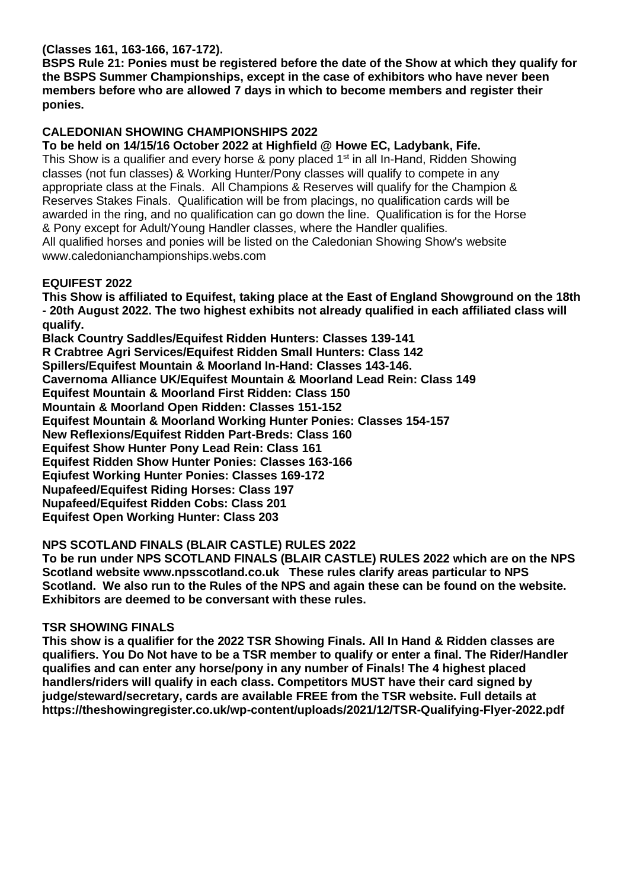**(Classes 161, 163-166, 167-172).**

**BSPS Rule 21: Ponies must be registered before the date of the Show at which they qualify for the BSPS Summer Championships, except in the case of exhibitors who have never been members before who are allowed 7 days in which to become members and register their ponies.**

## CALEDONIAN SHOWING CHAMPIONSHIPS 2022

**To be held on 14/15/16 October 2022 at Highfield @ Howe EC, Ladybank, Fife.**

This Show is a qualifier and every horse & pony placed 1st in all In-Hand, Ridden Showing classes (not fun classes) & Working Hunter/Pony classes will qualify to compete in any appropriate class at the Finals. All Champions & Reserves will qualify for the Champion & Reserves Stakes Finals. Qualification will be from placings, no qualification cards will be awarded in the ring, and no qualification can go down the line. Qualification is for the Horse & Pony except for Adult/Young Handler classes, where the Handler qualifies.

All qualified horses and ponies will be listed on the Caledonian Showing Show's website www.caledonianchampionships.webs.com

## EQUIFEST 2022

**This Show is affiliated to Equifest, taking place at the East of England Showground on the 18th - 20th August 2022. The two highest exhibits not already qualified in each affiliated class will qualify.**

**Black Country Saddles/Equifest Ridden Hunters: Classes 139-141**
**R Crabtree Agri Services/Equifest Ridden Small Hunters: Class 142**
**Spillers/Equifest Mountain & Moorland In-Hand: Classes 143-146.**
**Cavernoma Alliance UK/Equifest Mountain & Moorland Lead Rein: Class 149**
**Equifest Mountain & Moorland First Ridden: Class 150**
**Mountain & Moorland Open Ridden: Classes 151-152**
**Equifest Mountain & Moorland Working Hunter Ponies: Classes 154-157**
**New Reflexions/Equifest Ridden Part-Breds: Class 160**
**Equifest Show Hunter Pony Lead Rein: Class 161**
**Equifest Ridden Show Hunter Ponies: Classes 163-166**
**Eqiufest Working Hunter Ponies: Classes 169-172**
**Nupafeed/Equifest Riding Horses: Class 197**
**Nupafeed/Equifest Ridden Cobs: Class 201**
**Equifest Open Working Hunter: Class 203**

## NPS SCOTLAND FINALS (BLAIR CASTLE) RULES 2022

**To be run under NPS SCOTLAND FINALS (BLAIR CASTLE) RULES 2022 which are on the NPS Scotland website www.npsscotland.co.uk These rules clarify areas particular to NPS Scotland. We also run to the Rules of the NPS and again these can be found on the website. Exhibitors are deemed to be conversant with these rules.**

## TSR SHOWING FINALS

**This show is a qualifier for the 2022 TSR Showing Finals. All In Hand & Ridden classes are qualifiers. You Do Not have to be a TSR member to qualify or enter a final. The Rider/Handler qualifies and can enter any horse/pony in any number of Finals! The 4 highest placed handlers/riders will qualify in each class. Competitors MUST have their card signed by judge/steward/secretary, cards are available FREE from the TSR website. Full details at https://theshowingregister.co.uk/wp-content/uploads/2021/12/TSR-Qualifying-Flyer-2022.pdf**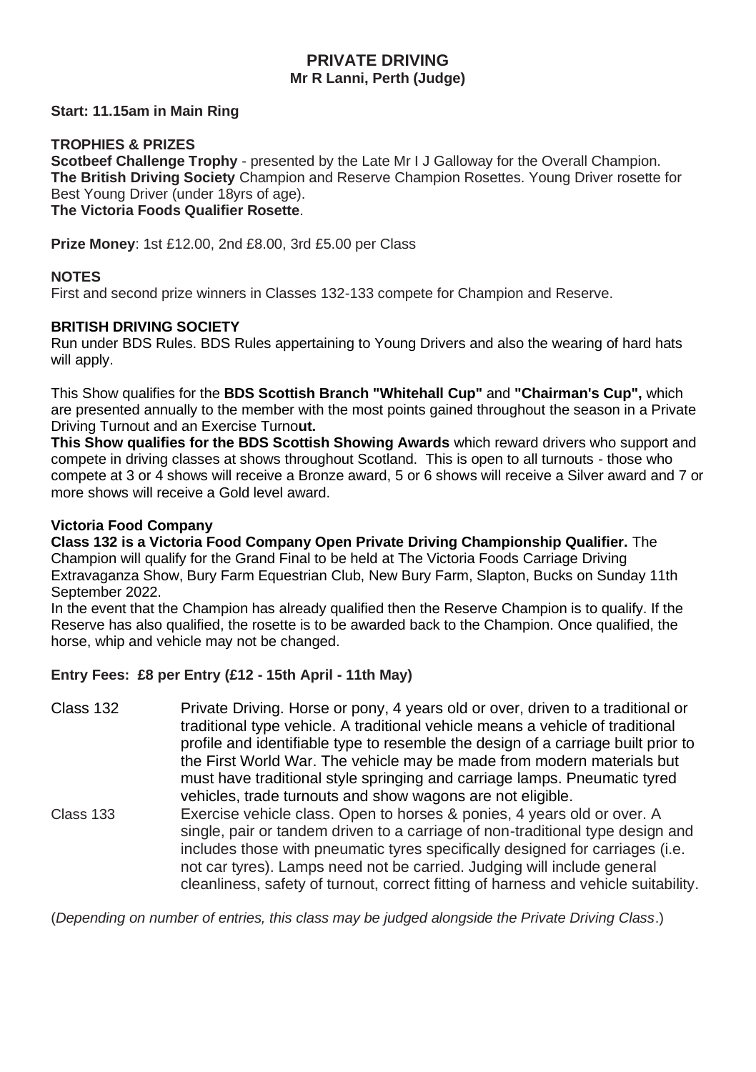# PRIVATE DRIVING
**Mr R Lanni, Perth (Judge)**

**Start: 11.15am in Main Ring**

**TROPHIES & PRIZES**

**Scotbeef Challenge Trophy** - presented by the Late Mr I J Galloway for the Overall Champion.
**The British Driving Society** Champion and Reserve Champion Rosettes. Young Driver rosette for Best Young Driver (under 18yrs of age).
**The Victoria Foods Qualifier Rosette**.

**Prize Money**: 1st £12.00, 2nd £8.00, 3rd £5.00 per Class

**NOTES**

First and second prize winners in Classes 132-133 compete for Champion and Reserve.

**BRITISH DRIVING SOCIETY**

Run under BDS Rules. BDS Rules appertaining to Young Drivers and also the wearing of hard hats will apply.

This Show qualifies for the **BDS Scottish Branch "Whitehall Cup"** and **"Chairman's Cup",** which are presented annually to the member with the most points gained throughout the season in a Private Driving Turnout and an Exercise Turno**ut.**
**This Show qualifies for the BDS Scottish Showing Awards** which reward drivers who support and compete in driving classes at shows throughout Scotland. This is open to all turnouts - those who compete at 3 or 4 shows will receive a Bronze award, 5 or 6 shows will receive a Silver award and 7 or more shows will receive a Gold level award.

**Victoria Food Company**

**Class 132 is a Victoria Food Company Open Private Driving Championship Qualifier.** The Champion will qualify for the Grand Final to be held at The Victoria Foods Carriage Driving Extravaganza Show, Bury Farm Equestrian Club, New Bury Farm, Slapton, Bucks on Sunday 11th September 2022.
In the event that the Champion has already qualified then the Reserve Champion is to qualify. If the Reserve has also qualified, the rosette is to be awarded back to the Champion. Once qualified, the horse, whip and vehicle may not be changed.

**Entry Fees: £8 per Entry (£12 - 15th April - 11th May)**

Class 132 Private Driving. Horse or pony, 4 years old or over, driven to a traditional or traditional type vehicle. A traditional vehicle means a vehicle of traditional profile and identifiable type to resemble the design of a carriage built prior to the First World War. The vehicle may be made from modern materials but must have traditional style springing and carriage lamps. Pneumatic tyred vehicles, trade turnouts and show wagons are not eligible.

Class 133 Exercise vehicle class. Open to horses & ponies, 4 years old or over. A single, pair or tandem driven to a carriage of non-traditional type design and includes those with pneumatic tyres specifically designed for carriages (i.e. not car tyres). Lamps need not be carried. Judging will include general cleanliness, safety of turnout, correct fitting of harness and vehicle suitability.

(*Depending on number of entries, this class may be judged alongside the Private Driving Class*.)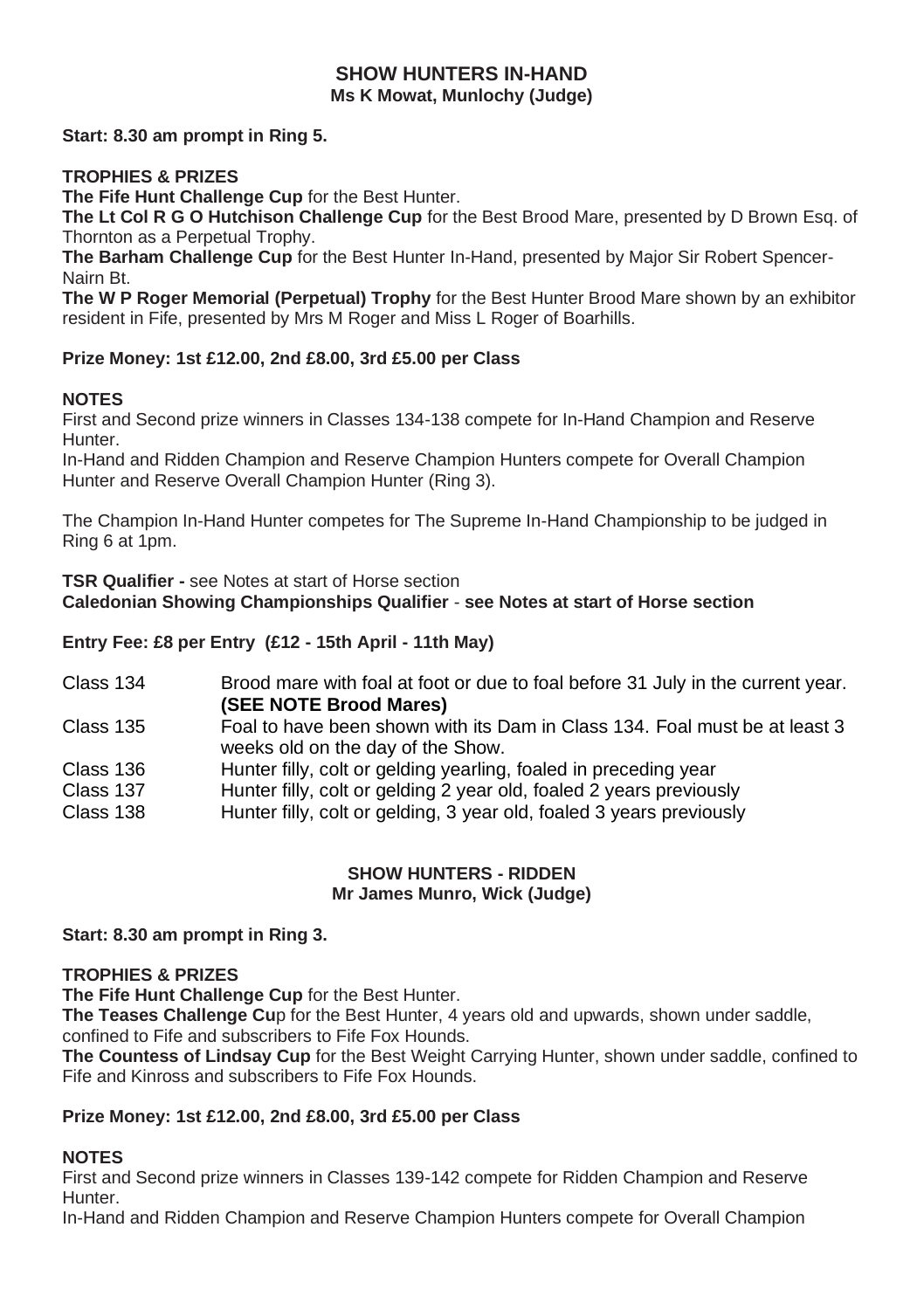## SHOW HUNTERS IN-HAND

**Ms K Mowat, Munlochy (Judge)**

**Start: 8.30 am prompt in Ring 5.**

**TROPHIES & PRIZES**

**The Fife Hunt Challenge Cup** for the Best Hunter.

**The Lt Col R G O Hutchison Challenge Cup** for the Best Brood Mare, presented by D Brown Esq. of Thornton as a Perpetual Trophy.

**The Barham Challenge Cup** for the Best Hunter In-Hand, presented by Major Sir Robert Spencer-Nairn Bt.

**The W P Roger Memorial (Perpetual) Trophy** for the Best Hunter Brood Mare shown by an exhibitor resident in Fife, presented by Mrs M Roger and Miss L Roger of Boarhills.

**Prize Money: 1st £12.00, 2nd £8.00, 3rd £5.00 per Class**

**NOTES**

First and Second prize winners in Classes 134-138 compete for In-Hand Champion and Reserve Hunter.

In-Hand and Ridden Champion and Reserve Champion Hunters compete for Overall Champion Hunter and Reserve Overall Champion Hunter (Ring 3).

The Champion In-Hand Hunter competes for The Supreme In-Hand Championship to be judged in Ring 6 at 1pm.

**TSR Qualifier -** see Notes at start of Horse section

**Caledonian Showing Championships Qualifier** - **see Notes at start of Horse section**

**Entry Fee: £8 per Entry (£12 - 15th April - 11th May)**

Class 134 Brood mare with foal at foot or due to foal before 31 July in the current year. **(SEE NOTE Brood Mares)**

Class 135 Foal to have been shown with its Dam in Class 134. Foal must be at least 3 weeks old on the day of the Show.

Class 136 Hunter filly, colt or gelding yearling, foaled in preceding year

Class 137 Hunter filly, colt or gelding 2 year old, foaled 2 years previously

Class 138 Hunter filly, colt or gelding, 3 year old, foaled 3 years previously

## SHOW HUNTERS - RIDDEN

**Mr James Munro, Wick (Judge)**

**Start: 8.30 am prompt in Ring 3.**

**TROPHIES & PRIZES**

**The Fife Hunt Challenge Cup** for the Best Hunter.

**The Teases Challenge Cu**p for the Best Hunter, 4 years old and upwards, shown under saddle, confined to Fife and subscribers to Fife Fox Hounds.

**The Countess of Lindsay Cup** for the Best Weight Carrying Hunter, shown under saddle, confined to Fife and Kinross and subscribers to Fife Fox Hounds.

**Prize Money: 1st £12.00, 2nd £8.00, 3rd £5.00 per Class**

**NOTES**

First and Second prize winners in Classes 139-142 compete for Ridden Champion and Reserve Hunter.

In-Hand and Ridden Champion and Reserve Champion Hunters compete for Overall Champion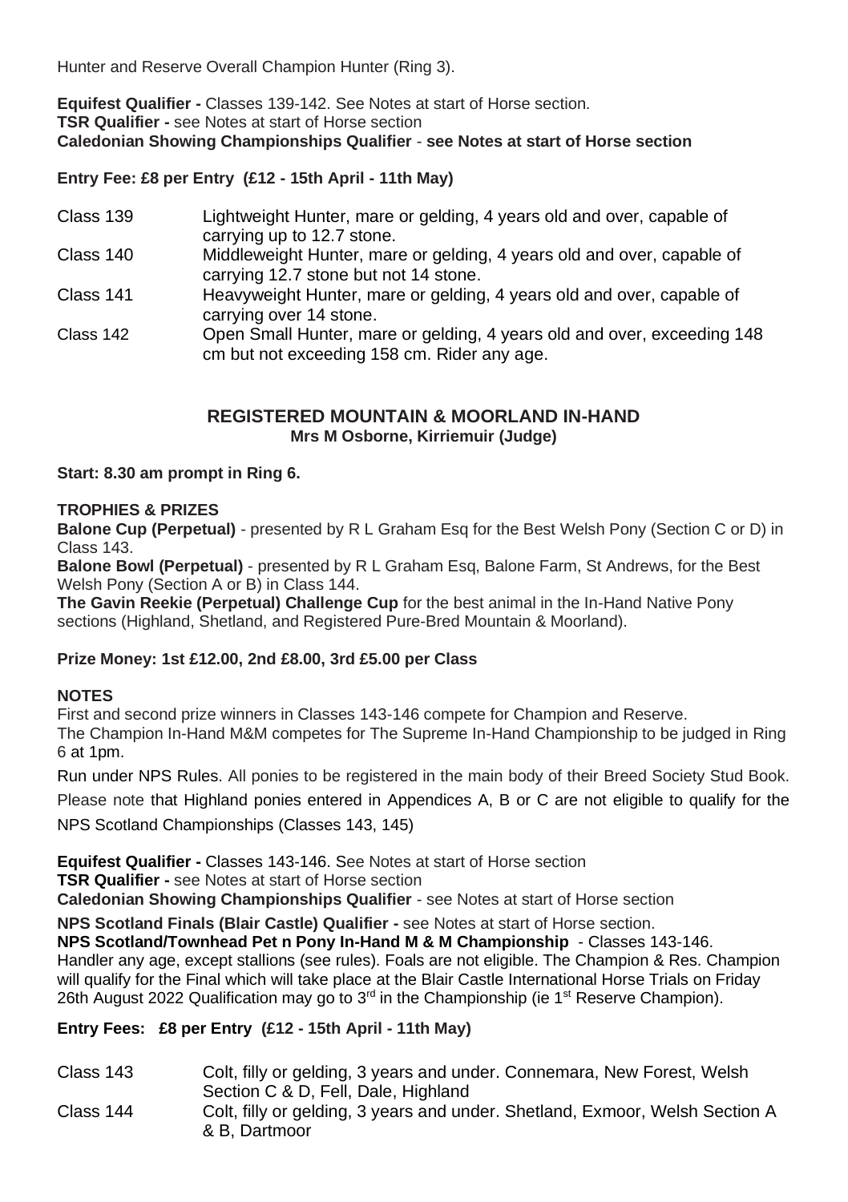Hunter and Reserve Overall Champion Hunter (Ring 3).

**Equifest Qualifier -** Classes 139-142. See Notes at start of Horse section.
**TSR Qualifier -** see Notes at start of Horse section
**Caledonian Showing Championships Qualifier** - **see Notes at start of Horse section**

**Entry Fee: £8 per Entry (£12 - 15th April - 11th May)**

| | |
|---|---|
| Class 139 | Lightweight Hunter, mare or gelding, 4 years old and over, capable of carrying up to 12.7 stone. |
| Class 140 | Middleweight Hunter, mare or gelding, 4 years old and over, capable of carrying 12.7 stone but not 14 stone. |
| Class 141 | Heavyweight Hunter, mare or gelding, 4 years old and over, capable of carrying over 14 stone. |
| Class 142 | Open Small Hunter, mare or gelding, 4 years old and over, exceeding 148 cm but not exceeding 158 cm. Rider any age. |

## REGISTERED MOUNTAIN & MOORLAND IN-HAND

**Mrs M Osborne, Kirriemuir (Judge)**

**Start: 8.30 am prompt in Ring 6.**

**TROPHIES & PRIZES**

**Balone Cup (Perpetual)** - presented by R L Graham Esq for the Best Welsh Pony (Section C or D) in Class 143.
**Balone Bowl (Perpetual)** - presented by R L Graham Esq, Balone Farm, St Andrews, for the Best Welsh Pony (Section A or B) in Class 144.
**The Gavin Reekie (Perpetual) Challenge Cup** for the best animal in the In-Hand Native Pony sections (Highland, Shetland, and Registered Pure-Bred Mountain & Moorland).

**Prize Money: 1st £12.00, 2nd £8.00, 3rd £5.00 per Class**

**NOTES**

First and second prize winners in Classes 143-146 compete for Champion and Reserve.
The Champion In-Hand M&M competes for The Supreme In-Hand Championship to be judged in Ring 6 at 1pm.

Run under NPS Rules. All ponies to be registered in the main body of their Breed Society Stud Book.

Please note that Highland ponies entered in Appendices A, B or C are not eligible to qualify for the NPS Scotland Championships (Classes 143, 145)

**Equifest Qualifier -** Classes 143-146. See Notes at start of Horse section
**TSR Qualifier -** see Notes at start of Horse section
**Caledonian Showing Championships Qualifier** - see Notes at start of Horse section

**NPS Scotland Finals (Blair Castle) Qualifier -** see Notes at start of Horse section.
**NPS Scotland/Townhead Pet n Pony In-Hand M & M Championship** - Classes 143-146.
Handler any age, except stallions (see rules). Foals are not eligible. The Champion & Res. Champion will qualify for the Final which will take place at the Blair Castle International Horse Trials on Friday 26th August 2022 Qualification may go to 3rd in the Championship (ie 1st Reserve Champion).

**Entry Fees: £8 per Entry (£12 - 15th April - 11th May)**

| | |
|---|---|
| Class 143 | Colt, filly or gelding, 3 years and under. Connemara, New Forest, Welsh Section C & D, Fell, Dale, Highland |
| Class 144 | Colt, filly or gelding, 3 years and under. Shetland, Exmoor, Welsh Section A & B, Dartmoor |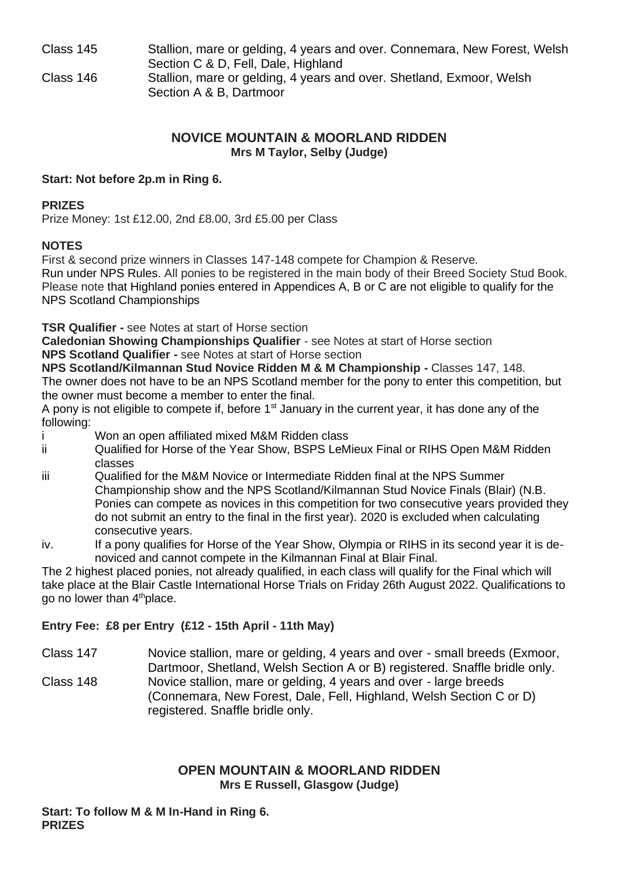Class 145 Stallion, mare or gelding, 4 years and over. Connemara, New Forest, Welsh Section C & D, Fell, Dale, Highland

Class 146 Stallion, mare or gelding, 4 years and over. Shetland, Exmoor, Welsh Section A & B, Dartmoor

## NOVICE MOUNTAIN & MOORLAND RIDDEN

**Mrs M Taylor, Selby (Judge)**

**Start: Not before 2p.m in Ring 6.**

**PRIZES**

Prize Money: 1st £12.00, 2nd £8.00, 3rd £5.00 per Class

**NOTES**

First & second prize winners in Classes 147-148 compete for Champion & Reserve.
Run under NPS Rules. All ponies to be registered in the main body of their Breed Society Stud Book. Please note that Highland ponies entered in Appendices A, B or C are not eligible to qualify for the NPS Scotland Championships

**TSR Qualifier -** see Notes at start of Horse section
**Caledonian Showing Championships Qualifier** - see Notes at start of Horse section
**NPS Scotland Qualifier -** see Notes at start of Horse section
**NPS Scotland/Kilmannan Stud Novice Ridden M & M Championship -** Classes 147, 148.
The owner does not have to be an NPS Scotland member for the pony to enter this competition, but the owner must become a member to enter the final.
A pony is not eligible to compete if, before 1st January in the current year, it has done any of the following:

i Won an open affiliated mixed M&M Ridden class
ii Qualified for Horse of the Year Show, BSPS LeMieux Final or RIHS Open M&M Ridden classes
iii Qualified for the M&M Novice or Intermediate Ridden final at the NPS Summer Championship show and the NPS Scotland/Kilmannan Stud Novice Finals (Blair) (N.B. Ponies can compete as novices in this competition for two consecutive years provided they do not submit an entry to the final in the first year). 2020 is excluded when calculating consecutive years.
iv. If a pony qualifies for Horse of the Year Show, Olympia or RIHS in its second year it is de-noviced and cannot compete in the Kilmannan Final at Blair Final.

The 2 highest placed ponies, not already qualified, in each class will qualify for the Final which will take place at the Blair Castle International Horse Trials on Friday 26th August 2022. Qualifications to go no lower than 4th place.

**Entry Fee: £8 per Entry (£12 - 15th April - 11th May)**

Class 147 Novice stallion, mare or gelding, 4 years and over - small breeds (Exmoor, Dartmoor, Shetland, Welsh Section A or B) registered. Snaffle bridle only.

Class 148 Novice stallion, mare or gelding, 4 years and over - large breeds (Connemara, New Forest, Dale, Fell, Highland, Welsh Section C or D) registered. Snaffle bridle only.

## OPEN MOUNTAIN & MOORLAND RIDDEN

**Mrs E Russell, Glasgow (Judge)**

**Start: To follow M & M In-Hand in Ring 6.**
**PRIZES**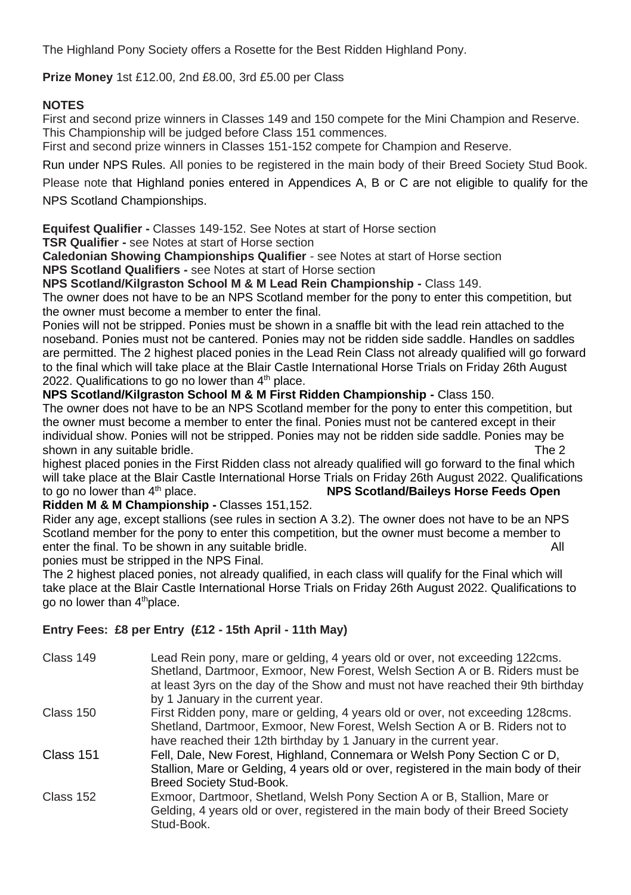The Highland Pony Society offers a Rosette for the Best Ridden Highland Pony.

**Prize Money** 1st £12.00, 2nd £8.00, 3rd £5.00 per Class

**NOTES**

First and second prize winners in Classes 149 and 150 compete for the Mini Champion and Reserve. This Championship will be judged before Class 151 commences.

First and second prize winners in Classes 151-152 compete for Champion and Reserve.

Run under NPS Rules. All ponies to be registered in the main body of their Breed Society Stud Book.

Please note that Highland ponies entered in Appendices A, B or C are not eligible to qualify for the NPS Scotland Championships.

**Equifest Qualifier -** Classes 149-152. See Notes at start of Horse section

**TSR Qualifier -** see Notes at start of Horse section

**Caledonian Showing Championships Qualifier** - see Notes at start of Horse section

**NPS Scotland Qualifiers -** see Notes at start of Horse section

**NPS Scotland/Kilgraston School M & M Lead Rein Championship -** Class 149.

The owner does not have to be an NPS Scotland member for the pony to enter this competition, but the owner must become a member to enter the final.

Ponies will not be stripped. Ponies must be shown in a snaffle bit with the lead rein attached to the noseband. Ponies must not be cantered. Ponies may not be ridden side saddle. Handles on saddles are permitted. The 2 highest placed ponies in the Lead Rein Class not already qualified will go forward to the final which will take place at the Blair Castle International Horse Trials on Friday 26th August 2022. Qualifications to go no lower than 4th place.

**NPS Scotland/Kilgraston School M & M First Ridden Championship -** Class 150.

The owner does not have to be an NPS Scotland member for the pony to enter this competition, but the owner must become a member to enter the final. Ponies must not be cantered except in their individual show. Ponies will not be stripped. Ponies may not be ridden side saddle. Ponies may be shown in any suitable bridle. The 2 highest placed ponies in the First Ridden class not already qualified will go forward to the final which will take place at the Blair Castle International Horse Trials on Friday 26th August 2022. Qualifications to go no lower than 4th place.

**NPS Scotland/Baileys Horse Feeds Open Ridden M & M Championship -** Classes 151,152.

Rider any age, except stallions (see rules in section A 3.2). The owner does not have to be an NPS Scotland member for the pony to enter this competition, but the owner must become a member to enter the final. To be shown in any suitable bridle. All ponies must be stripped in the NPS Final.

The 2 highest placed ponies, not already qualified, in each class will qualify for the Final which will take place at the Blair Castle International Horse Trials on Friday 26th August 2022. Qualifications to go no lower than 4th place.

**Entry Fees: £8 per Entry (£12 - 15th April - 11th May)**

| | |
|---|---|
| Class 149 | Lead Rein pony, mare or gelding, 4 years old or over, not exceeding 122cms. Shetland, Dartmoor, Exmoor, New Forest, Welsh Section A or B. Riders must be at least 3yrs on the day of the Show and must not have reached their 9th birthday by 1 January in the current year. |
| Class 150 | First Ridden pony, mare or gelding, 4 years old or over, not exceeding 128cms. Shetland, Dartmoor, Exmoor, New Forest, Welsh Section A or B. Riders not to have reached their 12th birthday by 1 January in the current year. |
| Class 151 | Fell, Dale, New Forest, Highland, Connemara or Welsh Pony Section C or D, Stallion, Mare or Gelding, 4 years old or over, registered in the main body of their Breed Society Stud-Book. |
| Class 152 | Exmoor, Dartmoor, Shetland, Welsh Pony Section A or B, Stallion, Mare or Gelding, 4 years old or over, registered in the main body of their Breed Society Stud-Book. |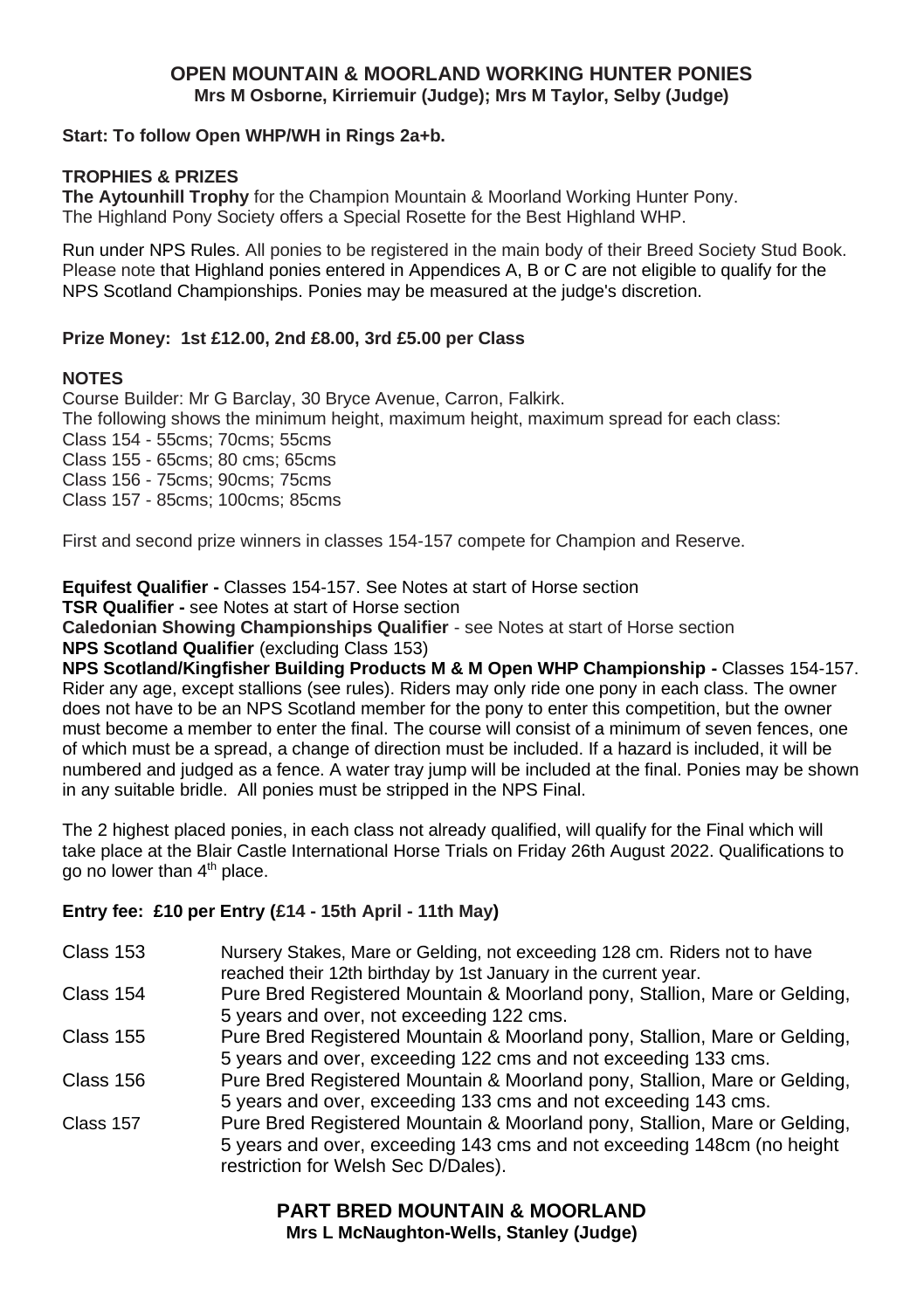## OPEN MOUNTAIN & MOORLAND WORKING HUNTER PONIES

**Mrs M Osborne, Kirriemuir (Judge); Mrs M Taylor, Selby (Judge)**

**Start: To follow Open WHP/WH in Rings 2a+b.**

**TROPHIES & PRIZES**

**The Aytounhill Trophy** for the Champion Mountain & Moorland Working Hunter Pony.
The Highland Pony Society offers a Special Rosette for the Best Highland WHP.

Run under NPS Rules. All ponies to be registered in the main body of their Breed Society Stud Book. Please note that Highland ponies entered in Appendices A, B or C are not eligible to qualify for the NPS Scotland Championships. Ponies may be measured at the judge's discretion.

**Prize Money: 1st £12.00, 2nd £8.00, 3rd £5.00 per Class**

**NOTES**

Course Builder: Mr G Barclay, 30 Bryce Avenue, Carron, Falkirk.
The following shows the minimum height, maximum height, maximum spread for each class:
Class 154 - 55cms; 70cms; 55cms
Class 155 - 65cms; 80 cms; 65cms
Class 156 - 75cms; 90cms; 75cms
Class 157 - 85cms; 100cms; 85cms

First and second prize winners in classes 154-157 compete for Champion and Reserve.

**Equifest Qualifier -** Classes 154-157. See Notes at start of Horse section
**TSR Qualifier -** see Notes at start of Horse section
**Caledonian Showing Championships Qualifier** - see Notes at start of Horse section
**NPS Scotland Qualifier** (excluding Class 153)
**NPS Scotland/Kingfisher Building Products M & M Open WHP Championship -** Classes 154-157. Rider any age, except stallions (see rules). Riders may only ride one pony in each class. The owner does not have to be an NPS Scotland member for the pony to enter this competition, but the owner must become a member to enter the final. The course will consist of a minimum of seven fences, one of which must be a spread, a change of direction must be included. If a hazard is included, it will be numbered and judged as a fence. A water tray jump will be included at the final. Ponies may be shown in any suitable bridle. All ponies must be stripped in the NPS Final.

The 2 highest placed ponies, in each class not already qualified, will qualify for the Final which will take place at the Blair Castle International Horse Trials on Friday 26th August 2022. Qualifications to go no lower than 4th place.

**Entry fee: £10 per Entry (£14 - 15th April - 11th May)**

| | |
|---|---|
| Class 153 | Nursery Stakes, Mare or Gelding, not exceeding 128 cm. Riders not to have reached their 12th birthday by 1st January in the current year. |
| Class 154 | Pure Bred Registered Mountain & Moorland pony, Stallion, Mare or Gelding, 5 years and over, not exceeding 122 cms. |
| Class 155 | Pure Bred Registered Mountain & Moorland pony, Stallion, Mare or Gelding, 5 years and over, exceeding 122 cms and not exceeding 133 cms. |
| Class 156 | Pure Bred Registered Mountain & Moorland pony, Stallion, Mare or Gelding, 5 years and over, exceeding 133 cms and not exceeding 143 cms. |
| Class 157 | Pure Bred Registered Mountain & Moorland pony, Stallion, Mare or Gelding, 5 years and over, exceeding 143 cms and not exceeding 148cm (no height restriction for Welsh Sec D/Dales). |

## PART BRED MOUNTAIN & MOORLAND

**Mrs L McNaughton-Wells, Stanley (Judge)**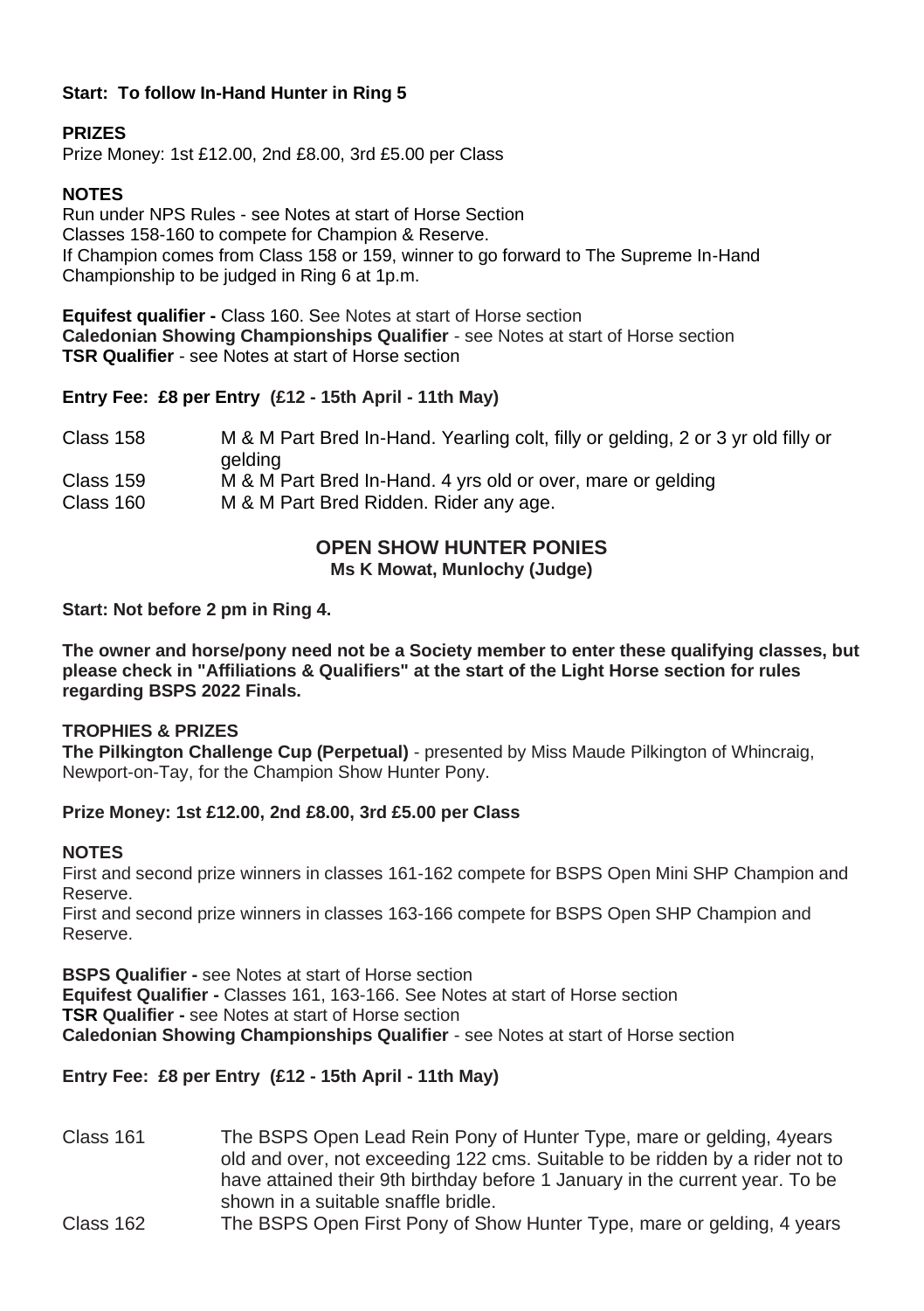**Start: To follow In-Hand Hunter in Ring 5**

**PRIZES**

Prize Money: 1st £12.00, 2nd £8.00, 3rd £5.00 per Class

**NOTES**

Run under NPS Rules - see Notes at start of Horse Section
Classes 158-160 to compete for Champion & Reserve.
If Champion comes from Class 158 or 159, winner to go forward to The Supreme In-Hand Championship to be judged in Ring 6 at 1p.m.

**Equifest qualifier -** Class 160. See Notes at start of Horse section
**Caledonian Showing Championships Qualifier** - see Notes at start of Horse section
**TSR Qualifier** - see Notes at start of Horse section

**Entry Fee: £8 per Entry (£12 - 15th April - 11th May)**

Class 158 M & M Part Bred In-Hand. Yearling colt, filly or gelding, 2 or 3 yr old filly or gelding

Class 159 M & M Part Bred In-Hand. 4 yrs old or over, mare or gelding

Class 160 M & M Part Bred Ridden. Rider any age.

## OPEN SHOW HUNTER PONIES

**Ms K Mowat, Munlochy (Judge)**

**Start: Not before 2 pm in Ring 4.**

**The owner and horse/pony need not be a Society member to enter these qualifying classes, but please check in "Affiliations & Qualifiers" at the start of the Light Horse section for rules regarding BSPS 2022 Finals.**

**TROPHIES & PRIZES**

**The Pilkington Challenge Cup (Perpetual)** - presented by Miss Maude Pilkington of Whincraig, Newport-on-Tay, for the Champion Show Hunter Pony.

**Prize Money: 1st £12.00, 2nd £8.00, 3rd £5.00 per Class**

**NOTES**

First and second prize winners in classes 161-162 compete for BSPS Open Mini SHP Champion and Reserve.
First and second prize winners in classes 163-166 compete for BSPS Open SHP Champion and Reserve.

**BSPS Qualifier -** see Notes at start of Horse section
**Equifest Qualifier -** Classes 161, 163-166. See Notes at start of Horse section
**TSR Qualifier -** see Notes at start of Horse section
**Caledonian Showing Championships Qualifier** - see Notes at start of Horse section

**Entry Fee: £8 per Entry (£12 - 15th April - 11th May)**

Class 161 The BSPS Open Lead Rein Pony of Hunter Type, mare or gelding, 4years old and over, not exceeding 122 cms. Suitable to be ridden by a rider not to have attained their 9th birthday before 1 January in the current year. To be shown in a suitable snaffle bridle.

Class 162 The BSPS Open First Pony of Show Hunter Type, mare or gelding, 4 years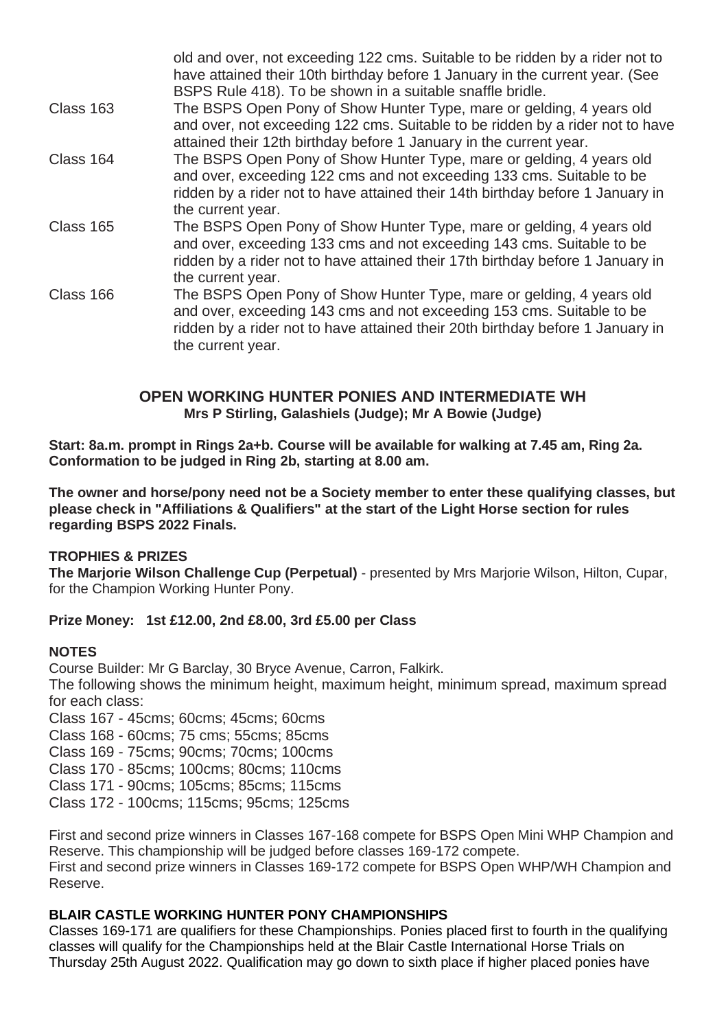old and over, not exceeding 122 cms. Suitable to be ridden by a rider not to have attained their 10th birthday before 1 January in the current year. (See BSPS Rule 418). To be shown in a suitable snaffle bridle.

Class 163 The BSPS Open Pony of Show Hunter Type, mare or gelding, 4 years old and over, not exceeding 122 cms. Suitable to be ridden by a rider not to have attained their 12th birthday before 1 January in the current year.

Class 164 The BSPS Open Pony of Show Hunter Type, mare or gelding, 4 years old and over, exceeding 122 cms and not exceeding 133 cms. Suitable to be ridden by a rider not to have attained their 14th birthday before 1 January in the current year.

Class 165 The BSPS Open Pony of Show Hunter Type, mare or gelding, 4 years old and over, exceeding 133 cms and not exceeding 143 cms. Suitable to be ridden by a rider not to have attained their 17th birthday before 1 January in the current year.

Class 166 The BSPS Open Pony of Show Hunter Type, mare or gelding, 4 years old and over, exceeding 143 cms and not exceeding 153 cms. Suitable to be ridden by a rider not to have attained their 20th birthday before 1 January in the current year.

## OPEN WORKING HUNTER PONIES AND INTERMEDIATE WH

**Mrs P Stirling, Galashiels (Judge); Mr A Bowie (Judge)**

**Start: 8a.m. prompt in Rings 2a+b. Course will be available for walking at 7.45 am, Ring 2a. Conformation to be judged in Ring 2b, starting at 8.00 am.**

**The owner and horse/pony need not be a Society member to enter these qualifying classes, but please check in "Affiliations & Qualifiers" at the start of the Light Horse section for rules regarding BSPS 2022 Finals.**

**TROPHIES & PRIZES**

**The Marjorie Wilson Challenge Cup (Perpetual)** - presented by Mrs Marjorie Wilson, Hilton, Cupar, for the Champion Working Hunter Pony.

**Prize Money: 1st £12.00, 2nd £8.00, 3rd £5.00 per Class**

**NOTES**

Course Builder: Mr G Barclay, 30 Bryce Avenue, Carron, Falkirk.

The following shows the minimum height, maximum height, minimum spread, maximum spread for each class:

Class 167 - 45cms; 60cms; 45cms; 60cms
Class 168 - 60cms; 75 cms; 55cms; 85cms
Class 169 - 75cms; 90cms; 70cms; 100cms
Class 170 - 85cms; 100cms; 80cms; 110cms
Class 171 - 90cms; 105cms; 85cms; 115cms
Class 172 - 100cms; 115cms; 95cms; 125cms

First and second prize winners in Classes 167-168 compete for BSPS Open Mini WHP Champion and Reserve. This championship will be judged before classes 169-172 compete.

First and second prize winners in Classes 169-172 compete for BSPS Open WHP/WH Champion and Reserve.

**BLAIR CASTLE WORKING HUNTER PONY CHAMPIONSHIPS**

Classes 169-171 are qualifiers for these Championships. Ponies placed first to fourth in the qualifying classes will qualify for the Championships held at the Blair Castle International Horse Trials on Thursday 25th August 2022. Qualification may go down to sixth place if higher placed ponies have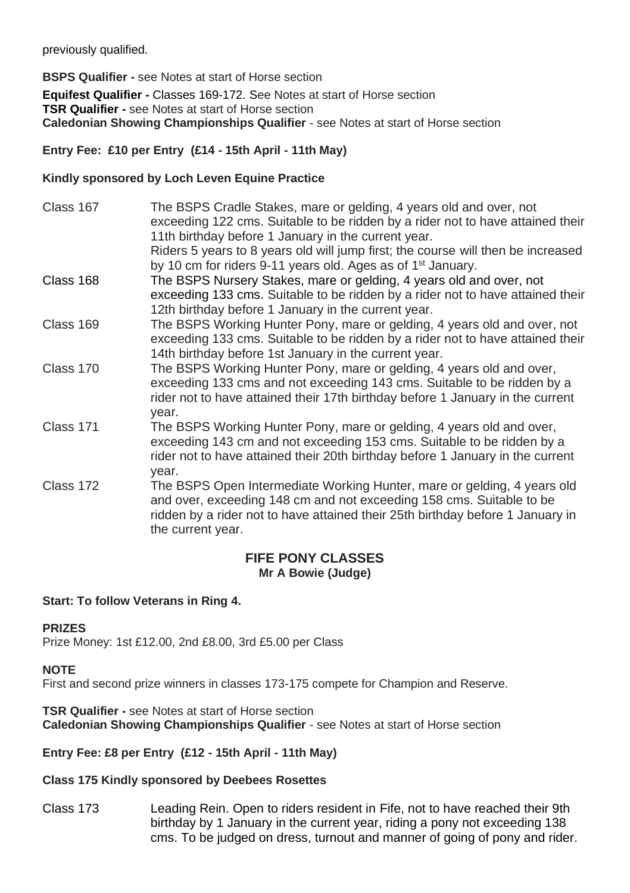previously qualified.

**BSPS Qualifier -** see Notes at start of Horse section

**Equifest Qualifier -** Classes 169-172. See Notes at start of Horse section
**TSR Qualifier -** see Notes at start of Horse section
**Caledonian Showing Championships Qualifier** - see Notes at start of Horse section

**Entry Fee: £10 per Entry (£14 - 15th April - 11th May)**

**Kindly sponsored by Loch Leven Equine Practice**

Class 167 — The BSPS Cradle Stakes, mare or gelding, 4 years old and over, not exceeding 122 cms. Suitable to be ridden by a rider not to have attained their 11th birthday before 1 January in the current year.
Riders 5 years to 8 years old will jump first; the course will then be increased by 10 cm for riders 9-11 years old. Ages as of 1st January.

Class 168 — The BSPS Nursery Stakes, mare or gelding, 4 years old and over, not exceeding 133 cms. Suitable to be ridden by a rider not to have attained their 12th birthday before 1 January in the current year.

Class 169 — The BSPS Working Hunter Pony, mare or gelding, 4 years old and over, not exceeding 133 cms. Suitable to be ridden by a rider not to have attained their 14th birthday before 1st January in the current year.

Class 170 — The BSPS Working Hunter Pony, mare or gelding, 4 years old and over, exceeding 133 cms and not exceeding 143 cms. Suitable to be ridden by a rider not to have attained their 17th birthday before 1 January in the current year.

Class 171 — The BSPS Working Hunter Pony, mare or gelding, 4 years old and over, exceeding 143 cm and not exceeding 153 cms. Suitable to be ridden by a rider not to have attained their 20th birthday before 1 January in the current year.

Class 172 — The BSPS Open Intermediate Working Hunter, mare or gelding, 4 years old and over, exceeding 148 cm and not exceeding 158 cms. Suitable to be ridden by a rider not to have attained their 25th birthday before 1 January in the current year.

## FIFE PONY CLASSES

**Mr A Bowie (Judge)**

**Start: To follow Veterans in Ring 4.**

**PRIZES**

Prize Money: 1st £12.00, 2nd £8.00, 3rd £5.00 per Class

**NOTE**

First and second prize winners in classes 173-175 compete for Champion and Reserve.

**TSR Qualifier -** see Notes at start of Horse section
**Caledonian Showing Championships Qualifier** - see Notes at start of Horse section

**Entry Fee: £8 per Entry (£12 - 15th April - 11th May)**

**Class 175 Kindly sponsored by Deebees Rosettes**

Class 173 — Leading Rein. Open to riders resident in Fife, not to have reached their 9th birthday by 1 January in the current year, riding a pony not exceeding 138 cms. To be judged on dress, turnout and manner of going of pony and rider.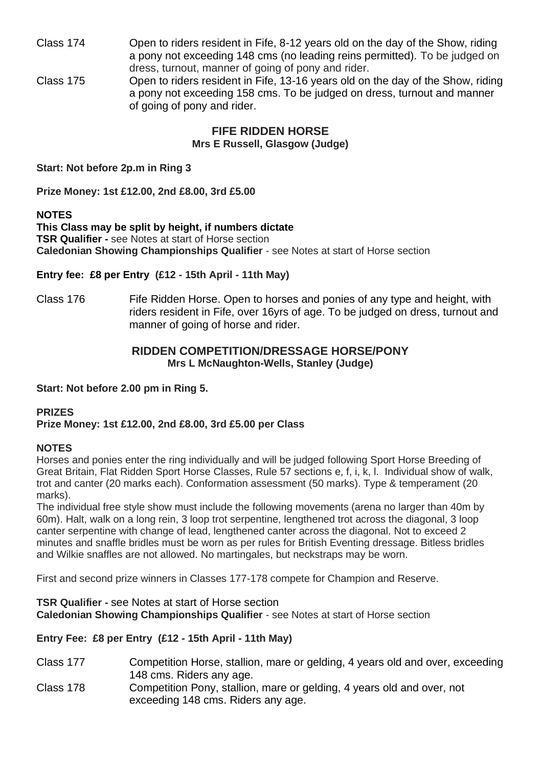Class 174 Open to riders resident in Fife, 8-12 years old on the day of the Show, riding a pony not exceeding 148 cms (no leading reins permitted). To be judged on dress, turnout, manner of going of pony and rider.

Class 175 Open to riders resident in Fife, 13-16 years old on the day of the Show, riding a pony not exceeding 158 cms. To be judged on dress, turnout and manner of going of pony and rider.

## FIFE RIDDEN HORSE

**Mrs E Russell, Glasgow (Judge)**

**Start: Not before 2p.m in Ring 3**

**Prize Money: 1st £12.00, 2nd £8.00, 3rd £5.00**

**NOTES**

**This Class may be split by height, if numbers dictate**

**TSR Qualifier -** see Notes at start of Horse section

**Caledonian Showing Championships Qualifier** - see Notes at start of Horse section

**Entry fee: £8 per Entry (£12 - 15th April - 11th May)**

Class 176 Fife Ridden Horse. Open to horses and ponies of any type and height, with riders resident in Fife, over 16yrs of age. To be judged on dress, turnout and manner of going of horse and rider.

## RIDDEN COMPETITION/DRESSAGE HORSE/PONY

**Mrs L McNaughton-Wells, Stanley (Judge)**

**Start: Not before 2.00 pm in Ring 5.**

**PRIZES**

**Prize Money: 1st £12.00, 2nd £8.00, 3rd £5.00 per Class**

**NOTES**

Horses and ponies enter the ring individually and will be judged following Sport Horse Breeding of Great Britain, Flat Ridden Sport Horse Classes, Rule 57 sections e, f, i, k, l. Individual show of walk, trot and canter (20 marks each). Conformation assessment (50 marks). Type & temperament (20 marks).

The individual free style show must include the following movements (arena no larger than 40m by 60m). Halt, walk on a long rein, 3 loop trot serpentine, lengthened trot across the diagonal, 3 loop canter serpentine with change of lead, lengthened canter across the diagonal. Not to exceed 2 minutes and snaffle bridles must be worn as per rules for British Eventing dressage. Bitless bridles and Wilkie snaffles are not allowed. No martingales, but neckstraps may be worn.

First and second prize winners in Classes 177-178 compete for Champion and Reserve.

**TSR Qualifier -** see Notes at start of Horse section

**Caledonian Showing Championships Qualifier** - see Notes at start of Horse section

**Entry Fee: £8 per Entry (£12 - 15th April - 11th May)**

Class 177 Competition Horse, stallion, mare or gelding, 4 years old and over, exceeding 148 cms. Riders any age.

Class 178 Competition Pony, stallion, mare or gelding, 4 years old and over, not exceeding 148 cms. Riders any age.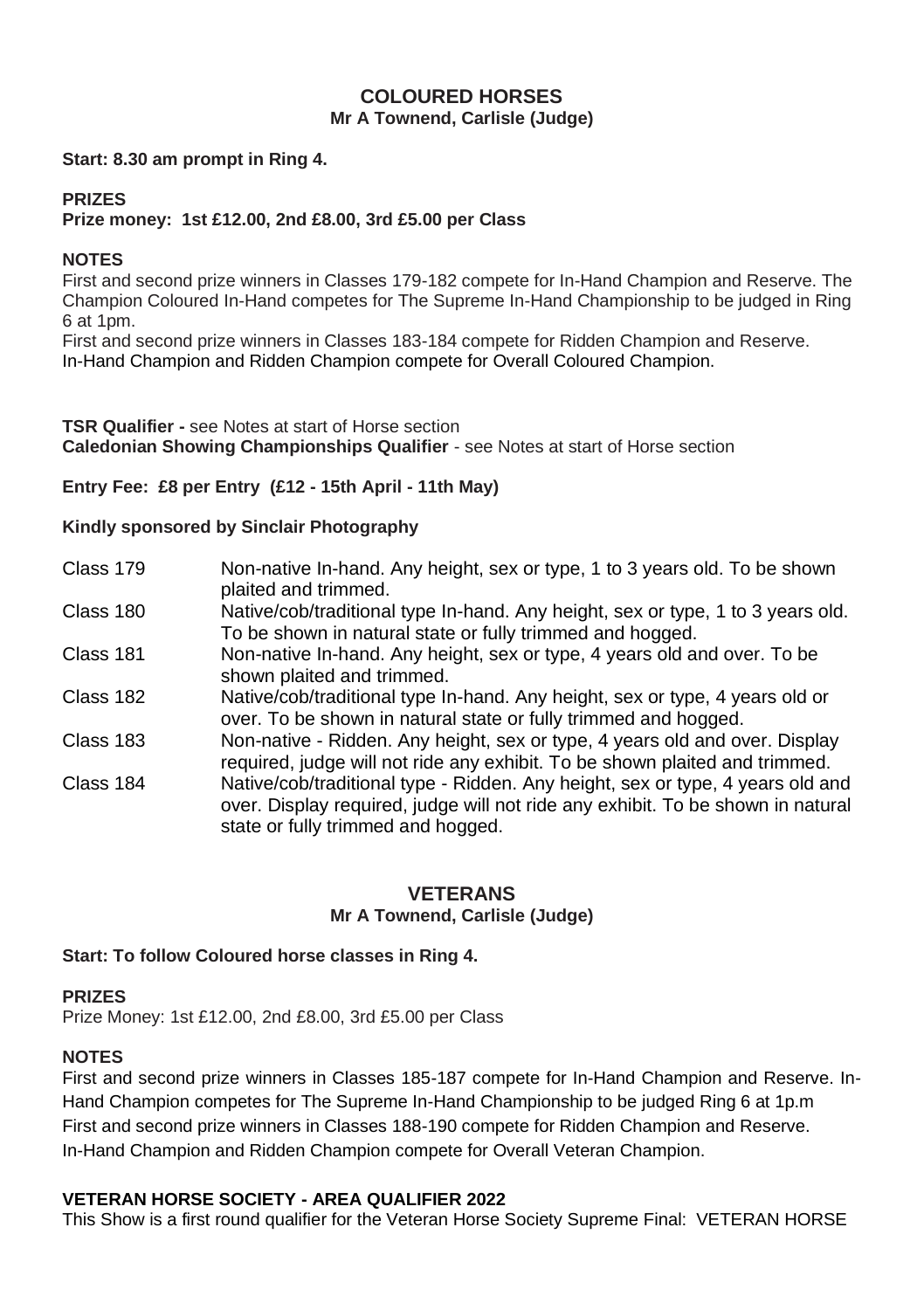## COLOURED HORSES

**Mr A Townend, Carlisle (Judge)**

**Start: 8.30 am prompt in Ring 4.**

**PRIZES**

**Prize money: 1st £12.00, 2nd £8.00, 3rd £5.00 per Class**

**NOTES**

First and second prize winners in Classes 179-182 compete for In-Hand Champion and Reserve. The Champion Coloured In-Hand competes for The Supreme In-Hand Championship to be judged in Ring 6 at 1pm.

First and second prize winners in Classes 183-184 compete for Ridden Champion and Reserve.

In-Hand Champion and Ridden Champion compete for Overall Coloured Champion.

**TSR Qualifier -** see Notes at start of Horse section

**Caledonian Showing Championships Qualifier** - see Notes at start of Horse section

**Entry Fee: £8 per Entry (£12 - 15th April - 11th May)**

**Kindly sponsored by Sinclair Photography**

| | |
|---|---|
| Class 179 | Non-native In-hand. Any height, sex or type, 1 to 3 years old. To be shown plaited and trimmed. |
| Class 180 | Native/cob/traditional type In-hand. Any height, sex or type, 1 to 3 years old. To be shown in natural state or fully trimmed and hogged. |
| Class 181 | Non-native In-hand. Any height, sex or type, 4 years old and over. To be shown plaited and trimmed. |
| Class 182 | Native/cob/traditional type In-hand. Any height, sex or type, 4 years old or over. To be shown in natural state or fully trimmed and hogged. |
| Class 183 | Non-native - Ridden. Any height, sex or type, 4 years old and over. Display required, judge will not ride any exhibit. To be shown plaited and trimmed. |
| Class 184 | Native/cob/traditional type - Ridden. Any height, sex or type, 4 years old and over. Display required, judge will not ride any exhibit. To be shown in natural state or fully trimmed and hogged. |

## VETERANS

**Mr A Townend, Carlisle (Judge)**

**Start: To follow Coloured horse classes in Ring 4.**

**PRIZES**

Prize Money: 1st £12.00, 2nd £8.00, 3rd £5.00 per Class

**NOTES**

First and second prize winners in Classes 185-187 compete for In-Hand Champion and Reserve. In-Hand Champion competes for The Supreme In-Hand Championship to be judged Ring 6 at 1p.m

First and second prize winners in Classes 188-190 compete for Ridden Champion and Reserve.

In-Hand Champion and Ridden Champion compete for Overall Veteran Champion.

**VETERAN HORSE SOCIETY - AREA QUALIFIER 2022**

This Show is a first round qualifier for the Veteran Horse Society Supreme Final: VETERAN HORSE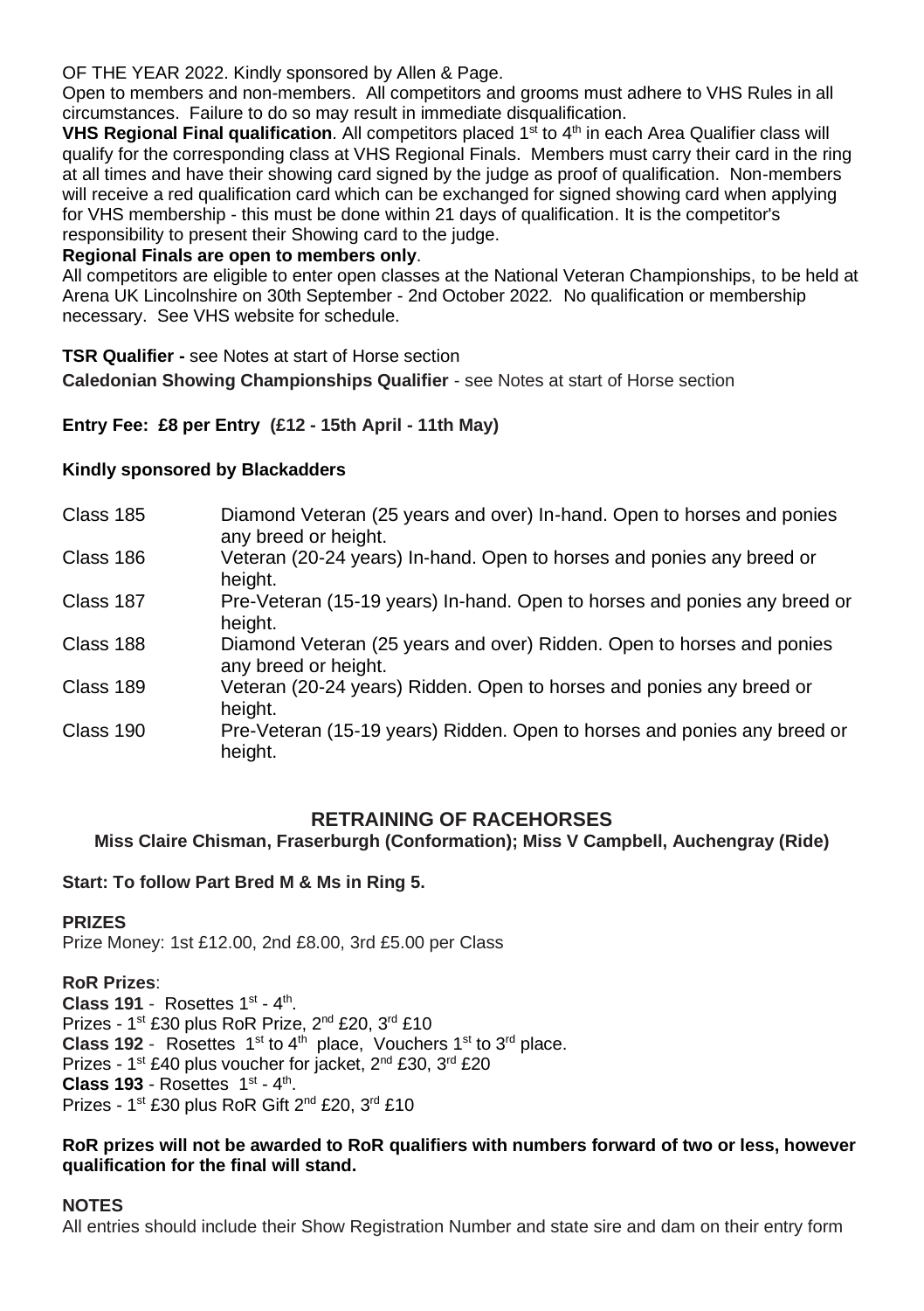OF THE YEAR 2022. Kindly sponsored by Allen & Page.

Open to members and non-members. All competitors and grooms must adhere to VHS Rules in all circumstances. Failure to do so may result in immediate disqualification.

**VHS Regional Final qualification**. All competitors placed 1st to 4th in each Area Qualifier class will qualify for the corresponding class at VHS Regional Finals. Members must carry their card in the ring at all times and have their showing card signed by the judge as proof of qualification. Non-members will receive a red qualification card which can be exchanged for signed showing card when applying for VHS membership - this must be done within 21 days of qualification. It is the competitor's responsibility to present their Showing card to the judge.

**Regional Finals are open to members only**.

All competitors are eligible to enter open classes at the National Veteran Championships, to be held at Arena UK Lincolnshire on 30th September - 2nd October 2022. No qualification or membership necessary. See VHS website for schedule.

**TSR Qualifier -** see Notes at start of Horse section

**Caledonian Showing Championships Qualifier** - see Notes at start of Horse section

**Entry Fee: £8 per Entry (£12 - 15th April - 11th May)**

**Kindly sponsored by Blackadders**

| | |
|---|---|
| Class 185 | Diamond Veteran (25 years and over) In-hand. Open to horses and ponies any breed or height. |
| Class 186 | Veteran (20-24 years) In-hand. Open to horses and ponies any breed or height. |
| Class 187 | Pre-Veteran (15-19 years) In-hand. Open to horses and ponies any breed or height. |
| Class 188 | Diamond Veteran (25 years and over) Ridden. Open to horses and ponies any breed or height. |
| Class 189 | Veteran (20-24 years) Ridden. Open to horses and ponies any breed or height. |
| Class 190 | Pre-Veteran (15-19 years) Ridden. Open to horses and ponies any breed or height. |

## RETRAINING OF RACEHORSES

**Miss Claire Chisman, Fraserburgh (Conformation); Miss V Campbell, Auchengray (Ride)**

**Start: To follow Part Bred M & Ms in Ring 5.**

**PRIZES**

Prize Money: 1st £12.00, 2nd £8.00, 3rd £5.00 per Class

**RoR Prizes**:

**Class 191** - Rosettes 1st - 4th.
Prizes - 1st £30 plus RoR Prize, 2nd £20, 3rd £10

**Class 192** - Rosettes 1st to 4th place, Vouchers 1st to 3rd place.
Prizes - 1st £40 plus voucher for jacket, 2nd £30, 3rd £20

**Class 193** - Rosettes 1st - 4th.
Prizes - 1st £30 plus RoR Gift 2nd £20, 3rd £10

**RoR prizes will not be awarded to RoR qualifiers with numbers forward of two or less, however qualification for the final will stand.**

**NOTES**

All entries should include their Show Registration Number and state sire and dam on their entry form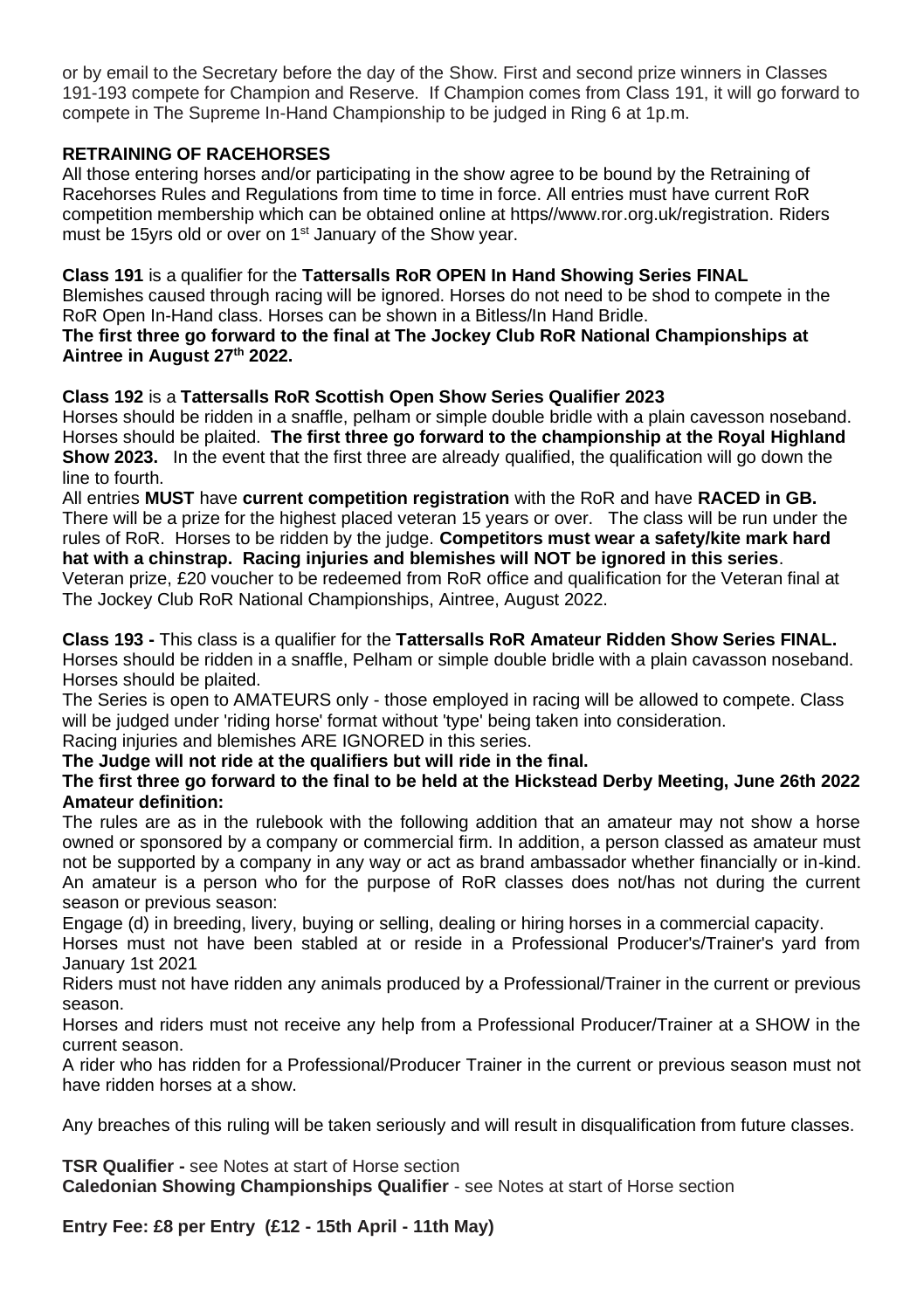or by email to the Secretary before the day of the Show. First and second prize winners in Classes 191-193 compete for Champion and Reserve. If Champion comes from Class 191, it will go forward to compete in The Supreme In-Hand Championship to be judged in Ring 6 at 1p.m.

**RETRAINING OF RACEHORSES**

All those entering horses and/or participating in the show agree to be bound by the Retraining of Racehorses Rules and Regulations from time to time in force. All entries must have current RoR competition membership which can be obtained online at https//www.ror.org.uk/registration. Riders must be 15yrs old or over on 1st January of the Show year.

**Class 191** is a qualifier for the **Tattersalls RoR OPEN In Hand Showing Series FINAL**
Blemishes caused through racing will be ignored. Horses do not need to be shod to compete in the RoR Open In-Hand class. Horses can be shown in a Bitless/In Hand Bridle.
**The first three go forward to the final at The Jockey Club RoR National Championships at Aintree in August 27th 2022.**

**Class 192** is a **Tattersalls RoR Scottish Open Show Series Qualifier 2023**
Horses should be ridden in a snaffle, pelham or simple double bridle with a plain cavesson noseband. Horses should be plaited. **The first three go forward to the championship at the Royal Highland Show 2023.** In the event that the first three are already qualified, the qualification will go down the line to fourth.
All entries **MUST** have **current competition registration** with the RoR and have **RACED in GB.** There will be a prize for the highest placed veteran 15 years or over. The class will be run under the rules of RoR. Horses to be ridden by the judge. **Competitors must wear a safety/kite mark hard hat with a chinstrap. Racing injuries and blemishes will NOT be ignored in this series**.
Veteran prize, £20 voucher to be redeemed from RoR office and qualification for the Veteran final at The Jockey Club RoR National Championships, Aintree, August 2022.

**Class 193 -** This class is a qualifier for the **Tattersalls RoR Amateur Ridden Show Series FINAL.**
Horses should be ridden in a snaffle, Pelham or simple double bridle with a plain cavasson noseband. Horses should be plaited.
The Series is open to AMATEURS only - those employed in racing will be allowed to compete. Class will be judged under 'riding horse' format without 'type' being taken into consideration.
Racing injuries and blemishes ARE IGNORED in this series.
**The Judge will not ride at the qualifiers but will ride in the final.**
**The first three go forward to the final to be held at the Hickstead Derby Meeting, June 26th 2022**
**Amateur definition:**
The rules are as in the rulebook with the following addition that an amateur may not show a horse owned or sponsored by a company or commercial firm. In addition, a person classed as amateur must not be supported by a company in any way or act as brand ambassador whether financially or in-kind. An amateur is a person who for the purpose of RoR classes does not/has not during the current season or previous season:
Engage (d) in breeding, livery, buying or selling, dealing or hiring horses in a commercial capacity.
Horses must not have been stabled at or reside in a Professional Producer's/Trainer's yard from January 1st 2021
Riders must not have ridden any animals produced by a Professional/Trainer in the current or previous season.
Horses and riders must not receive any help from a Professional Producer/Trainer at a SHOW in the current season.
A rider who has ridden for a Professional/Producer Trainer in the current or previous season must not have ridden horses at a show.

Any breaches of this ruling will be taken seriously and will result in disqualification from future classes.

**TSR Qualifier -** see Notes at start of Horse section
**Caledonian Showing Championships Qualifier** - see Notes at start of Horse section

**Entry Fee: £8 per Entry (£12 - 15th April - 11th May)**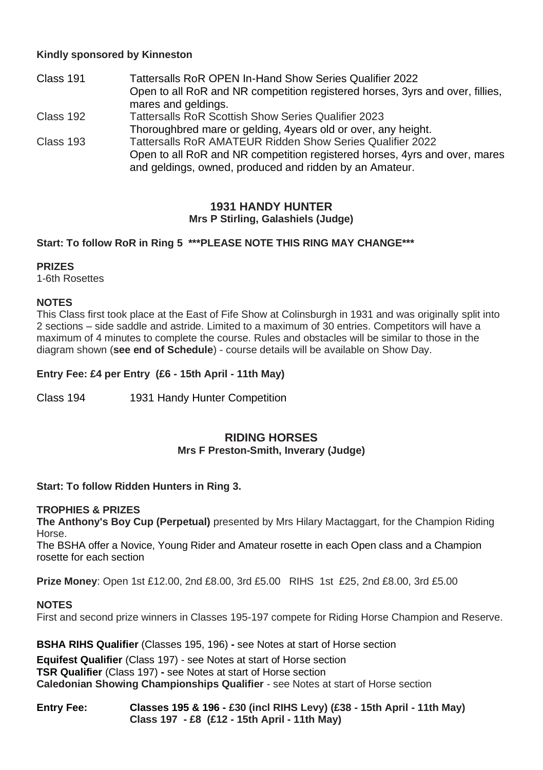**Kindly sponsored by Kinneston**

Class 191 Tattersalls RoR OPEN In-Hand Show Series Qualifier 2022
Open to all RoR and NR competition registered horses, 3yrs and over, fillies, mares and geldings.

Class 192 Tattersalls RoR Scottish Show Series Qualifier 2023
Thoroughbred mare or gelding, 4years old or over, any height.

Class 193 Tattersalls RoR AMATEUR Ridden Show Series Qualifier 2022
Open to all RoR and NR competition registered horses, 4yrs and over, mares and geldings, owned, produced and ridden by an Amateur.

## 1931 HANDY HUNTER

**Mrs P Stirling, Galashiels (Judge)**

**Start: To follow RoR in Ring 5 ***PLEASE NOTE THIS RING MAY CHANGE*****

**PRIZES**
1-6th Rosettes

**NOTES**
This Class first took place at the East of Fife Show at Colinsburgh in 1931 and was originally split into 2 sections – side saddle and astride. Limited to a maximum of 30 entries. Competitors will have a maximum of 4 minutes to complete the course. Rules and obstacles will be similar to those in the diagram shown (**see end of Schedule**) - course details will be available on Show Day.

**Entry Fee: £4 per Entry (£6 - 15th April - 11th May)**

Class 194 1931 Handy Hunter Competition

## RIDING HORSES

**Mrs F Preston-Smith, Inverary (Judge)**

**Start: To follow Ridden Hunters in Ring 3.**

**TROPHIES & PRIZES**
**The Anthony's Boy Cup (Perpetual)** presented by Mrs Hilary Mactaggart, for the Champion Riding Horse.
The BSHA offer a Novice, Young Rider and Amateur rosette in each Open class and a Champion rosette for each section

**Prize Money**: Open 1st £12.00, 2nd £8.00, 3rd £5.00 RIHS 1st £25, 2nd £8.00, 3rd £5.00

**NOTES**
First and second prize winners in Classes 195-197 compete for Riding Horse Champion and Reserve.

**BSHA RIHS Qualifier** (Classes 195, 196) **-** see Notes at start of Horse section

**Equifest Qualifier** (Class 197) - see Notes at start of Horse section
**TSR Qualifier** (Class 197) **-** see Notes at start of Horse section
**Caledonian Showing Championships Qualifier** - see Notes at start of Horse section

**Entry Fee: Classes 195 & 196 - £30 (incl RIHS Levy) (£38 - 15th April - 11th May)**
**Class 197 - £8 (£12 - 15th April - 11th May)**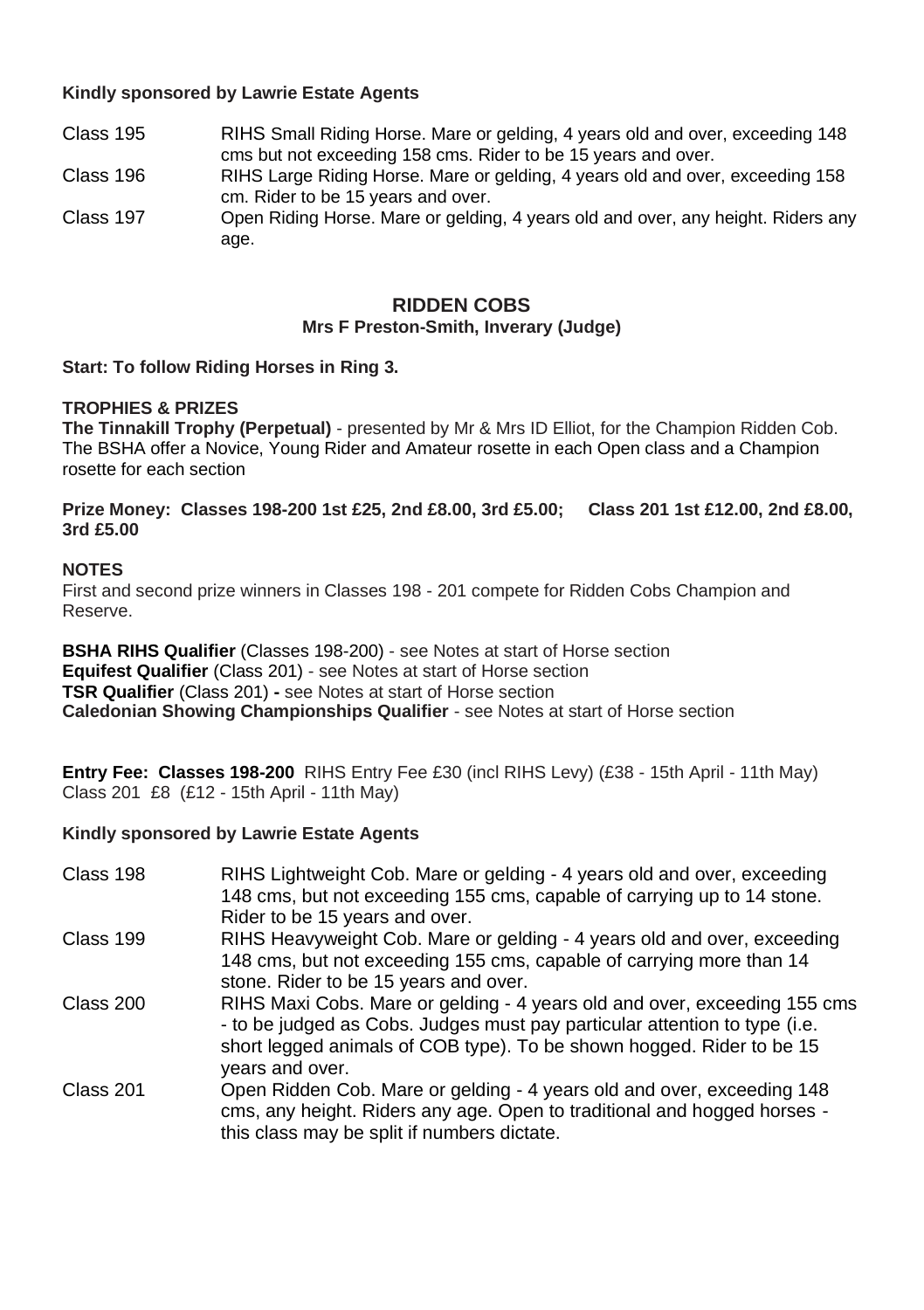**Kindly sponsored by Lawrie Estate Agents**

| | |
|---|---|
| Class 195 | RIHS Small Riding Horse. Mare or gelding, 4 years old and over, exceeding 148 cms but not exceeding 158 cms. Rider to be 15 years and over. |
| Class 196 | RIHS Large Riding Horse. Mare or gelding, 4 years old and over, exceeding 158 cm. Rider to be 15 years and over. |
| Class 197 | Open Riding Horse. Mare or gelding, 4 years old and over, any height. Riders any age. |

## RIDDEN COBS

**Mrs F Preston-Smith, Inverary (Judge)**

**Start: To follow Riding Horses in Ring 3.**

**TROPHIES & PRIZES**

**The Tinnakill Trophy (Perpetual)** - presented by Mr & Mrs ID Elliot, for the Champion Ridden Cob. The BSHA offer a Novice, Young Rider and Amateur rosette in each Open class and a Champion rosette for each section

**Prize Money: Classes 198-200 1st £25, 2nd £8.00, 3rd £5.00; Class 201 1st £12.00, 2nd £8.00, 3rd £5.00**

**NOTES**

First and second prize winners in Classes 198 - 201 compete for Ridden Cobs Champion and Reserve.

**BSHA RIHS Qualifier** (Classes 198-200) - see Notes at start of Horse section
**Equifest Qualifier** (Class 201) - see Notes at start of Horse section
**TSR Qualifier** (Class 201) **-** see Notes at start of Horse section
**Caledonian Showing Championships Qualifier** - see Notes at start of Horse section

**Entry Fee: Classes 198-200** RIHS Entry Fee £30 (incl RIHS Levy) (£38 - 15th April - 11th May)
Class 201 £8 (£12 - 15th April - 11th May)

**Kindly sponsored by Lawrie Estate Agents**

| | |
|---|---|
| Class 198 | RIHS Lightweight Cob. Mare or gelding - 4 years old and over, exceeding 148 cms, but not exceeding 155 cms, capable of carrying up to 14 stone. Rider to be 15 years and over. |
| Class 199 | RIHS Heavyweight Cob. Mare or gelding - 4 years old and over, exceeding 148 cms, but not exceeding 155 cms, capable of carrying more than 14 stone. Rider to be 15 years and over. |
| Class 200 | RIHS Maxi Cobs. Mare or gelding - 4 years old and over, exceeding 155 cms - to be judged as Cobs. Judges must pay particular attention to type (i.e. short legged animals of COB type). To be shown hogged. Rider to be 15 years and over. |
| Class 201 | Open Ridden Cob. Mare or gelding - 4 years old and over, exceeding 148 cms, any height. Riders any age. Open to traditional and hogged horses - this class may be split if numbers dictate. |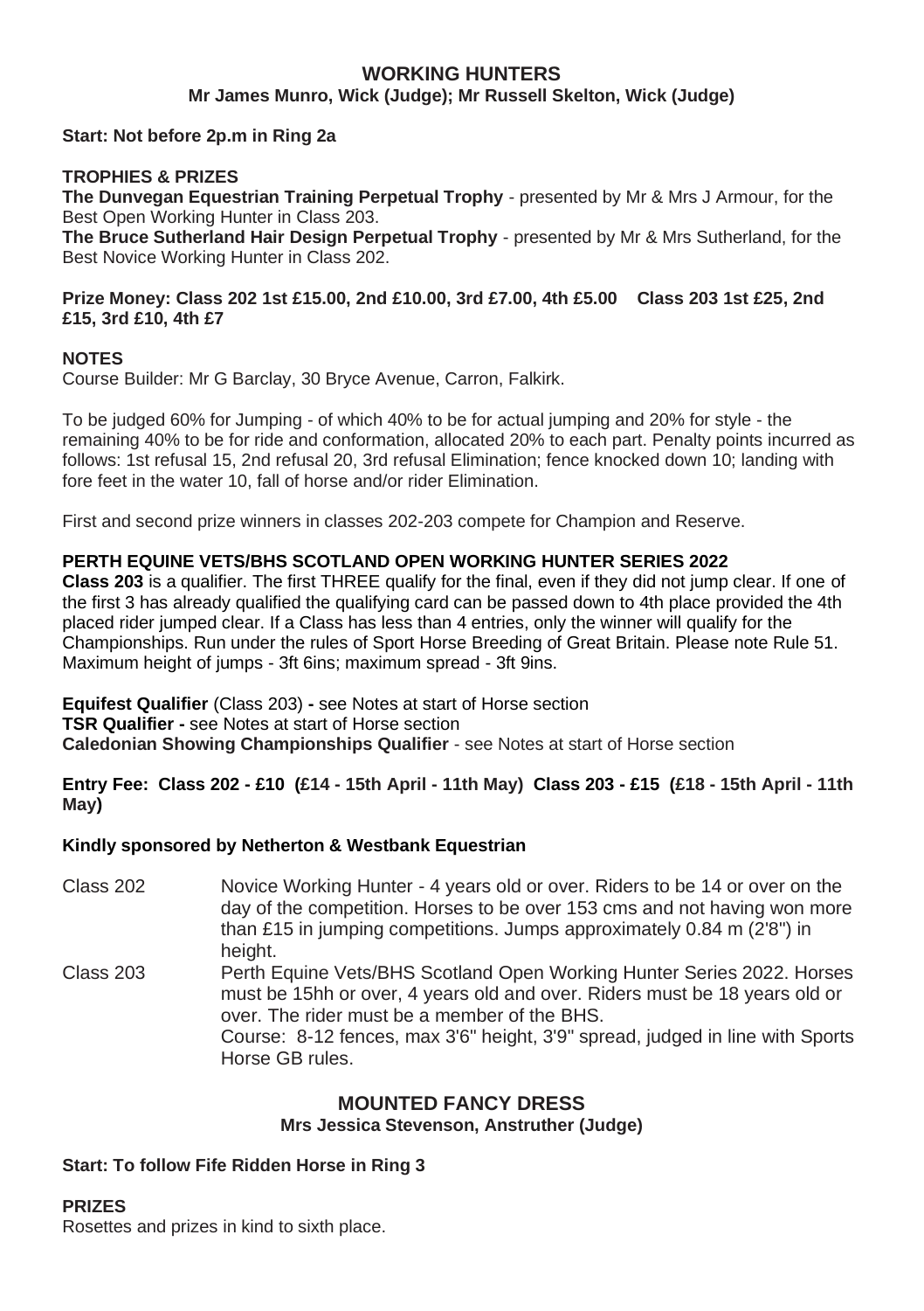## WORKING HUNTERS

**Mr James Munro, Wick (Judge); Mr Russell Skelton, Wick (Judge)**

**Start: Not before 2p.m in Ring 2a**

**TROPHIES & PRIZES**

**The Dunvegan Equestrian Training Perpetual Trophy** - presented by Mr & Mrs J Armour, for the Best Open Working Hunter in Class 203.

**The Bruce Sutherland Hair Design Perpetual Trophy** - presented by Mr & Mrs Sutherland, for the Best Novice Working Hunter in Class 202.

**Prize Money: Class 202 1st £15.00, 2nd £10.00, 3rd £7.00, 4th £5.00 Class 203 1st £25, 2nd £15, 3rd £10, 4th £7**

**NOTES**

Course Builder: Mr G Barclay, 30 Bryce Avenue, Carron, Falkirk.

To be judged 60% for Jumping - of which 40% to be for actual jumping and 20% for style - the remaining 40% to be for ride and conformation, allocated 20% to each part. Penalty points incurred as follows: 1st refusal 15, 2nd refusal 20, 3rd refusal Elimination; fence knocked down 10; landing with fore feet in the water 10, fall of horse and/or rider Elimination.

First and second prize winners in classes 202-203 compete for Champion and Reserve.

**PERTH EQUINE VETS/BHS SCOTLAND OPEN WORKING HUNTER SERIES 2022**

**Class 203** is a qualifier. The first THREE qualify for the final, even if they did not jump clear. If one of the first 3 has already qualified the qualifying card can be passed down to 4th place provided the 4th placed rider jumped clear. If a Class has less than 4 entries, only the winner will qualify for the Championships. Run under the rules of Sport Horse Breeding of Great Britain. Please note Rule 51. Maximum height of jumps - 3ft 6ins; maximum spread - 3ft 9ins.

**Equifest Qualifier** (Class 203) **-** see Notes at start of Horse section
**TSR Qualifier -** see Notes at start of Horse section
**Caledonian Showing Championships Qualifier** - see Notes at start of Horse section

**Entry Fee: Class 202 - £10 (£14 - 15th April - 11th May) Class 203 - £15 (£18 - 15th April - 11th May)**

**Kindly sponsored by Netherton & Westbank Equestrian**

Class 202 — Novice Working Hunter - 4 years old or over. Riders to be 14 or over on the day of the competition. Horses to be over 153 cms and not having won more than £15 in jumping competitions. Jumps approximately 0.84 m (2'8") in height.

Class 203 — Perth Equine Vets/BHS Scotland Open Working Hunter Series 2022. Horses must be 15hh or over, 4 years old and over. Riders must be 18 years old or over. The rider must be a member of the BHS.
Course: 8-12 fences, max 3'6" height, 3'9" spread, judged in line with Sports Horse GB rules.

## MOUNTED FANCY DRESS

**Mrs Jessica Stevenson, Anstruther (Judge)**

**Start: To follow Fife Ridden Horse in Ring 3**

**PRIZES**

Rosettes and prizes in kind to sixth place.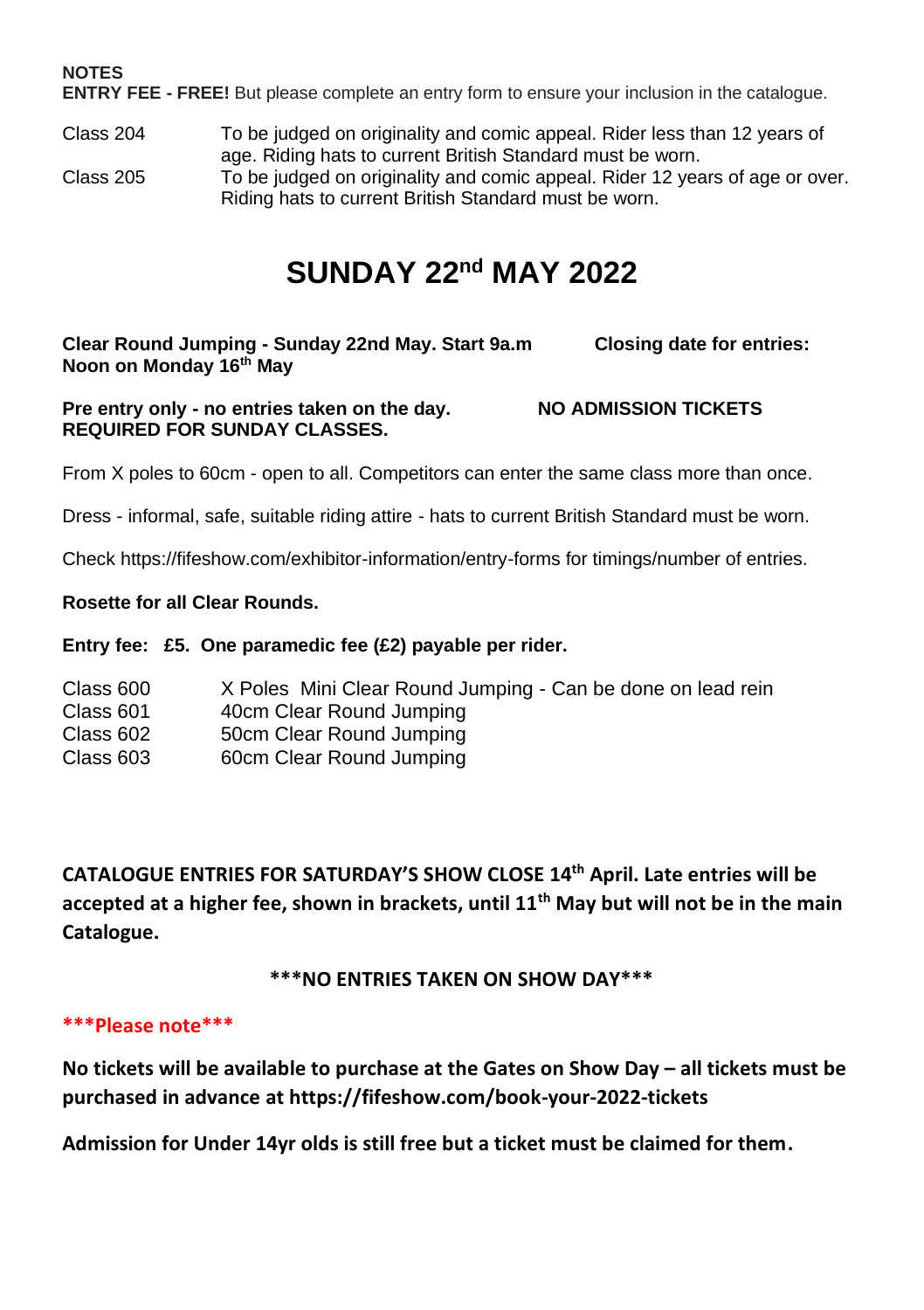**NOTES**

**ENTRY FEE - FREE!** But please complete an entry form to ensure your inclusion in the catalogue.

| | |
|---|---|
| Class 204 | To be judged on originality and comic appeal. Rider less than 12 years of age. Riding hats to current British Standard must be worn. |
| Class 205 | To be judged on originality and comic appeal. Rider 12 years of age or over. Riding hats to current British Standard must be worn. |

# SUNDAY 22nd MAY 2022

**Clear Round Jumping - Sunday 22nd May. Start 9a.m** **Closing date for entries: Noon on Monday 16th May**

**Pre entry only - no entries taken on the day.** **NO ADMISSION TICKETS REQUIRED FOR SUNDAY CLASSES.**

From X poles to 60cm - open to all. Competitors can enter the same class more than once.

Dress - informal, safe, suitable riding attire - hats to current British Standard must be worn.

Check https://fifeshow.com/exhibitor-information/entry-forms for timings/number of entries.

**Rosette for all Clear Rounds.**

**Entry fee: £5. One paramedic fee (£2) payable per rider.**

| | |
|---|---|
| Class 600 | X Poles Mini Clear Round Jumping - Can be done on lead rein |
| Class 601 | 40cm Clear Round Jumping |
| Class 602 | 50cm Clear Round Jumping |
| Class 603 | 60cm Clear Round Jumping |

**CATALOGUE ENTRIES FOR SATURDAY'S SHOW CLOSE 14th April. Late entries will be accepted at a higher fee, shown in brackets, until 11th May but will not be in the main Catalogue.**

**\*\*\*NO ENTRIES TAKEN ON SHOW DAY\*\*\***

**\*\*\*Please note\*\*\***

**No tickets will be available to purchase at the Gates on Show Day – all tickets must be purchased in advance at https://fifeshow.com/book-your-2022-tickets**

**Admission for Under 14yr olds is still free but a ticket must be claimed for them.**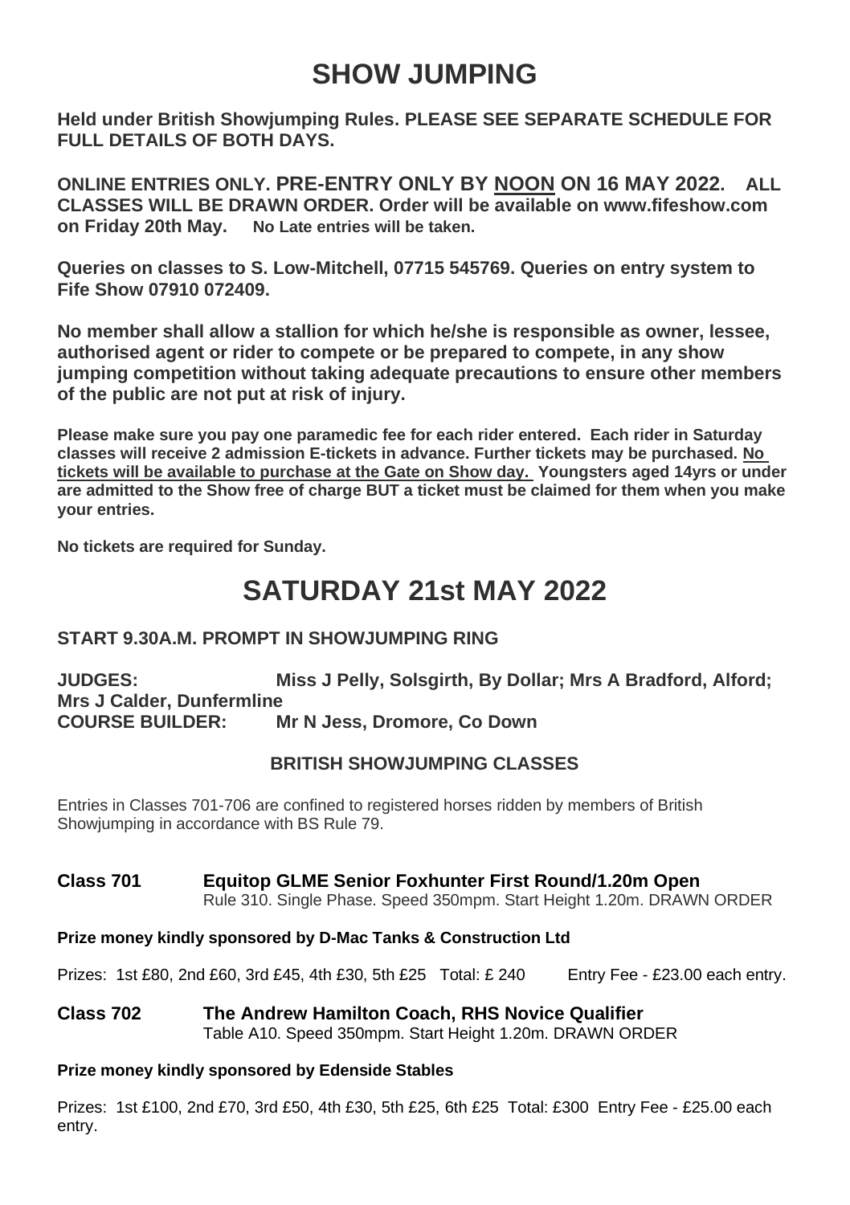# SHOW JUMPING

**Held under British Showjumping Rules. PLEASE SEE SEPARATE SCHEDULE FOR FULL DETAILS OF BOTH DAYS.**

**ONLINE ENTRIES ONLY. PRE-ENTRY ONLY BY <u>NOON</u> ON 16 MAY 2022. ALL CLASSES WILL BE DRAWN ORDER. Order will be available on www.fifeshow.com on Friday 20th May. No Late entries will be taken.**

**Queries on classes to S. Low-Mitchell, 07715 545769. Queries on entry system to Fife Show 07910 072409.**

**No member shall allow a stallion for which he/she is responsible as owner, lessee, authorised agent or rider to compete or be prepared to compete, in any show jumping competition without taking adequate precautions to ensure other members of the public are not put at risk of injury.**

**Please make sure you pay one paramedic fee for each rider entered. Each rider in Saturday classes will receive 2 admission E-tickets in advance. Further tickets may be purchased. <u>No tickets will be available to purchase at the Gate on Show day.</u> Youngsters aged 14yrs or under are admitted to the Show free of charge BUT a ticket must be claimed for them when you make your entries.**

**No tickets are required for Sunday.**

# SATURDAY 21st MAY 2022

**START 9.30A.M. PROMPT IN SHOWJUMPING RING**

**JUDGES:** **Miss J Pelly, Solsgirth, By Dollar; Mrs A Bradford, Alford; Mrs J Calder, Dunfermline**
**COURSE BUILDER:** **Mr N Jess, Dromore, Co Down**

## BRITISH SHOWJUMPING CLASSES

Entries in Classes 701-706 are confined to registered horses ridden by members of British Showjumping in accordance with BS Rule 79.

### Class 701 Equitop GLME Senior Foxhunter First Round/1.20m Open

Rule 310. Single Phase. Speed 350mpm. Start Height 1.20m. DRAWN ORDER

**Prize money kindly sponsored by D-Mac Tanks & Construction Ltd**

Prizes: 1st £80, 2nd £60, 3rd £45, 4th £30, 5th £25 Total: £ 240 Entry Fee - £23.00 each entry.

### Class 702 The Andrew Hamilton Coach, RHS Novice Qualifier

Table A10. Speed 350mpm. Start Height 1.20m. DRAWN ORDER

**Prize money kindly sponsored by Edenside Stables**

Prizes: 1st £100, 2nd £70, 3rd £50, 4th £30, 5th £25, 6th £25 Total: £300 Entry Fee - £25.00 each entry.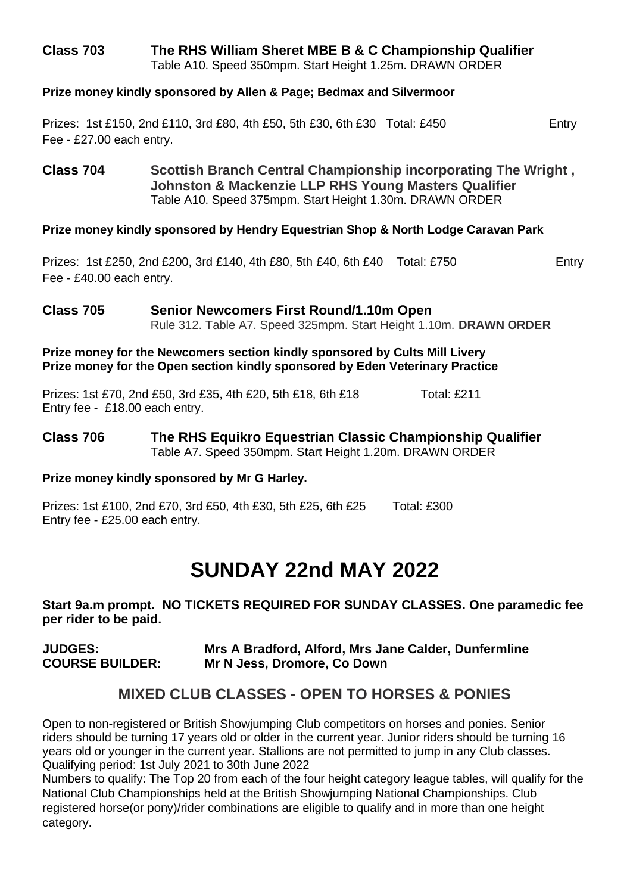**Class 703 The RHS William Sheret MBE B & C Championship Qualifier**
Table A10. Speed 350mpm. Start Height 1.25m. DRAWN ORDER

**Prize money kindly sponsored by Allen & Page; Bedmax and Silvermoor**

Prizes: 1st £150, 2nd £110, 3rd £80, 4th £50, 5th £30, 6th £30 Total: £450 Entry Fee - £27.00 each entry.

**Class 704 Scottish Branch Central Championship incorporating The Wright , Johnston & Mackenzie LLP RHS Young Masters Qualifier**
Table A10. Speed 375mpm. Start Height 1.30m. DRAWN ORDER

**Prize money kindly sponsored by Hendry Equestrian Shop & North Lodge Caravan Park**

Prizes: 1st £250, 2nd £200, 3rd £140, 4th £80, 5th £40, 6th £40 Total: £750 Entry Fee - £40.00 each entry.

**Class 705 Senior Newcomers First Round/1.10m Open**
Rule 312. Table A7. Speed 325mpm. Start Height 1.10m. **DRAWN ORDER**

**Prize money for the Newcomers section kindly sponsored by Cults Mill Livery**
**Prize money for the Open section kindly sponsored by Eden Veterinary Practice**

Prizes: 1st £70, 2nd £50, 3rd £35, 4th £20, 5th £18, 6th £18 Total: £211
Entry fee - £18.00 each entry.

**Class 706 The RHS Equikro Equestrian Classic Championship Qualifier**
Table A7. Speed 350mpm. Start Height 1.20m. DRAWN ORDER

**Prize money kindly sponsored by Mr G Harley.**

Prizes: 1st £100, 2nd £70, 3rd £50, 4th £30, 5th £25, 6th £25 Total: £300
Entry fee - £25.00 each entry.

# SUNDAY 22nd MAY 2022

**Start 9a.m prompt. NO TICKETS REQUIRED FOR SUNDAY CLASSES. One paramedic fee per rider to be paid.**

**JUDGES:** **Mrs A Bradford, Alford, Mrs Jane Calder, Dunfermline**
**COURSE BUILDER:** **Mr N Jess, Dromore, Co Down**

## MIXED CLUB CLASSES - OPEN TO HORSES & PONIES

Open to non-registered or British Showjumping Club competitors on horses and ponies. Senior riders should be turning 17 years old or older in the current year. Junior riders should be turning 16 years old or younger in the current year. Stallions are not permitted to jump in any Club classes.
Qualifying period: 1st July 2021 to 30th June 2022
Numbers to qualify: The Top 20 from each of the four height category league tables, will qualify for the National Club Championships held at the British Showjumping National Championships. Club registered horse(or pony)/rider combinations are eligible to qualify and in more than one height category.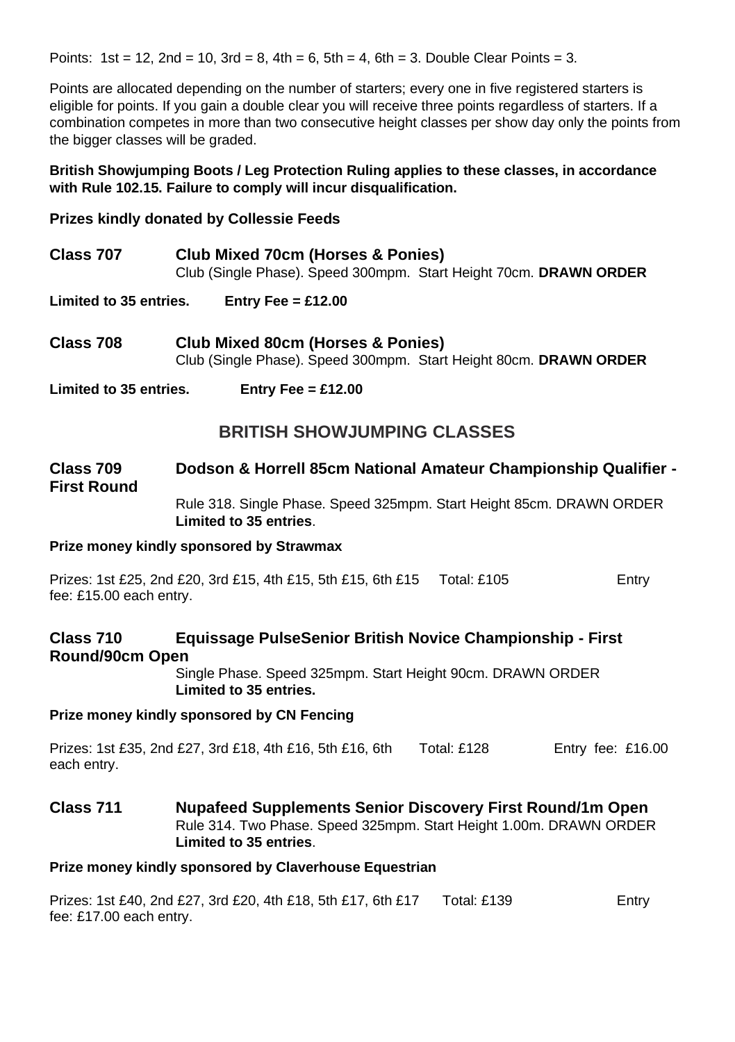Points: 1st = 12, 2nd = 10, 3rd = 8, 4th = 6, 5th = 4, 6th = 3. Double Clear Points = 3.

Points are allocated depending on the number of starters; every one in five registered starters is eligible for points. If you gain a double clear you will receive three points regardless of starters. If a combination competes in more than two consecutive height classes per show day only the points from the bigger classes will be graded.

**British Showjumping Boots / Leg Protection Ruling applies to these classes, in accordance with Rule 102.15. Failure to comply will incur disqualification.**

**Prizes kindly donated by Collessie Feeds**

**Class 707 Club Mixed 70cm (Horses & Ponies)**
Club (Single Phase). Speed 300mpm. Start Height 70cm. **DRAWN ORDER**

**Limited to 35 entries. Entry Fee = £12.00**

**Class 708 Club Mixed 80cm (Horses & Ponies)**
Club (Single Phase). Speed 300mpm. Start Height 80cm. **DRAWN ORDER**

**Limited to 35 entries. Entry Fee = £12.00**

## BRITISH SHOWJUMPING CLASSES

**Class 709 Dodson & Horrell 85cm National Amateur Championship Qualifier - First Round**

Rule 318. Single Phase. Speed 325mpm. Start Height 85cm. DRAWN ORDER
**Limited to 35 entries**.

**Prize money kindly sponsored by Strawmax**

Prizes: 1st £25, 2nd £20, 3rd £15, 4th £15, 5th £15, 6th £15 Total: £105 Entry fee: £15.00 each entry.

**Class 710 Equissage PulseSenior British Novice Championship - First Round/90cm Open**

Single Phase. Speed 325mpm. Start Height 90cm. DRAWN ORDER
**Limited to 35 entries.**

**Prize money kindly sponsored by CN Fencing**

Prizes: 1st £35, 2nd £27, 3rd £18, 4th £16, 5th £16, 6th Total: £128 Entry fee: £16.00 each entry.

**Class 711 Nupafeed Supplements Senior Discovery First Round/1m Open**
Rule 314. Two Phase. Speed 325mpm. Start Height 1.00m. DRAWN ORDER
**Limited to 35 entries**.

**Prize money kindly sponsored by Claverhouse Equestrian**

Prizes: 1st £40, 2nd £27, 3rd £20, 4th £18, 5th £17, 6th £17 Total: £139 Entry fee: £17.00 each entry.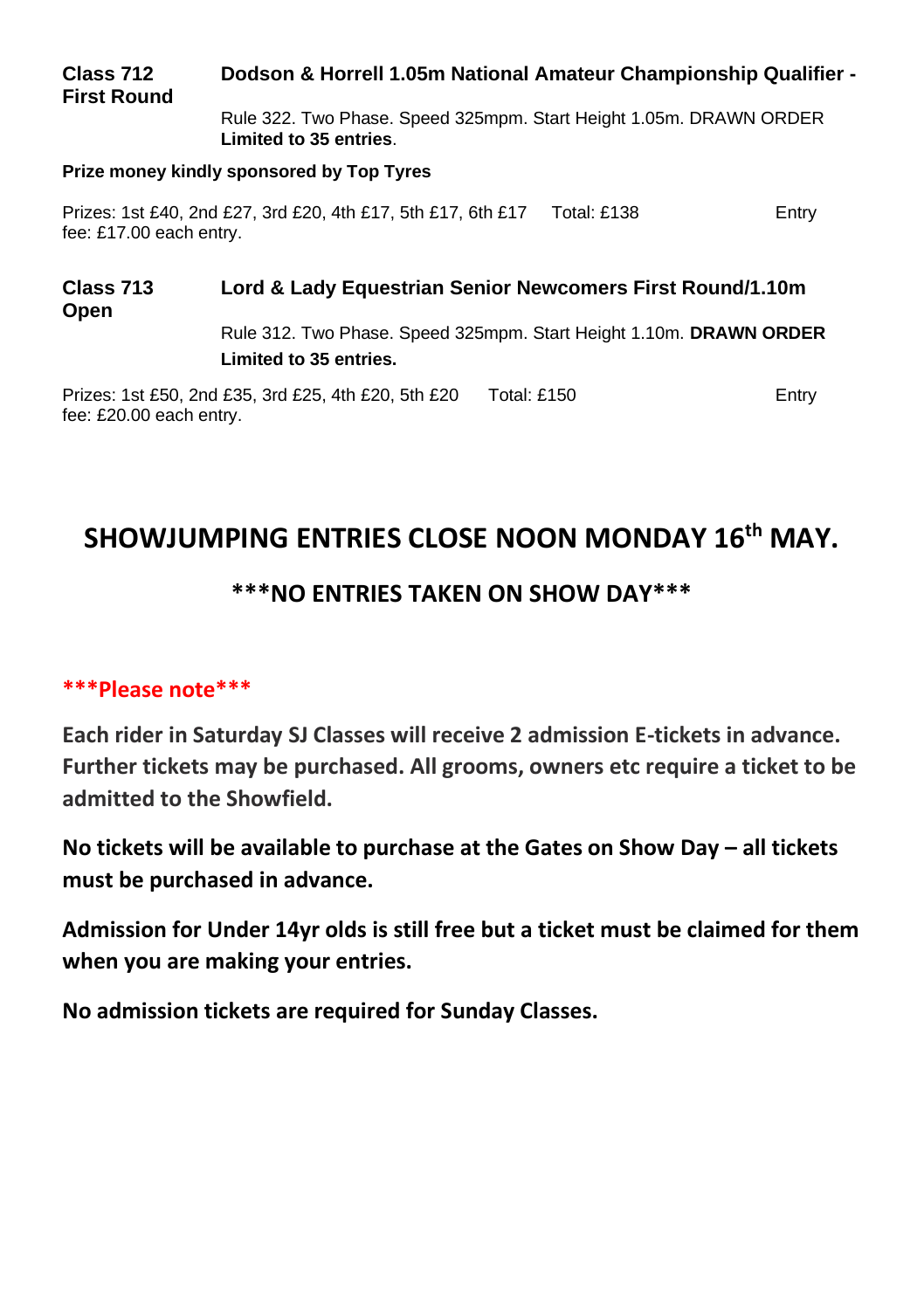**Class 712 First Round** **Dodson & Horrell 1.05m National Amateur Championship Qualifier -**

Rule 322. Two Phase. Speed 325mpm. Start Height 1.05m. DRAWN ORDER **Limited to 35 entries**.

**Prize money kindly sponsored by Top Tyres**

Prizes: 1st £40, 2nd £27, 3rd £20, 4th £17, 5th £17, 6th £17 Total: £138 Entry fee: £17.00 each entry.

**Class 713 Open** **Lord & Lady Equestrian Senior Newcomers First Round/1.10m**

Rule 312. Two Phase. Speed 325mpm. Start Height 1.10m. **DRAWN ORDER**

**Limited to 35 entries.**

Prizes: 1st £50, 2nd £35, 3rd £25, 4th £20, 5th £20 Total: £150 Entry fee: £20.00 each entry.

# SHOWJUMPING ENTRIES CLOSE NOON MONDAY 16th MAY.

## ***NO ENTRIES TAKEN ON SHOW DAY***

**\*\*\*Please note\*\*\***

**Each rider in Saturday SJ Classes will receive 2 admission E-tickets in advance. Further tickets may be purchased. All grooms, owners etc require a ticket to be admitted to the Showfield.**

**No tickets will be available to purchase at the Gates on Show Day – all tickets must be purchased in advance.**

**Admission for Under 14yr olds is still free but a ticket must be claimed for them when you are making your entries.**

**No admission tickets are required for Sunday Classes.**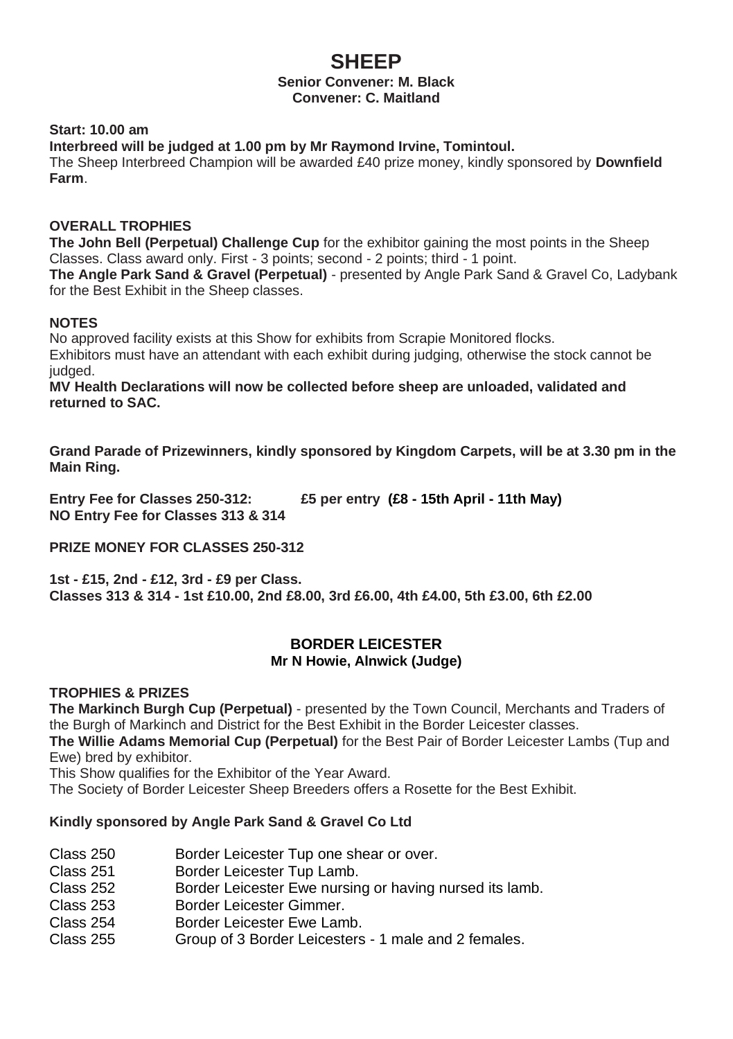# SHEEP

**Senior Convener: M. Black**
**Convener: C. Maitland**

**Start: 10.00 am**
**Interbreed will be judged at 1.00 pm by Mr Raymond Irvine, Tomintoul.**
The Sheep Interbreed Champion will be awarded £40 prize money, kindly sponsored by **Downfield Farm**.

**OVERALL TROPHIES**
**The John Bell (Perpetual) Challenge Cup** for the exhibitor gaining the most points in the Sheep Classes. Class award only. First - 3 points; second - 2 points; third - 1 point.
**The Angle Park Sand & Gravel (Perpetual)** - presented by Angle Park Sand & Gravel Co, Ladybank for the Best Exhibit in the Sheep classes.

**NOTES**
No approved facility exists at this Show for exhibits from Scrapie Monitored flocks.
Exhibitors must have an attendant with each exhibit during judging, otherwise the stock cannot be judged.
**MV Health Declarations will now be collected before sheep are unloaded, validated and returned to SAC.**

**Grand Parade of Prizewinners, kindly sponsored by Kingdom Carpets, will be at 3.30 pm in the Main Ring.**

**Entry Fee for Classes 250-312: £5 per entry (£8 - 15th April - 11th May)**
**NO Entry Fee for Classes 313 & 314**

**PRIZE MONEY FOR CLASSES 250-312**

**1st - £15, 2nd - £12, 3rd - £9 per Class.**
**Classes 313 & 314 - 1st £10.00, 2nd £8.00, 3rd £6.00, 4th £4.00, 5th £3.00, 6th £2.00**

## BORDER LEICESTER

**Mr N Howie, Alnwick (Judge)**

**TROPHIES & PRIZES**
**The Markinch Burgh Cup (Perpetual)** - presented by the Town Council, Merchants and Traders of the Burgh of Markinch and District for the Best Exhibit in the Border Leicester classes.
**The Willie Adams Memorial Cup (Perpetual)** for the Best Pair of Border Leicester Lambs (Tup and Ewe) bred by exhibitor.
This Show qualifies for the Exhibitor of the Year Award.
The Society of Border Leicester Sheep Breeders offers a Rosette for the Best Exhibit.

**Kindly sponsored by Angle Park Sand & Gravel Co Ltd**

Class 250 Border Leicester Tup one shear or over.
Class 251 Border Leicester Tup Lamb.
Class 252 Border Leicester Ewe nursing or having nursed its lamb.
Class 253 Border Leicester Gimmer.
Class 254 Border Leicester Ewe Lamb.
Class 255 Group of 3 Border Leicesters - 1 male and 2 females.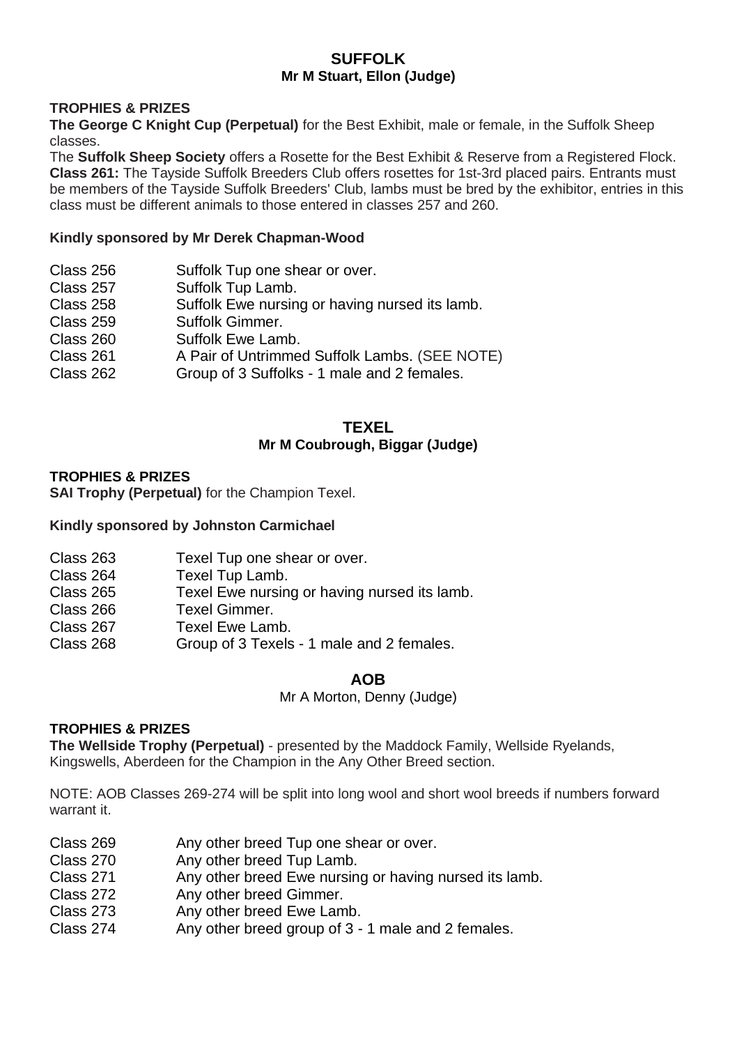## SUFFOLK

**Mr M Stuart, Ellon (Judge)**

**TROPHIES & PRIZES**

**The George C Knight Cup (Perpetual)** for the Best Exhibit, male or female, in the Suffolk Sheep classes.

The **Suffolk Sheep Society** offers a Rosette for the Best Exhibit & Reserve from a Registered Flock.

**Class 261:** The Tayside Suffolk Breeders Club offers rosettes for 1st-3rd placed pairs. Entrants must be members of the Tayside Suffolk Breeders' Club, lambs must be bred by the exhibitor, entries in this class must be different animals to those entered in classes 257 and 260.

**Kindly sponsored by Mr Derek Chapman-Wood**

Class 256 Suffolk Tup one shear or over.
Class 257 Suffolk Tup Lamb.
Class 258 Suffolk Ewe nursing or having nursed its lamb.
Class 259 Suffolk Gimmer.
Class 260 Suffolk Ewe Lamb.
Class 261 A Pair of Untrimmed Suffolk Lambs. (SEE NOTE)
Class 262 Group of 3 Suffolks - 1 male and 2 females.

## TEXEL

**Mr M Coubrough, Biggar (Judge)**

**TROPHIES & PRIZES**

**SAI Trophy (Perpetual)** for the Champion Texel.

**Kindly sponsored by Johnston Carmichael**

Class 263 Texel Tup one shear or over.
Class 264 Texel Tup Lamb.
Class 265 Texel Ewe nursing or having nursed its lamb.
Class 266 Texel Gimmer.
Class 267 Texel Ewe Lamb.
Class 268 Group of 3 Texels - 1 male and 2 females.

## AOB

Mr A Morton, Denny (Judge)

**TROPHIES & PRIZES**

**The Wellside Trophy (Perpetual)** - presented by the Maddock Family, Wellside Ryelands, Kingswells, Aberdeen for the Champion in the Any Other Breed section.

NOTE: AOB Classes 269-274 will be split into long wool and short wool breeds if numbers forward warrant it.

Class 269 Any other breed Tup one shear or over.
Class 270 Any other breed Tup Lamb.
Class 271 Any other breed Ewe nursing or having nursed its lamb.
Class 272 Any other breed Gimmer.
Class 273 Any other breed Ewe Lamb.
Class 274 Any other breed group of 3 - 1 male and 2 females.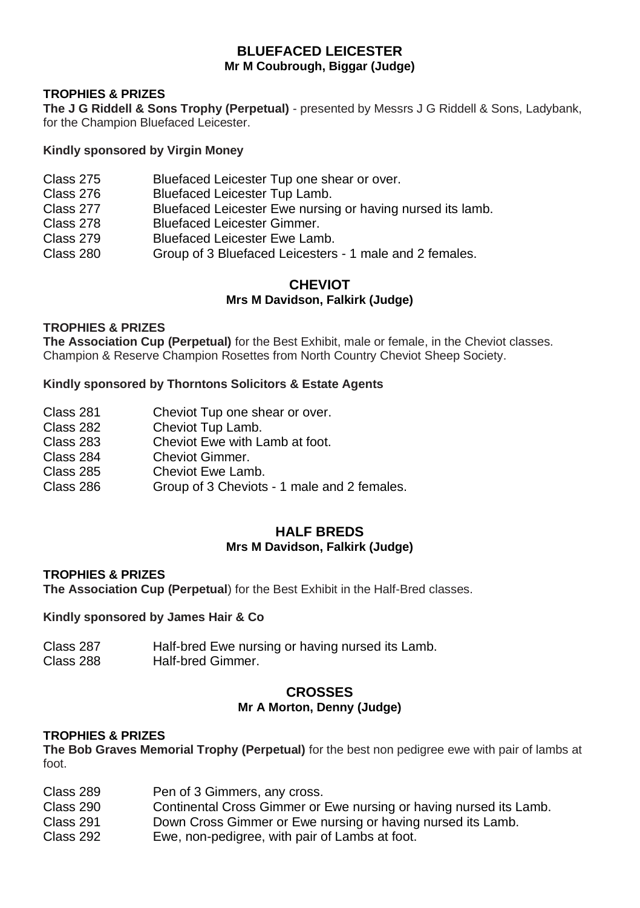## BLUEFACED LEICESTER

**Mr M Coubrough, Biggar (Judge)**

**TROPHIES & PRIZES**

**The J G Riddell & Sons Trophy (Perpetual)** - presented by Messrs J G Riddell & Sons, Ladybank, for the Champion Bluefaced Leicester.

**Kindly sponsored by Virgin Money**

Class 275 Bluefaced Leicester Tup one shear or over.
Class 276 Bluefaced Leicester Tup Lamb.
Class 277 Bluefaced Leicester Ewe nursing or having nursed its lamb.
Class 278 Bluefaced Leicester Gimmer.
Class 279 Bluefaced Leicester Ewe Lamb.
Class 280 Group of 3 Bluefaced Leicesters - 1 male and 2 females.

## CHEVIOT

**Mrs M Davidson, Falkirk (Judge)**

**TROPHIES & PRIZES**

**The Association Cup (Perpetual)** for the Best Exhibit, male or female, in the Cheviot classes. Champion & Reserve Champion Rosettes from North Country Cheviot Sheep Society.

**Kindly sponsored by Thorntons Solicitors & Estate Agents**

Class 281 Cheviot Tup one shear or over.
Class 282 Cheviot Tup Lamb.
Class 283 Cheviot Ewe with Lamb at foot.
Class 284 Cheviot Gimmer.
Class 285 Cheviot Ewe Lamb.
Class 286 Group of 3 Cheviots - 1 male and 2 females.

## HALF BREDS

**Mrs M Davidson, Falkirk (Judge)**

**TROPHIES & PRIZES**

**The Association Cup (Perpetual**) for the Best Exhibit in the Half-Bred classes.

**Kindly sponsored by James Hair & Co**

Class 287 Half-bred Ewe nursing or having nursed its Lamb.
Class 288 Half-bred Gimmer.

## CROSSES

**Mr A Morton, Denny (Judge)**

**TROPHIES & PRIZES**

**The Bob Graves Memorial Trophy (Perpetual)** for the best non pedigree ewe with pair of lambs at foot.

Class 289 Pen of 3 Gimmers, any cross.
Class 290 Continental Cross Gimmer or Ewe nursing or having nursed its Lamb.
Class 291 Down Cross Gimmer or Ewe nursing or having nursed its Lamb.
Class 292 Ewe, non-pedigree, with pair of Lambs at foot.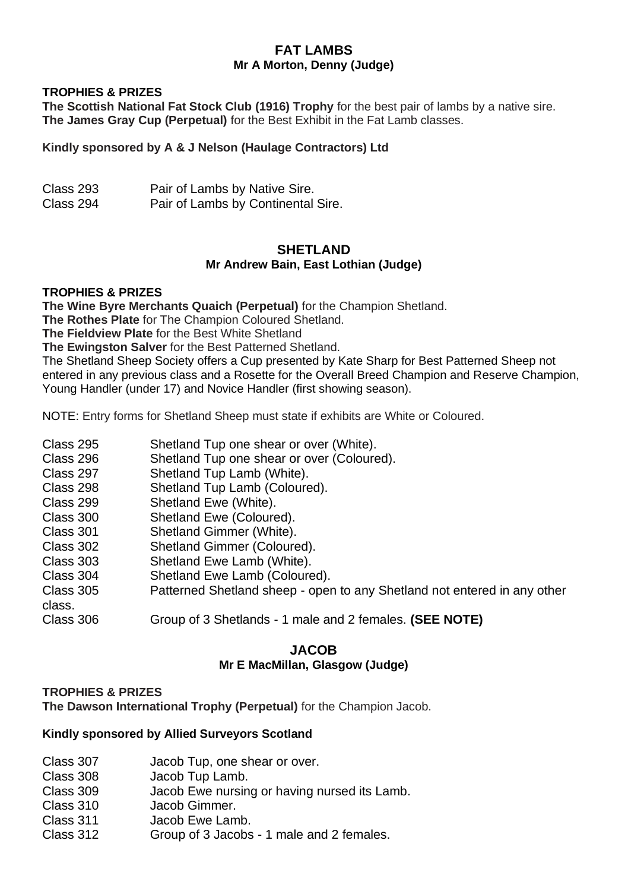## FAT LAMBS
**Mr A Morton, Denny (Judge)**

**TROPHIES & PRIZES**
**The Scottish National Fat Stock Club (1916) Trophy** for the best pair of lambs by a native sire.
**The James Gray Cup (Perpetual)** for the Best Exhibit in the Fat Lamb classes.

**Kindly sponsored by A & J Nelson (Haulage Contractors) Ltd**

Class 293 Pair of Lambs by Native Sire.
Class 294 Pair of Lambs by Continental Sire.

## SHETLAND
**Mr Andrew Bain, East Lothian (Judge)**

**TROPHIES & PRIZES**
**The Wine Byre Merchants Quaich (Perpetual)** for the Champion Shetland.
**The Rothes Plate** for The Champion Coloured Shetland.
**The Fieldview Plate** for the Best White Shetland
**The Ewingston Salver** for the Best Patterned Shetland.
The Shetland Sheep Society offers a Cup presented by Kate Sharp for Best Patterned Sheep not entered in any previous class and a Rosette for the Overall Breed Champion and Reserve Champion, Young Handler (under 17) and Novice Handler (first showing season).

NOTE: Entry forms for Shetland Sheep must state if exhibits are White or Coloured.

Class 295 Shetland Tup one shear or over (White).
Class 296 Shetland Tup one shear or over (Coloured).
Class 297 Shetland Tup Lamb (White).
Class 298 Shetland Tup Lamb (Coloured).
Class 299 Shetland Ewe (White).
Class 300 Shetland Ewe (Coloured).
Class 301 Shetland Gimmer (White).
Class 302 Shetland Gimmer (Coloured).
Class 303 Shetland Ewe Lamb (White).
Class 304 Shetland Ewe Lamb (Coloured).
Class 305 Patterned Shetland sheep - open to any Shetland not entered in any other class.
Class 306 Group of 3 Shetlands - 1 male and 2 females. **(SEE NOTE)**

## JACOB
**Mr E MacMillan, Glasgow (Judge)**

**TROPHIES & PRIZES**
**The Dawson International Trophy (Perpetual)** for the Champion Jacob.

**Kindly sponsored by Allied Surveyors Scotland**

Class 307 Jacob Tup, one shear or over.
Class 308 Jacob Tup Lamb.
Class 309 Jacob Ewe nursing or having nursed its Lamb.
Class 310 Jacob Gimmer.
Class 311 Jacob Ewe Lamb.
Class 312 Group of 3 Jacobs - 1 male and 2 females.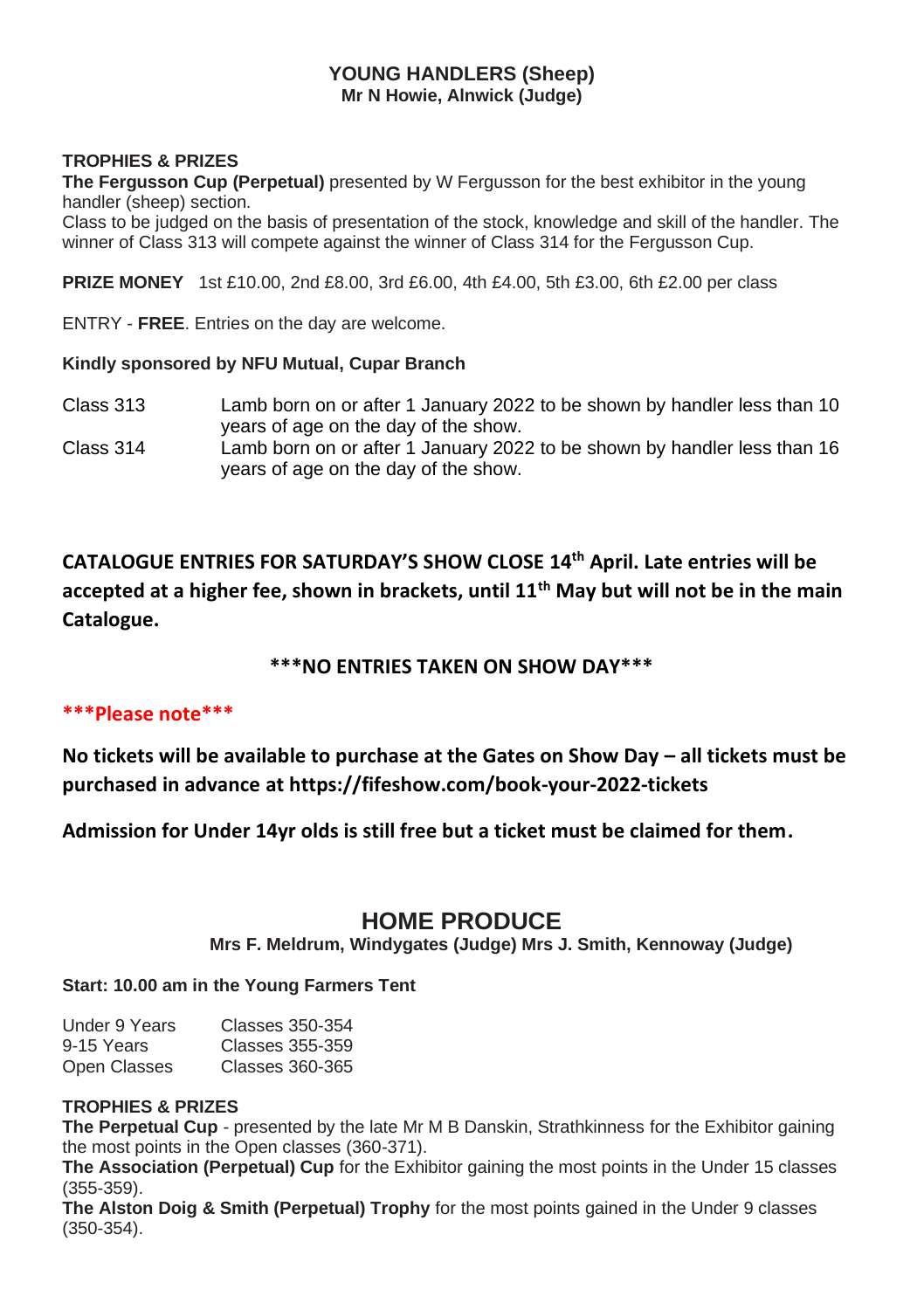## YOUNG HANDLERS (Sheep)

**Mr N Howie, Alnwick (Judge)**

**TROPHIES & PRIZES**

**The Fergusson Cup (Perpetual)** presented by W Fergusson for the best exhibitor in the young handler (sheep) section.

Class to be judged on the basis of presentation of the stock, knowledge and skill of the handler. The winner of Class 313 will compete against the winner of Class 314 for the Fergusson Cup.

**PRIZE MONEY** 1st £10.00, 2nd £8.00, 3rd £6.00, 4th £4.00, 5th £3.00, 6th £2.00 per class

ENTRY - **FREE**. Entries on the day are welcome.

**Kindly sponsored by NFU Mutual, Cupar Branch**

| | |
|---|---|
| Class 313 | Lamb born on or after 1 January 2022 to be shown by handler less than 10 years of age on the day of the show. |
| Class 314 | Lamb born on or after 1 January 2022 to be shown by handler less than 16 years of age on the day of the show. |

**CATALOGUE ENTRIES FOR SATURDAY'S SHOW CLOSE 14th April. Late entries will be accepted at a higher fee, shown in brackets, until 11th May but will not be in the main Catalogue.**

**\*\*\*NO ENTRIES TAKEN ON SHOW DAY\*\*\***

**\*\*\*Please note\*\*\***

**No tickets will be available to purchase at the Gates on Show Day – all tickets must be purchased in advance at https://fifeshow.com/book-your-2022-tickets**

**Admission for Under 14yr olds is still free but a ticket must be claimed for them.**

## HOME PRODUCE

**Mrs F. Meldrum, Windygates (Judge) Mrs J. Smith, Kennoway (Judge)**

**Start: 10.00 am in the Young Farmers Tent**

| | |
|---|---|
| Under 9 Years | Classes 350-354 |
| 9-15 Years | Classes 355-359 |
| Open Classes | Classes 360-365 |

**TROPHIES & PRIZES**

**The Perpetual Cup** - presented by the late Mr M B Danskin, Strathkinness for the Exhibitor gaining the most points in the Open classes (360-371).

**The Association (Perpetual) Cup** for the Exhibitor gaining the most points in the Under 15 classes (355-359).

**The Alston Doig & Smith (Perpetual) Trophy** for the most points gained in the Under 9 classes (350-354).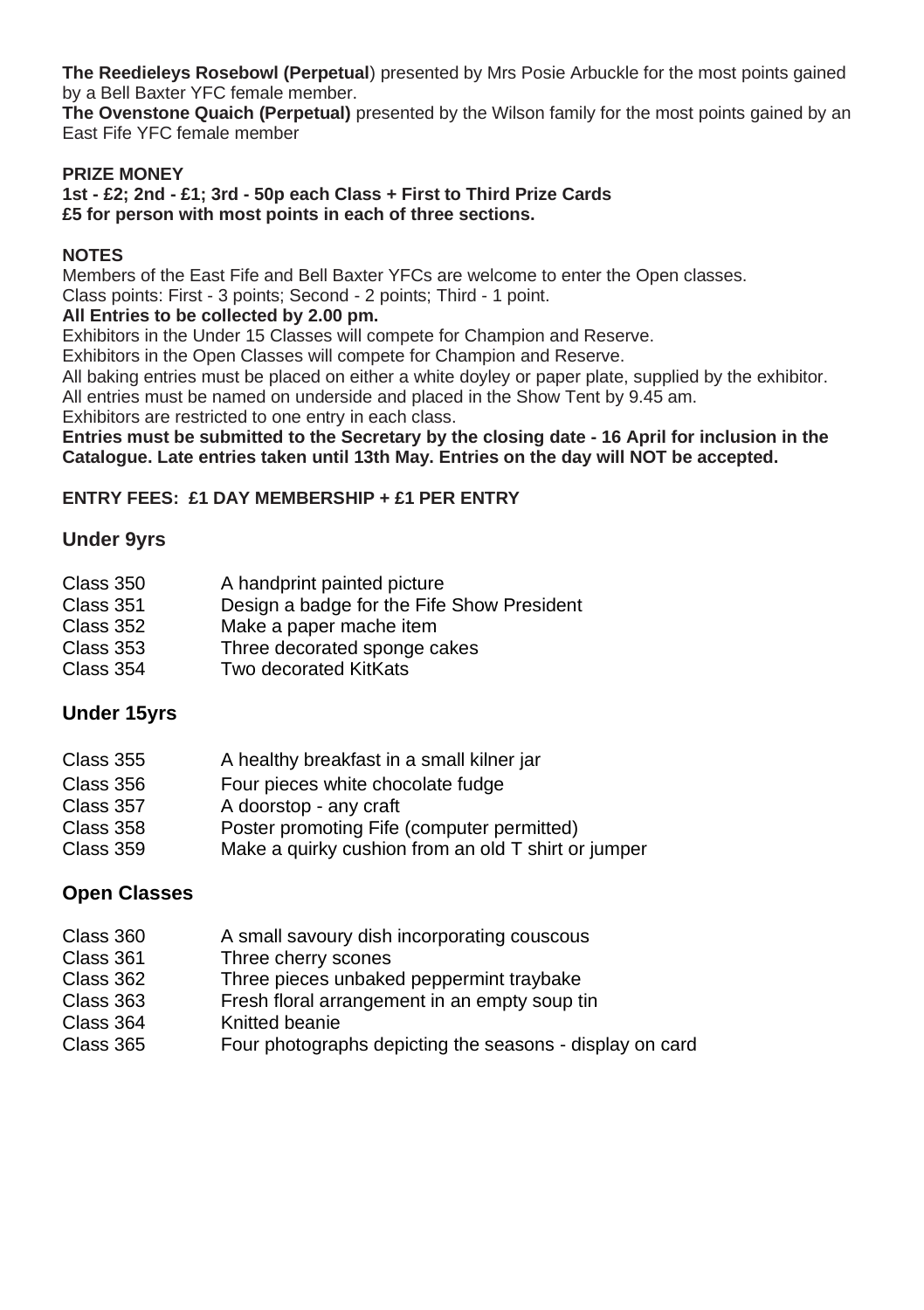**The Reedieleys Rosebowl (Perpetual**) presented by Mrs Posie Arbuckle for the most points gained by a Bell Baxter YFC female member.

**The Ovenstone Quaich (Perpetual)** presented by the Wilson family for the most points gained by an East Fife YFC female member

**PRIZE MONEY**

**1st - £2; 2nd - £1; 3rd - 50p each Class + First to Third Prize Cards**

**£5 for person with most points in each of three sections.**

**NOTES**

Members of the East Fife and Bell Baxter YFCs are welcome to enter the Open classes.

Class points: First - 3 points; Second - 2 points; Third - 1 point.

**All Entries to be collected by 2.00 pm.**

Exhibitors in the Under 15 Classes will compete for Champion and Reserve.

Exhibitors in the Open Classes will compete for Champion and Reserve.

All baking entries must be placed on either a white doyley or paper plate, supplied by the exhibitor.

All entries must be named on underside and placed in the Show Tent by 9.45 am.

Exhibitors are restricted to one entry in each class.

**Entries must be submitted to the Secretary by the closing date - 16 April for inclusion in the Catalogue. Late entries taken until 13th May. Entries on the day will NOT be accepted.**

**ENTRY FEES: £1 DAY MEMBERSHIP + £1 PER ENTRY**

## Under 9yrs

| | |
|---|---|
| Class 350 | A handprint painted picture |
| Class 351 | Design a badge for the Fife Show President |
| Class 352 | Make a paper mache item |
| Class 353 | Three decorated sponge cakes |
| Class 354 | Two decorated KitKats |

## Under 15yrs

| | |
|---|---|
| Class 355 | A healthy breakfast in a small kilner jar |
| Class 356 | Four pieces white chocolate fudge |
| Class 357 | A doorstop - any craft |
| Class 358 | Poster promoting Fife (computer permitted) |
| Class 359 | Make a quirky cushion from an old T shirt or jumper |

## Open Classes

| | |
|---|---|
| Class 360 | A small savoury dish incorporating couscous |
| Class 361 | Three cherry scones |
| Class 362 | Three pieces unbaked peppermint traybake |
| Class 363 | Fresh floral arrangement in an empty soup tin |
| Class 364 | Knitted beanie |
| Class 365 | Four photographs depicting the seasons - display on card |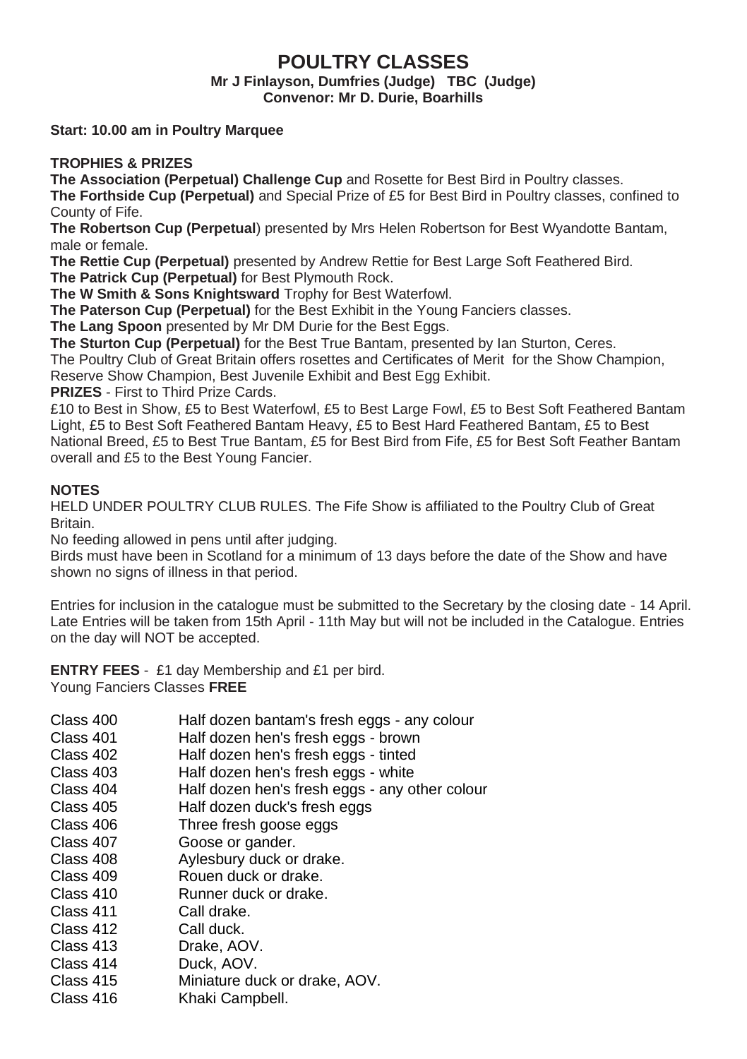# POULTRY CLASSES

**Mr J Finlayson, Dumfries (Judge) TBC (Judge)**
**Convenor: Mr D. Durie, Boarhills**

**Start: 10.00 am in Poultry Marquee**

**TROPHIES & PRIZES**

**The Association (Perpetual) Challenge Cup** and Rosette for Best Bird in Poultry classes.
**The Forthside Cup (Perpetual)** and Special Prize of £5 for Best Bird in Poultry classes, confined to County of Fife.
**The Robertson Cup (Perpetual)** presented by Mrs Helen Robertson for Best Wyandotte Bantam, male or female.
**The Rettie Cup (Perpetual)** presented by Andrew Rettie for Best Large Soft Feathered Bird.
**The Patrick Cup (Perpetual)** for Best Plymouth Rock.
**The W Smith & Sons Knightsward** Trophy for Best Waterfowl.
**The Paterson Cup (Perpetual)** for the Best Exhibit in the Young Fanciers classes.
**The Lang Spoon** presented by Mr DM Durie for the Best Eggs.
**The Sturton Cup (Perpetual)** for the Best True Bantam, presented by Ian Sturton, Ceres.
The Poultry Club of Great Britain offers rosettes and Certificates of Merit for the Show Champion, Reserve Show Champion, Best Juvenile Exhibit and Best Egg Exhibit.
**PRIZES** - First to Third Prize Cards.
£10 to Best in Show, £5 to Best Waterfowl, £5 to Best Large Fowl, £5 to Best Soft Feathered Bantam Light, £5 to Best Soft Feathered Bantam Heavy, £5 to Best Hard Feathered Bantam, £5 to Best National Breed, £5 to Best True Bantam, £5 for Best Bird from Fife, £5 for Best Soft Feather Bantam overall and £5 to the Best Young Fancier.

**NOTES**

HELD UNDER POULTRY CLUB RULES. The Fife Show is affiliated to the Poultry Club of Great Britain.
No feeding allowed in pens until after judging.
Birds must have been in Scotland for a minimum of 13 days before the date of the Show and have shown no signs of illness in that period.

Entries for inclusion in the catalogue must be submitted to the Secretary by the closing date - 14 April. Late Entries will be taken from 15th April - 11th May but will not be included in the Catalogue. Entries on the day will NOT be accepted.

**ENTRY FEES** - £1 day Membership and £1 per bird.
Young Fanciers Classes **FREE**

| | |
|---|---|
| Class 400 | Half dozen bantam's fresh eggs - any colour |
| Class 401 | Half dozen hen's fresh eggs - brown |
| Class 402 | Half dozen hen's fresh eggs - tinted |
| Class 403 | Half dozen hen's fresh eggs - white |
| Class 404 | Half dozen hen's fresh eggs - any other colour |
| Class 405 | Half dozen duck's fresh eggs |
| Class 406 | Three fresh goose eggs |
| Class 407 | Goose or gander. |
| Class 408 | Aylesbury duck or drake. |
| Class 409 | Rouen duck or drake. |
| Class 410 | Runner duck or drake. |
| Class 411 | Call drake. |
| Class 412 | Call duck. |
| Class 413 | Drake, AOV. |
| Class 414 | Duck, AOV. |
| Class 415 | Miniature duck or drake, AOV. |
| Class 416 | Khaki Campbell. |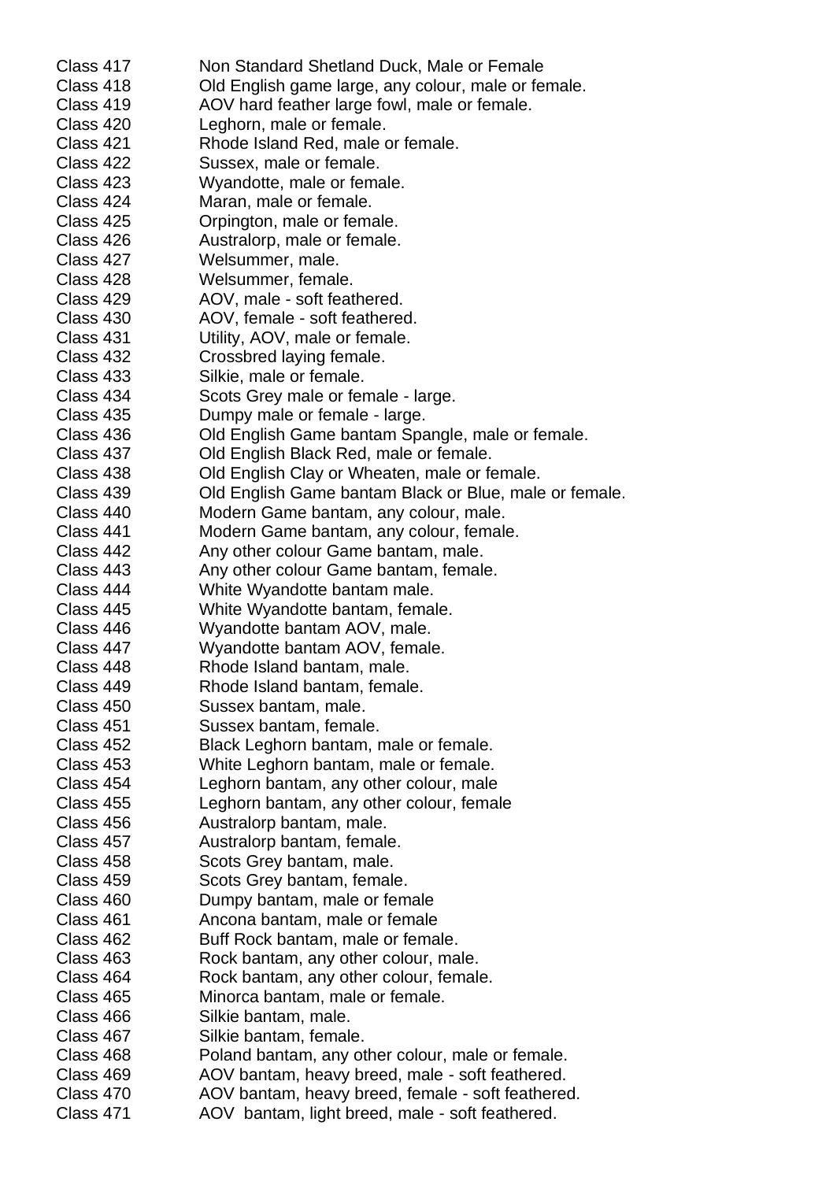Class 417	Non Standard Shetland Duck, Male or Female
Class 418	Old English game large, any colour, male or female.
Class 419	AOV hard feather large fowl, male or female.
Class 420	Leghorn, male or female.
Class 421	Rhode Island Red, male or female.
Class 422	Sussex, male or female.
Class 423	Wyandotte, male or female.
Class 424	Maran, male or female.
Class 425	Orpington, male or female.
Class 426	Australorp, male or female.
Class 427	Welsummer, male.
Class 428	Welsummer, female.
Class 429	AOV, male - soft feathered.
Class 430	AOV, female - soft feathered.
Class 431	Utility, AOV, male or female.
Class 432	Crossbred laying female.
Class 433	Silkie, male or female.
Class 434	Scots Grey male or female - large.
Class 435	Dumpy male or female - large.
Class 436	Old English Game bantam Spangle, male or female.
Class 437	Old English Black Red, male or female.
Class 438	Old English Clay or Wheaten, male or female.
Class 439	Old English Game bantam Black or Blue, male or female.
Class 440	Modern Game bantam, any colour, male.
Class 441	Modern Game bantam, any colour, female.
Class 442	Any other colour Game bantam, male.
Class 443	Any other colour Game bantam, female.
Class 444	White Wyandotte bantam male.
Class 445	White Wyandotte bantam, female.
Class 446	Wyandotte bantam AOV, male.
Class 447	Wyandotte bantam AOV, female.
Class 448	Rhode Island bantam, male.
Class 449	Rhode Island bantam, female.
Class 450	Sussex bantam, male.
Class 451	Sussex bantam, female.
Class 452	Black Leghorn bantam, male or female.
Class 453	White Leghorn bantam, male or female.
Class 454	Leghorn bantam, any other colour, male
Class 455	Leghorn bantam, any other colour, female
Class 456	Australorp bantam, male.
Class 457	Australorp bantam, female.
Class 458	Scots Grey bantam, male.
Class 459	Scots Grey bantam, female.
Class 460	Dumpy bantam, male or female
Class 461	Ancona bantam, male or female
Class 462	Buff Rock bantam, male or female.
Class 463	Rock bantam, any other colour, male.
Class 464	Rock bantam, any other colour, female.
Class 465	Minorca bantam, male or female.
Class 466	Silkie bantam, male.
Class 467	Silkie bantam, female.
Class 468	Poland bantam, any other colour, male or female.
Class 469	AOV bantam, heavy breed, male - soft feathered.
Class 470	AOV bantam, heavy breed, female - soft feathered.
Class 471	AOV bantam, light breed, male - soft feathered.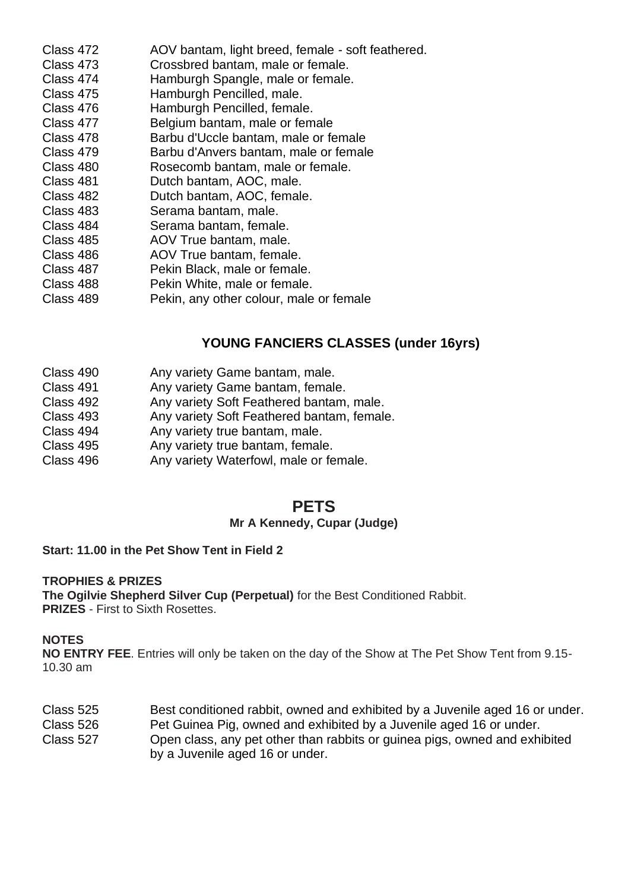Class 472 AOV bantam, light breed, female - soft feathered.
Class 473 Crossbred bantam, male or female.
Class 474 Hamburgh Spangle, male or female.
Class 475 Hamburgh Pencilled, male.
Class 476 Hamburgh Pencilled, female.
Class 477 Belgium bantam, male or female
Class 478 Barbu d'Uccle bantam, male or female
Class 479 Barbu d'Anvers bantam, male or female
Class 480 Rosecomb bantam, male or female.
Class 481 Dutch bantam, AOC, male.
Class 482 Dutch bantam, AOC, female.
Class 483 Serama bantam, male.
Class 484 Serama bantam, female.
Class 485 AOV True bantam, male.
Class 486 AOV True bantam, female.
Class 487 Pekin Black, male or female.
Class 488 Pekin White, male or female.
Class 489 Pekin, any other colour, male or female

### YOUNG FANCIERS CLASSES (under 16yrs)

Class 490 Any variety Game bantam, male.
Class 491 Any variety Game bantam, female.
Class 492 Any variety Soft Feathered bantam, male.
Class 493 Any variety Soft Feathered bantam, female.
Class 494 Any variety true bantam, male.
Class 495 Any variety true bantam, female.
Class 496 Any variety Waterfowl, male or female.

## PETS

**Mr A Kennedy, Cupar (Judge)**

**Start: 11.00 in the Pet Show Tent in Field 2**

**TROPHIES & PRIZES**
**The Ogilvie Shepherd Silver Cup (Perpetual)** for the Best Conditioned Rabbit.
**PRIZES** - First to Sixth Rosettes.

**NOTES**
**NO ENTRY FEE**. Entries will only be taken on the day of the Show at The Pet Show Tent from 9.15-10.30 am

Class 525 Best conditioned rabbit, owned and exhibited by a Juvenile aged 16 or under.
Class 526 Pet Guinea Pig, owned and exhibited by a Juvenile aged 16 or under.
Class 527 Open class, any pet other than rabbits or guinea pigs, owned and exhibited by a Juvenile aged 16 or under.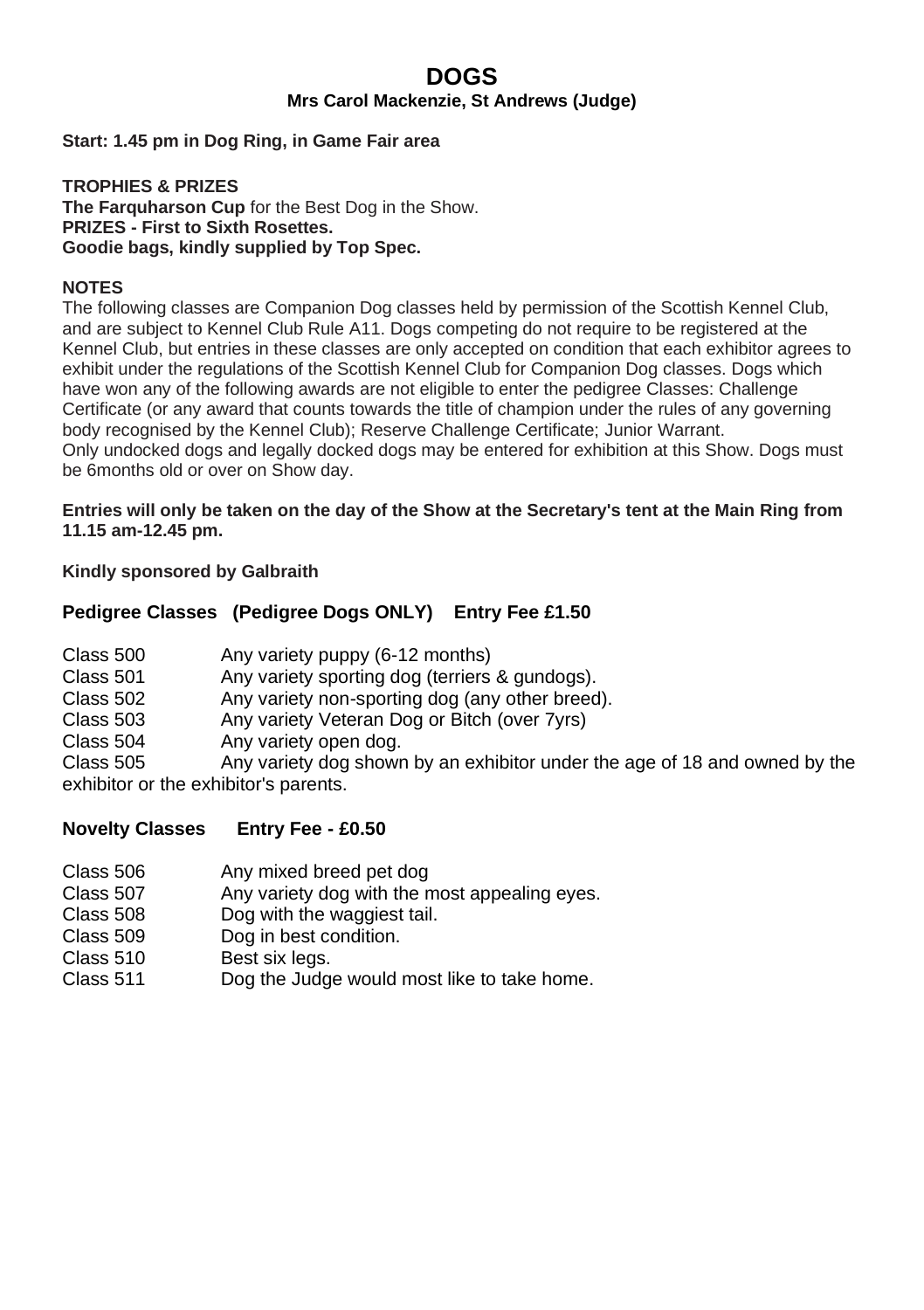# DOGS

**Mrs Carol Mackenzie, St Andrews (Judge)**

**Start: 1.45 pm in Dog Ring, in Game Fair area**

**TROPHIES & PRIZES**
**The Farquharson Cup** for the Best Dog in the Show.
**PRIZES - First to Sixth Rosettes.**
**Goodie bags, kindly supplied by Top Spec.**

**NOTES**
The following classes are Companion Dog classes held by permission of the Scottish Kennel Club, and are subject to Kennel Club Rule A11. Dogs competing do not require to be registered at the Kennel Club, but entries in these classes are only accepted on condition that each exhibitor agrees to exhibit under the regulations of the Scottish Kennel Club for Companion Dog classes. Dogs which have won any of the following awards are not eligible to enter the pedigree Classes: Challenge Certificate (or any award that counts towards the title of champion under the rules of any governing body recognised by the Kennel Club); Reserve Challenge Certificate; Junior Warrant.
Only undocked dogs and legally docked dogs may be entered for exhibition at this Show. Dogs must be 6months old or over on Show day.

**Entries will only be taken on the day of the Show at the Secretary's tent at the Main Ring from 11.15 am-12.45 pm.**

**Kindly sponsored by Galbraith**

### Pedigree Classes (Pedigree Dogs ONLY) Entry Fee £1.50

Class 500 Any variety puppy (6-12 months)
Class 501 Any variety sporting dog (terriers & gundogs).
Class 502 Any variety non-sporting dog (any other breed).
Class 503 Any variety Veteran Dog or Bitch (over 7yrs)
Class 504 Any variety open dog.
Class 505 Any variety dog shown by an exhibitor under the age of 18 and owned by the exhibitor or the exhibitor's parents.

### Novelty Classes Entry Fee - £0.50

Class 506 Any mixed breed pet dog
Class 507 Any variety dog with the most appealing eyes.
Class 508 Dog with the waggiest tail.
Class 509 Dog in best condition.
Class 510 Best six legs.
Class 511 Dog the Judge would most like to take home.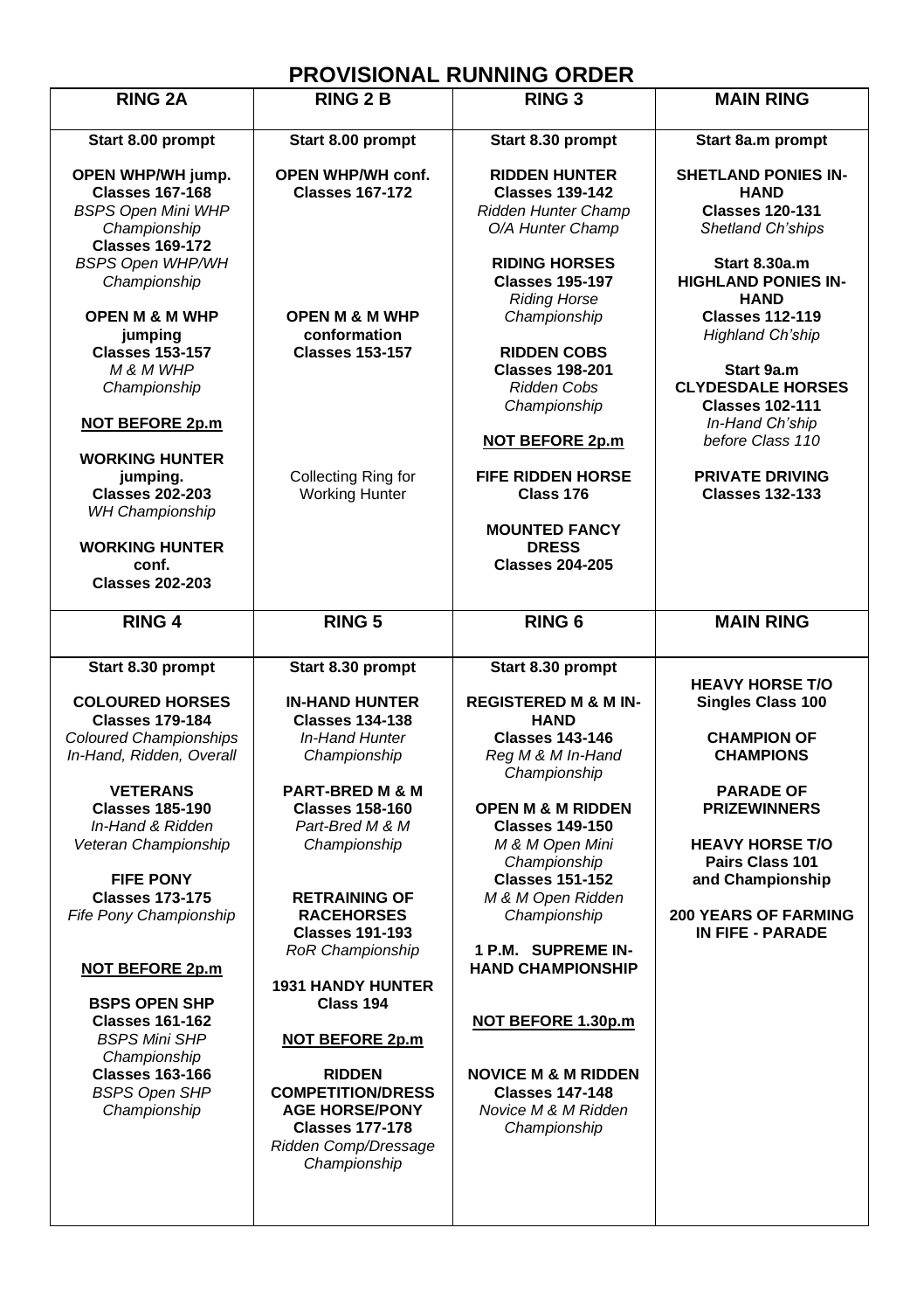# PROVISIONAL RUNNING ORDER

| RING 2A | RING 2 B | RING 3 | MAIN RING |
|---|---|---|---|
| **Start 8.00 prompt**<br><br>**OPEN WHP/WH jump. Classes 167-168**<br>*BSPS Open Mini WHP Championship*<br>**Classes 169-172**<br>*BSPS Open WHP/WH Championship*<br><br>**OPEN M & M WHP jumping Classes 153-157**<br>*M & M WHP Championship*<br><br>**NOT BEFORE 2p.m**<br><br>**WORKING HUNTER jumping. Classes 202-203**<br>*WH Championship*<br><br>**WORKING HUNTER conf. Classes 202-203** | **Start 8.00 prompt**<br><br>**OPEN WHP/WH conf. Classes 167-172**<br><br>**OPEN M & M WHP conformation Classes 153-157**<br><br>Collecting Ring for Working Hunter | **Start 8.30 prompt**<br><br>**RIDDEN HUNTER Classes 139-142**<br>*Ridden Hunter Champ*<br>*O/A Hunter Champ*<br><br>**RIDING HORSES Classes 195-197**<br>*Riding Horse Championship*<br><br>**RIDDEN COBS Classes 198-201**<br>*Ridden Cobs Championship*<br><br>**NOT BEFORE 2p.m**<br><br>**FIFE RIDDEN HORSE Class 176**<br><br>**MOUNTED FANCY DRESS Classes 204-205** | **Start 8a.m prompt**<br><br>**SHETLAND PONIES IN-HAND Classes 120-131**<br>*Shetland Ch'ships*<br><br>**Start 8.30a.m**<br>**HIGHLAND PONIES IN-HAND Classes 112-119**<br>*Highland Ch'ship*<br><br>**Start 9a.m**<br>**CLYDESDALE HORSES Classes 102-111**<br>*In-Hand Ch'ship before Class 110*<br><br>**PRIVATE DRIVING Classes 132-133** |
| **RING 4** | **RING 5** | **RING 6** | **MAIN RING** |
| **Start 8.30 prompt**<br><br>**COLOURED HORSES Classes 179-184**<br>*Coloured Championships In-Hand, Ridden, Overall*<br><br>**VETERANS Classes 185-190**<br>*In-Hand & Ridden Veteran Championship*<br><br>**FIFE PONY Classes 173-175**<br>*Fife Pony Championship*<br><br>**NOT BEFORE 2p.m**<br><br>**BSPS OPEN SHP Classes 161-162**<br>*BSPS Mini SHP Championship*<br>**Classes 163-166**<br>*BSPS Open SHP Championship* | **Start 8.30 prompt**<br><br>**IN-HAND HUNTER Classes 134-138**<br>*In-Hand Hunter Championship*<br><br>**PART-BRED M & M Classes 158-160**<br>*Part-Bred M & M Championship*<br><br>**RETRAINING OF RACEHORSES Classes 191-193**<br>*RoR Championship*<br><br>**1931 HANDY HUNTER Class 194**<br><br>**NOT BEFORE 2p.m**<br><br>**RIDDEN COMPETITION/DRESSAGE HORSE/PONY Classes 177-178**<br>*Ridden Comp/Dressage Championship* | **Start 8.30 prompt**<br><br>**REGISTERED M & M IN-HAND Classes 143-146**<br>*Reg M & M In-Hand Championship*<br><br>**OPEN M & M RIDDEN Classes 149-150**<br>*M & M Open Mini Championship*<br>**Classes 151-152**<br>*M & M Open Ridden Championship*<br><br>**1 P.M. SUPREME IN-HAND CHAMPIONSHIP**<br><br>**NOT BEFORE 1.30p.m**<br><br>**NOVICE M & M RIDDEN Classes 147-148**<br>*Novice M & M Ridden Championship* | **HEAVY HORSE T/O Singles Class 100**<br><br>**CHAMPION OF CHAMPIONS**<br><br>**PARADE OF PRIZEWINNERS**<br><br>**HEAVY HORSE T/O Pairs Class 101 and Championship**<br><br>**200 YEARS OF FARMING IN FIFE - PARADE** |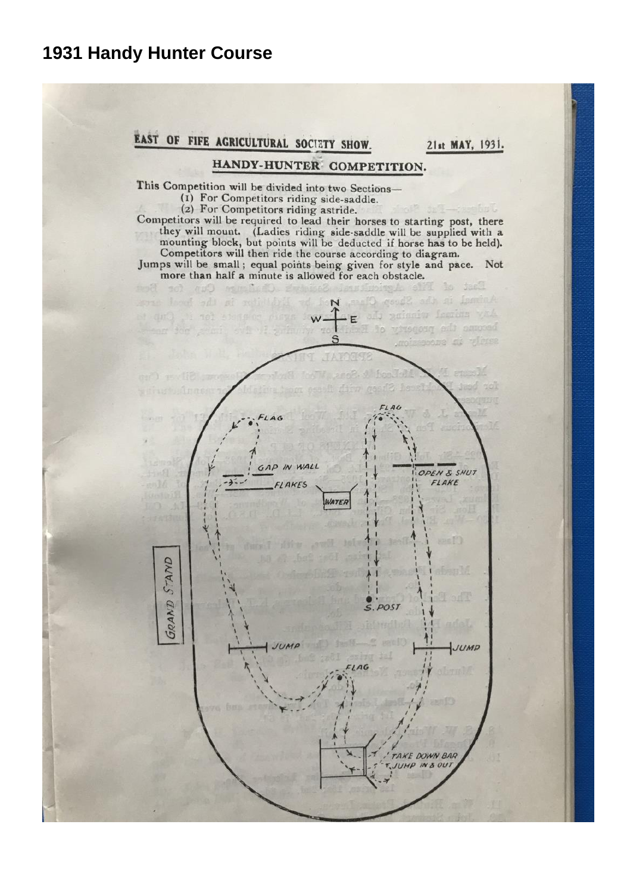# 1931 Handy Hunter Course

EAST OF FIFE AGRICULTURAL SOCIETY SHOW. 21st MAY, 1931.

## HANDY-HUNTER COMPETITION.

This Competition will be divided into two Sections—

(1) For Competitors riding side-saddle.

(2) For Competitors riding astride.

Competitors will be required to lead their horses to starting post, there they will mount. (Ladies riding side-saddle will be supplied with a mounting block, but points will be deducted if horse has to be held). Competitors will then ride the course according to diagram.

Jumps will be small; equal points being given for style and pace. Not more than half a minute is allowed for each obstacle.

N

W E

S

FLAG

FLAG

GAP IN WALL

FLAKES

OPEN & SHUT FLAKE

WATER

GRAND STAND

S. POST

JUMP

JUMP

FLAG

TAKE DOWN BAR JUMP IN & OUT